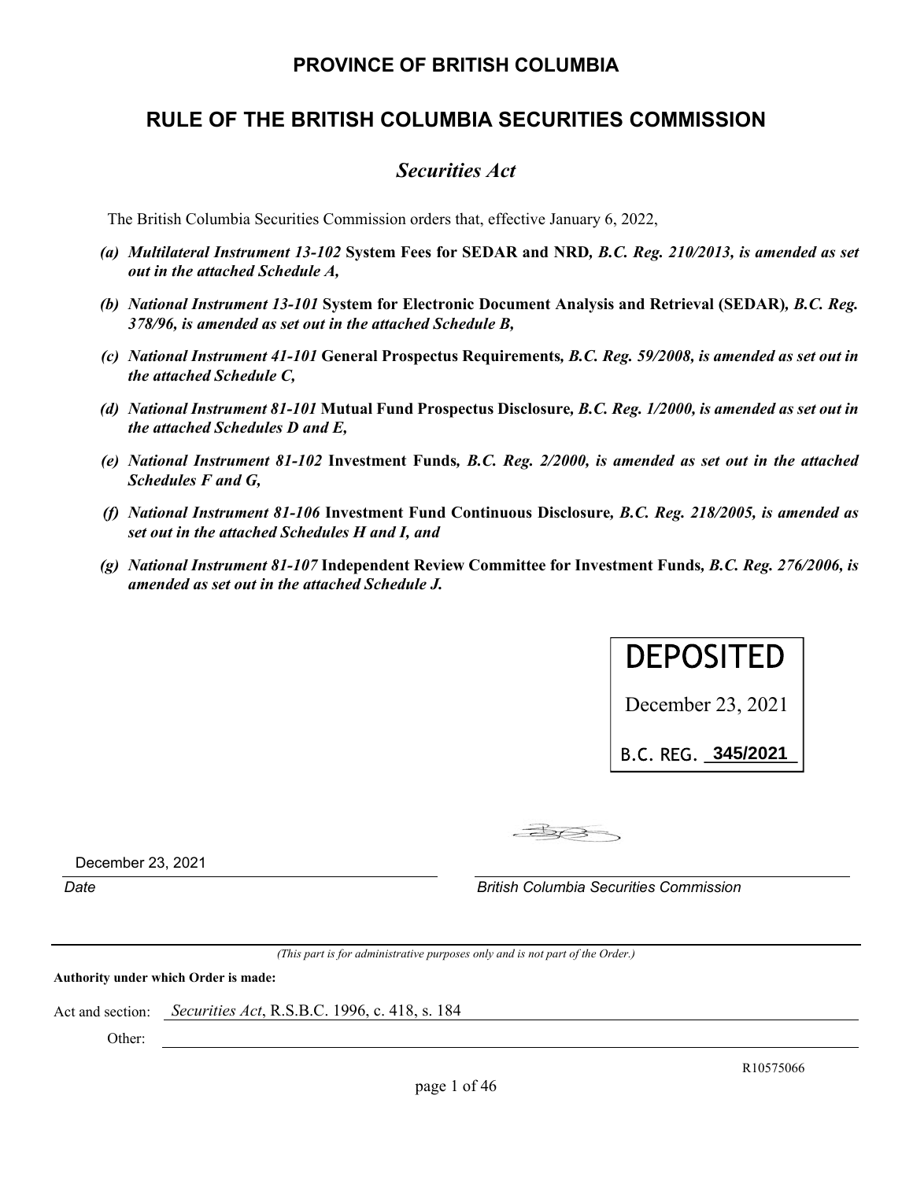## PROVINCE OF BRITISH COLUMBIA

## RULE OF THE BRITISH COLUMBIA SECURITIES COMMISSION

### *Securities Act*

The British Columbia Securities Commission orders that, effective January 6, 2022,

*(a) **Multilateral Instrument 13-102*** **System Fees for SEDAR and NRD*, B.C. Reg. 210/2013, is amended as set out in the attached Schedule A,***

*(b) **National Instrument 13-101*** **System for Electronic Document Analysis and Retrieval (SEDAR)*, B.C. Reg. 378/96, is amended as set out in the attached Schedule B,***

*(c) **National Instrument 41-101*** **General Prospectus Requirements*, B.C. Reg. 59/2008, is amended as set out in the attached Schedule C,***

*(d) **National Instrument 81-101*** **Mutual Fund Prospectus Disclosure*, B.C. Reg. 1/2000, is amended as set out in the attached Schedules D and E,***

*(e) **National Instrument 81-102*** **Investment Funds*, B.C. Reg. 2/2000, is amended as set out in the attached Schedules F and G,***

*(f) **National Instrument 81-106*** **Investment Fund Continuous Disclosure*, B.C. Reg. 218/2005, is amended as set out in the attached Schedules H and I, and***

*(g) **National Instrument 81-107*** **Independent Review Committee for Investment Funds*, B.C. Reg. 276/2006, is amended as set out in the attached Schedule J.***

DEPOSITED

December 23, 2021

B.C. REG. **345/2021**

December 23, 2021

*Date*

*British Columbia Securities Commission*

*(This part is for administrative purposes only and is not part of the Order.)*

**Authority under which Order is made:**

Act and section: *Securities Act*, R.S.B.C. 1996, c. 418, s. 184

Other:

R10575066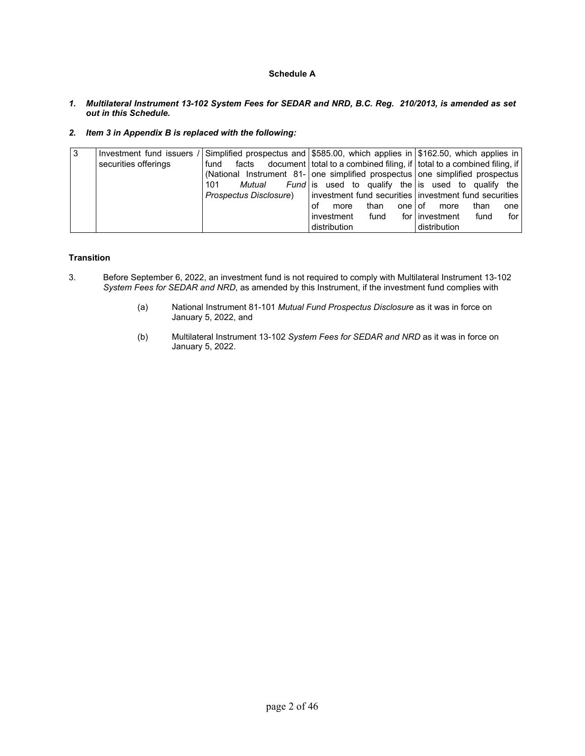**Schedule A**

***1. Multilateral Instrument 13-102 System Fees for SEDAR and NRD, B.C. Reg. 210/2013, is amended as set out in this Schedule.***

***2. Item 3 in Appendix B is replaced with the following:***

| | | | | |
|---|---|---|---|---|
| 3 | Investment fund issuers / securities offerings | Simplified prospectus and fund facts document (National Instrument 81-101 *Mutual Fund Prospectus Disclosure*) | $585.00, which applies in total to a combined filing, if one simplified prospectus is used to qualify the investment fund securities of more than one investment fund for distribution | $162.50, which applies in total to a combined filing, if one simplified prospectus is used to qualify the investment fund securities of more than one investment fund for distribution |

**Transition**

3. Before September 6, 2022, an investment fund is not required to comply with Multilateral Instrument 13-102 *System Fees for SEDAR and NRD*, as amended by this Instrument, if the investment fund complies with

   (a) National Instrument 81-101 *Mutual Fund Prospectus Disclosure* as it was in force on January 5, 2022, and

   (b) Multilateral Instrument 13-102 *System Fees for SEDAR and NRD* as it was in force on January 5, 2022.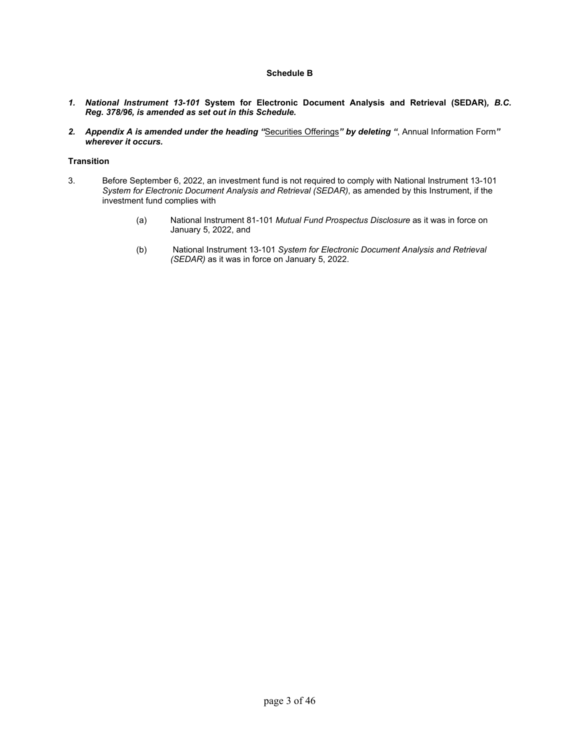**Schedule B**

***1. National Instrument 13-101* System for Electronic Document Analysis and Retrieval (SEDAR)*, B.C. Reg. 378/96, is amended as set out in this Schedule.***

***2. Appendix A is amended under the heading "*<u>Securities Offerings</u>*" by deleting "*, Annual Information Form*" wherever it occurs.***

**Transition**

3. Before September 6, 2022, an investment fund is not required to comply with National Instrument 13-101 *System for Electronic Document Analysis and Retrieval (SEDAR)*, as amended by this Instrument, if the investment fund complies with

   (a) National Instrument 81-101 *Mutual Fund Prospectus Disclosure* as it was in force on January 5, 2022, and

   (b) National Instrument 13-101 *System for Electronic Document Analysis and Retrieval (SEDAR)* as it was in force on January 5, 2022.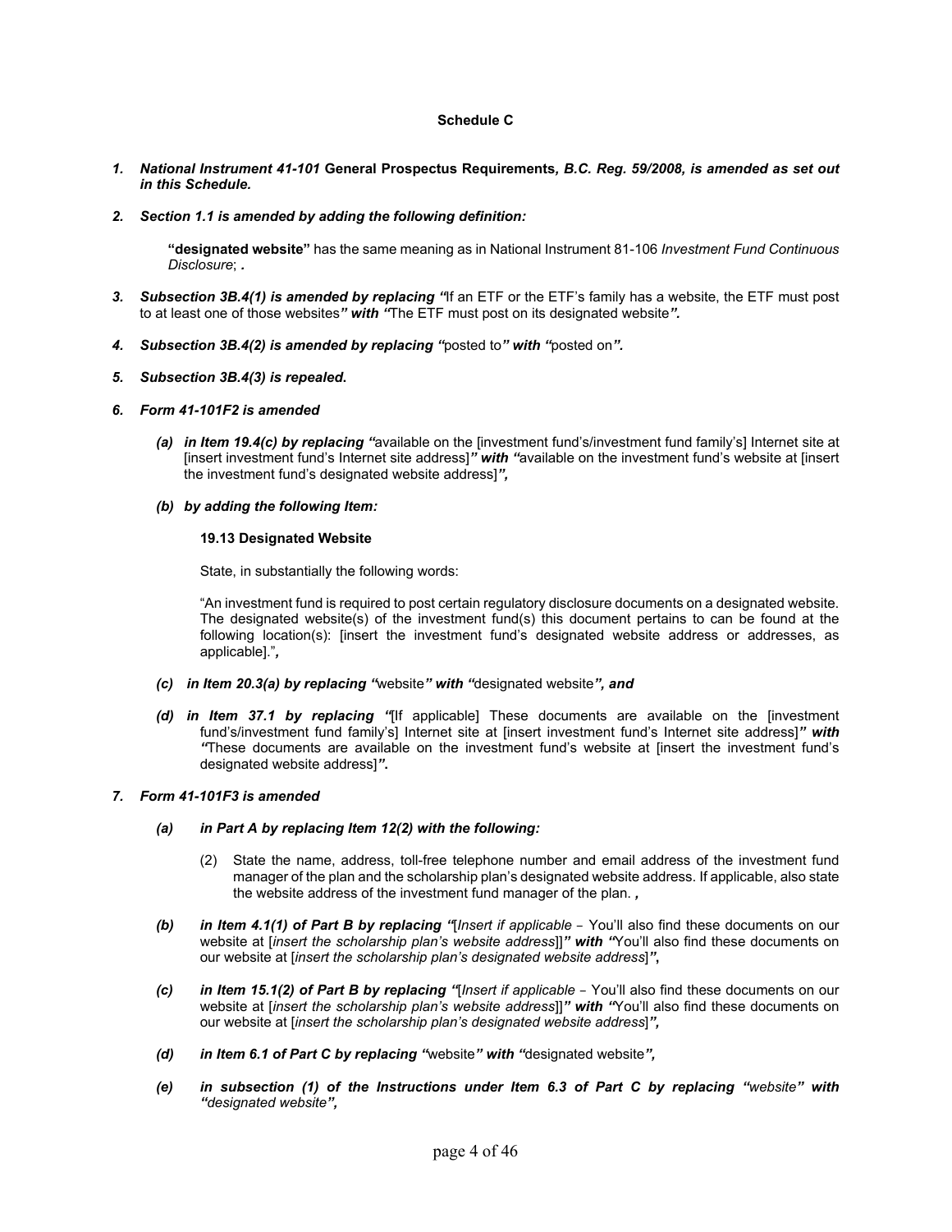**Schedule C**

1. ***National Instrument 41-101* General Prospectus Requirements*, B.C. Reg. 59/2008, is amended as set out in this Schedule.***

2. ***Section 1.1 is amended by adding the following definition:***

   **"designated website"** has the same meaning as in National Instrument 81-106 *Investment Fund Continuous Disclosure*; ***.***

3. ***Subsection 3B.4(1) is amended by replacing "***If an ETF or the ETF's family has a website, the ETF must post to at least one of those websites***" with "***The ETF must post on its designated website***".***

4. ***Subsection 3B.4(2) is amended by replacing "***posted to***" with "***posted on***".***

5. ***Subsection 3B.4(3) is repealed.***

6. ***Form 41-101F2 is amended***

   ***(a) in Item 19.4(c) by replacing "***available on the [investment fund's/investment fund family's] Internet site at [insert investment fund's Internet site address]***" with "***available on the investment fund's website at [insert the investment fund's designated website address]***",***

   ***(b) by adding the following Item:***

   **19.13 Designated Website**

   State, in substantially the following words:

   "An investment fund is required to post certain regulatory disclosure documents on a designated website. The designated website(s) of the investment fund(s) this document pertains to can be found at the following location(s): [insert the investment fund's designated website address or addresses, as applicable]."***,***

   ***(c) in Item 20.3(a) by replacing "***website***" with "***designated website***", and***

   ***(d) in Item 37.1 by replacing "***[If applicable] These documents are available on the [investment fund's/investment fund family's] Internet site at [insert investment fund's Internet site address]***" with "***These documents are available on the investment fund's website at [insert the investment fund's designated website address]***".***

7. ***Form 41-101F3 is amended***

   ***(a) in Part A by replacing Item 12(2) with the following:***

   (2) State the name, address, toll-free telephone number and email address of the investment fund manager of the plan and the scholarship plan's designated website address. If applicable, also state the website address of the investment fund manager of the plan. ***,***

   ***(b) in Item 4.1(1) of Part B by replacing "***[*Insert if applicable* – You'll also find these documents on our website at [*insert the scholarship plan's website address*]]***" with "***You'll also find these documents on our website at [*insert the scholarship plan's designated website address*]***",***

   ***(c) in Item 15.1(2) of Part B by replacing "***[*Insert if applicable* – You'll also find these documents on our website at [*insert the scholarship plan's website address*]]***" with "***You'll also find these documents on our website at [*insert the scholarship plan's designated website address*]***",***

   ***(d) in Item 6.1 of Part C by replacing "***website***" with "***designated website***",***

   ***(e) in subsection (1) of the Instructions under Item 6.3 of Part C by replacing "website" with "designated website",***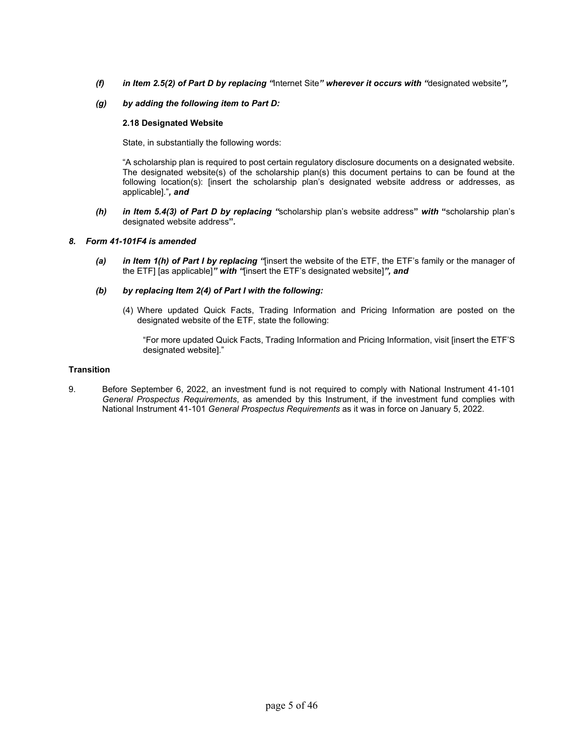*(f)* ***in Item 2.5(2) of Part D by replacing "***Internet Site***" wherever it occurs with "***designated website***",***

*(g)* ***by adding the following item to Part D:***

**2.18 Designated Website**

State, in substantially the following words:

"A scholarship plan is required to post certain regulatory disclosure documents on a designated website. The designated website(s) of the scholarship plan(s) this document pertains to can be found at the following location(s): [insert the scholarship plan's designated website address or addresses, as applicable]."***, and***

*(h)* ***in Item 5.4(3) of Part D by replacing "***scholarship plan's website address**"** ***with*** **"**scholarship plan's designated website address**"*****.***

***8. Form 41-101F4 is amended***

*(a)* ***in Item 1(h) of Part I by replacing "***[insert the website of the ETF, the ETF's family or the manager of the ETF] [as applicable]***" with "***[insert the ETF's designated website]***", and***

*(b)* ***by replacing Item 2(4) of Part I with the following:***

(4) Where updated Quick Facts, Trading Information and Pricing Information are posted on the designated website of the ETF, state the following:

"For more updated Quick Facts, Trading Information and Pricing Information, visit [insert the ETF'S designated website]."

**Transition**

9. Before September 6, 2022, an investment fund is not required to comply with National Instrument 41-101 *General Prospectus Requirements*, as amended by this Instrument, if the investment fund complies with National Instrument 41-101 *General Prospectus Requirements* as it was in force on January 5, 2022.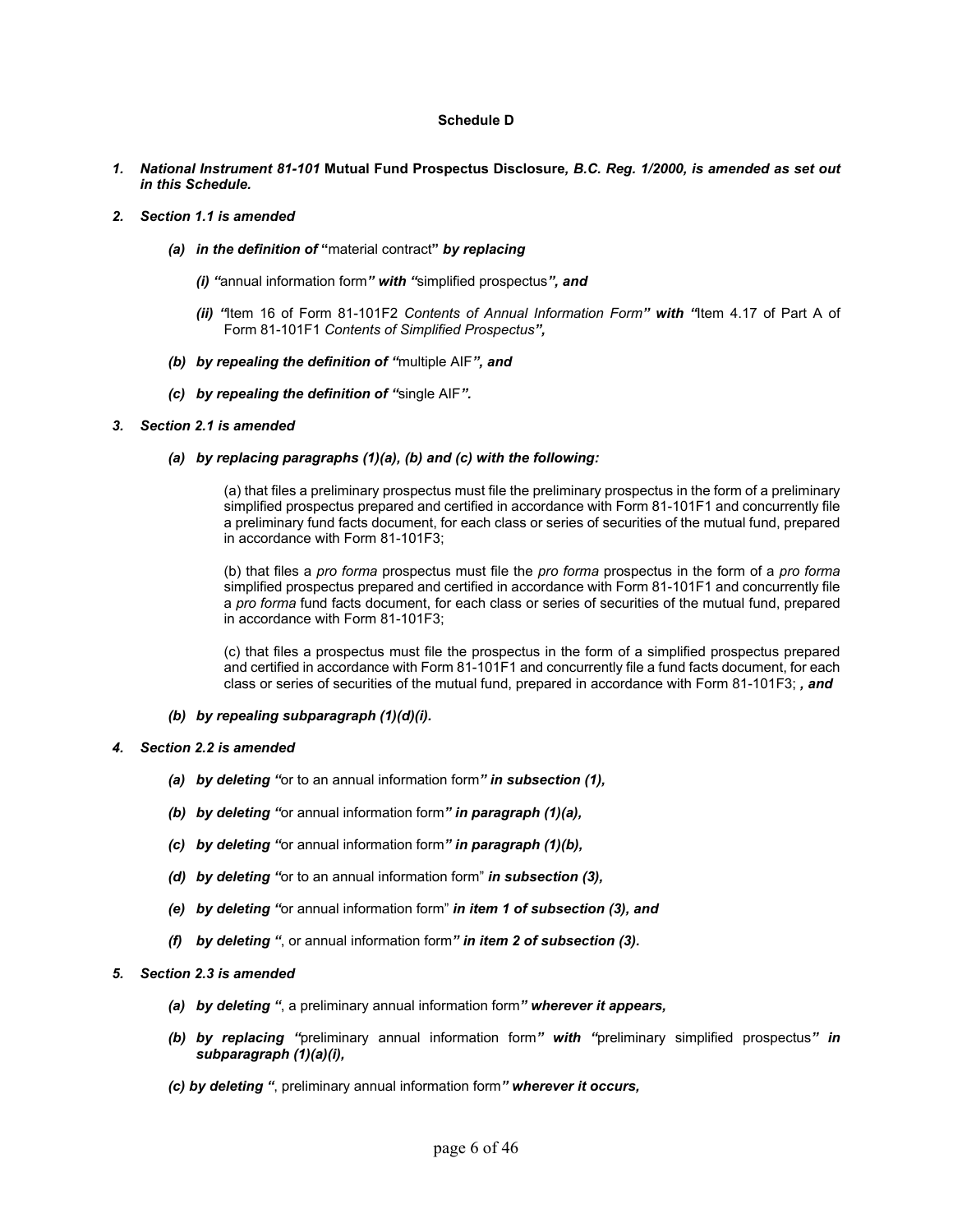**Schedule D**

1. ***National Instrument 81-101* Mutual Fund Prospectus Disclosure*, B.C. Reg. 1/2000, is amended as set out in this Schedule.***

2. ***Section 1.1 is amended***

   ***(a) in the definition of* "material contract" *by replacing***

   ***(i) "*annual information form*" with "*simplified prospectus*", and***

   ***(ii) "*Item 16 of Form 81-101F2 *Contents of Annual Information Form" with "*Item 4.17 of Part A of Form 81-101F1 *Contents of Simplified Prospectus",***

   ***(b) by repealing the definition of "*multiple AIF*", and***

   ***(c) by repealing the definition of "*single AIF*".***

3. ***Section 2.1 is amended***

   ***(a) by replacing paragraphs (1)(a), (b) and (c) with the following:***

   > (a) that files a preliminary prospectus must file the preliminary prospectus in the form of a preliminary simplified prospectus prepared and certified in accordance with Form 81-101F1 and concurrently file a preliminary fund facts document, for each class or series of securities of the mutual fund, prepared in accordance with Form 81-101F3;
   >
   > (b) that files a *pro forma* prospectus must file the *pro forma* prospectus in the form of a *pro forma* simplified prospectus prepared and certified in accordance with Form 81-101F1 and concurrently file a *pro forma* fund facts document, for each class or series of securities of the mutual fund, prepared in accordance with Form 81-101F3;
   >
   > (c) that files a prospectus must file the prospectus in the form of a simplified prospectus prepared and certified in accordance with Form 81-101F1 and concurrently file a fund facts document, for each class or series of securities of the mutual fund, prepared in accordance with Form 81-101F3; ***, and***

   ***(b) by repealing subparagraph (1)(d)(i).***

4. ***Section 2.2 is amended***

   ***(a) by deleting "*or to an annual information form*" in subsection (1),***

   ***(b) by deleting "*or annual information form*" in paragraph (1)(a),***

   ***(c) by deleting "*or annual information form*" in paragraph (1)(b),***

   ***(d) by deleting "*or to an annual information form" ***in subsection (3),***

   ***(e) by deleting "*or annual information form" ***in item 1 of subsection (3), and***

   ***(f) by deleting "*, or annual information form*" in item 2 of subsection (3).***

5. ***Section 2.3 is amended***

   ***(a) by deleting "*, a preliminary annual information form*" wherever it appears,***

   ***(b) by replacing "*preliminary annual information form*" with "*preliminary simplified prospectus*" in subparagraph (1)(a)(i),***

   ***(c) by deleting "*, preliminary annual information form*" wherever it occurs,***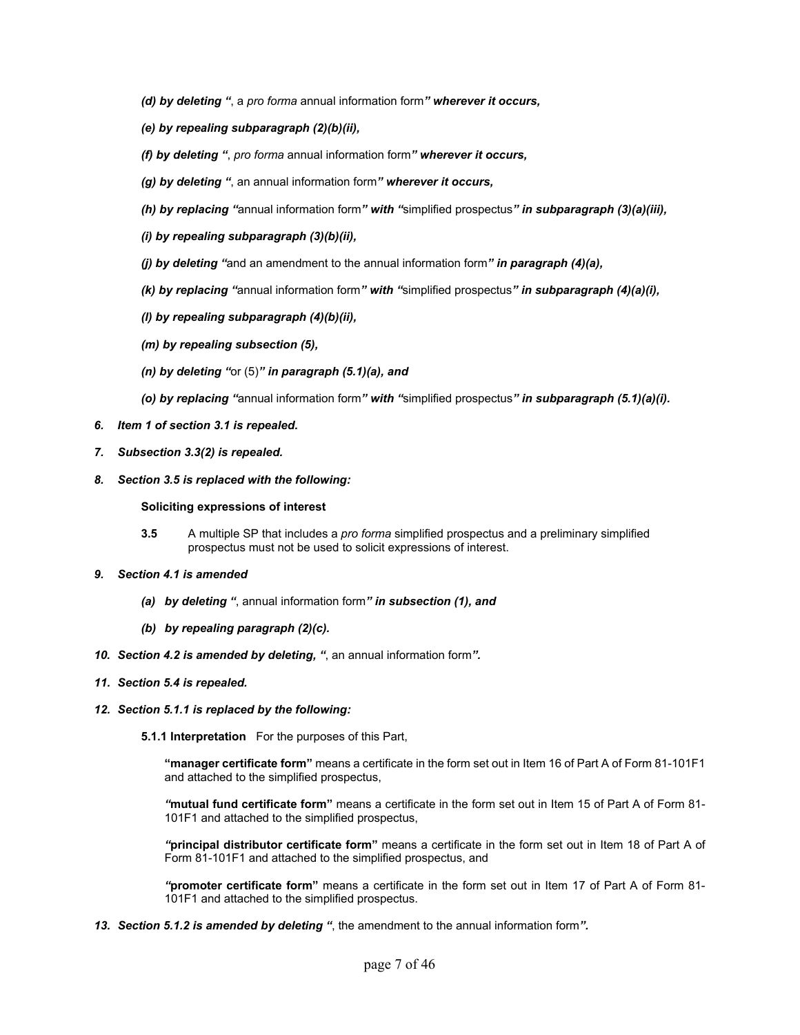*(d) by deleting "*, a *pro forma* annual information form*" wherever it occurs,*

*(e) by repealing subparagraph (2)(b)(ii),*

*(f) by deleting "*, *pro forma* annual information form*" wherever it occurs,*

*(g) by deleting "*, an annual information form*" wherever it occurs,*

*(h) by replacing "*annual information form*" with "*simplified prospectus*" in subparagraph (3)(a)(iii),*

*(i) by repealing subparagraph (3)(b)(ii),*

*(j) by deleting "*and an amendment to the annual information form*" in paragraph (4)(a),*

*(k) by replacing "*annual information form*" with "*simplified prospectus*" in subparagraph (4)(a)(i),*

*(l) by repealing subparagraph (4)(b)(ii),*

*(m) by repealing subsection (5),*

*(n) by deleting "*or (5)*" in paragraph (5.1)(a), and*

*(o) by replacing "*annual information form*" with "*simplified prospectus*" in subparagraph (5.1)(a)(i).*

*6. Item 1 of section 3.1 is repealed.*

*7. Subsection 3.3(2) is repealed.*

*8. Section 3.5 is replaced with the following:*

**Soliciting expressions of interest**

**3.5** A multiple SP that includes a *pro forma* simplified prospectus and a preliminary simplified prospectus must not be used to solicit expressions of interest.

*9. Section 4.1 is amended*

*(a) by deleting "*, annual information form*" in subsection (1), and*

*(b) by repealing paragraph (2)(c).*

*10. Section 4.2 is amended by deleting, "*, an annual information form*".*

*11. Section 5.4 is repealed.*

*12. Section 5.1.1 is replaced by the following:*

**5.1.1 Interpretation** For the purposes of this Part,

**"manager certificate form"** means a certificate in the form set out in Item 16 of Part A of Form 81-101F1 and attached to the simplified prospectus,

**"mutual fund certificate form"** means a certificate in the form set out in Item 15 of Part A of Form 81-101F1 and attached to the simplified prospectus,

**"principal distributor certificate form"** means a certificate in the form set out in Item 18 of Part A of Form 81-101F1 and attached to the simplified prospectus, and

**"promoter certificate form"** means a certificate in the form set out in Item 17 of Part A of Form 81-101F1 and attached to the simplified prospectus.

*13. Section 5.1.2 is amended by deleting "*, the amendment to the annual information form*".*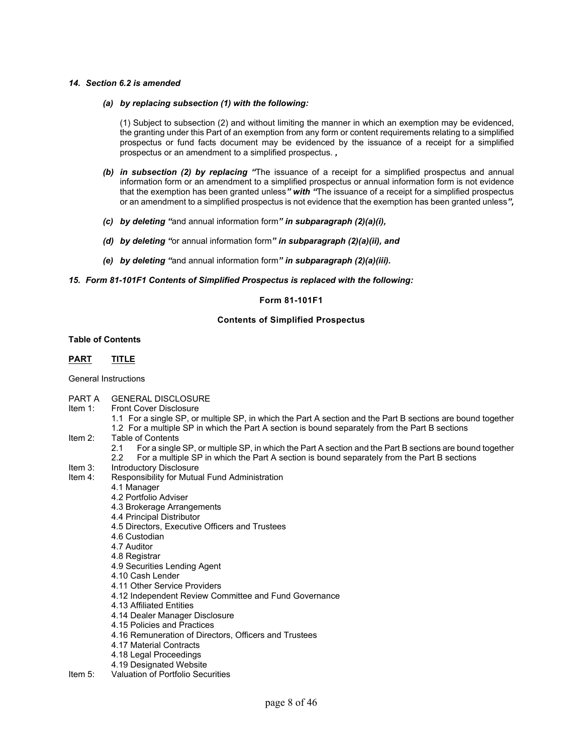***14. Section 6.2 is amended***

***(a) by replacing subsection (1) with the following:***

(1) Subject to subsection (2) and without limiting the manner in which an exemption may be evidenced, the granting under this Part of an exemption from any form or content requirements relating to a simplified prospectus or fund facts document may be evidenced by the issuance of a receipt for a simplified prospectus or an amendment to a simplified prospectus. ***,***

***(b) in subsection (2) by replacing "***The issuance of a receipt for a simplified prospectus and annual information form or an amendment to a simplified prospectus or annual information form is not evidence that the exemption has been granted unless***" with "***The issuance of a receipt for a simplified prospectus or an amendment to a simplified prospectus is not evidence that the exemption has been granted unless***",***

***(c) by deleting "***and annual information form***" in subparagraph (2)(a)(i),***

***(d) by deleting "***or annual information form***" in subparagraph (2)(a)(ii), and***

***(e) by deleting "***and annual information form***" in subparagraph (2)(a)(iii).***

***15. Form 81-101F1 Contents of Simplified Prospectus is replaced with the following:***

**Form 81-101F1**

**Contents of Simplified Prospectus**

**Table of Contents**

**PART** **TITLE**

General Instructions

PART A GENERAL DISCLOSURE

Item 1: Front Cover Disclosure
- 1.1 For a single SP, or multiple SP, in which the Part A section and the Part B sections are bound together
- 1.2 For a multiple SP in which the Part A section is bound separately from the Part B sections

Item 2: Table of Contents
- 2.1 For a single SP, or multiple SP, in which the Part A section and the Part B sections are bound together
- 2.2 For a multiple SP in which the Part A section is bound separately from the Part B sections

Item 3: Introductory Disclosure

Item 4: Responsibility for Mutual Fund Administration
- 4.1 Manager
- 4.2 Portfolio Adviser
- 4.3 Brokerage Arrangements
- 4.4 Principal Distributor
- 4.5 Directors, Executive Officers and Trustees
- 4.6 Custodian
- 4.7 Auditor
- 4.8 Registrar
- 4.9 Securities Lending Agent
- 4.10 Cash Lender
- 4.11 Other Service Providers
- 4.12 Independent Review Committee and Fund Governance
- 4.13 Affiliated Entities
- 4.14 Dealer Manager Disclosure
- 4.15 Policies and Practices
- 4.16 Remuneration of Directors, Officers and Trustees
- 4.17 Material Contracts
- 4.18 Legal Proceedings
- 4.19 Designated Website

Item 5: Valuation of Portfolio Securities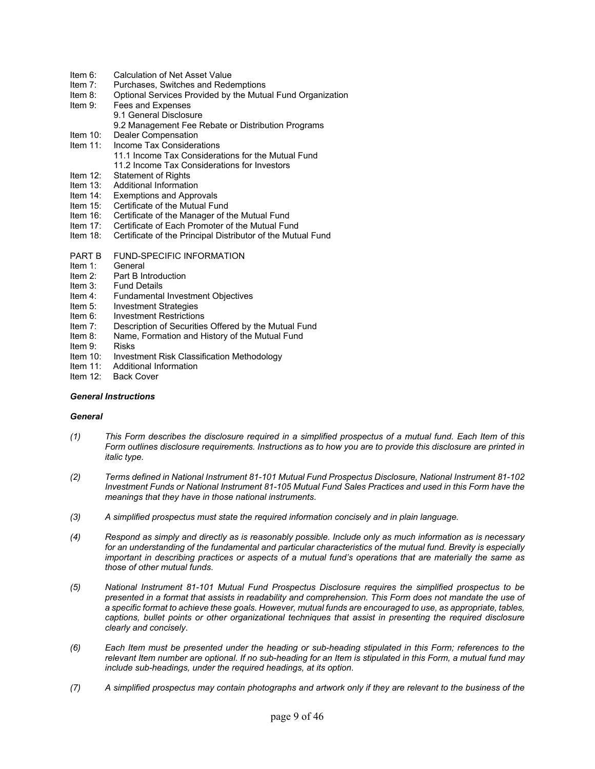Item 6: Calculation of Net Asset Value
Item 7: Purchases, Switches and Redemptions
Item 8: Optional Services Provided by the Mutual Fund Organization
Item 9: Fees and Expenses
  9.1 General Disclosure
  9.2 Management Fee Rebate or Distribution Programs
Item 10: Dealer Compensation
Item 11: Income Tax Considerations
  11.1 Income Tax Considerations for the Mutual Fund
  11.2 Income Tax Considerations for Investors
Item 12: Statement of Rights
Item 13: Additional Information
Item 14: Exemptions and Approvals
Item 15: Certificate of the Mutual Fund
Item 16: Certificate of the Manager of the Mutual Fund
Item 17: Certificate of Each Promoter of the Mutual Fund
Item 18: Certificate of the Principal Distributor of the Mutual Fund

PART B FUND-SPECIFIC INFORMATION
Item 1: General
Item 2: Part B Introduction
Item 3: Fund Details
Item 4: Fundamental Investment Objectives
Item 5: Investment Strategies
Item 6: Investment Restrictions
Item 7: Description of Securities Offered by the Mutual Fund
Item 8: Name, Formation and History of the Mutual Fund
Item 9: Risks
Item 10: Investment Risk Classification Methodology
Item 11: Additional Information
Item 12: Back Cover

***General Instructions***

***General***

*(1) This Form describes the disclosure required in a simplified prospectus of a mutual fund. Each Item of this Form outlines disclosure requirements. Instructions as to how you are to provide this disclosure are printed in italic type.*

*(2) Terms defined in National Instrument 81-101 Mutual Fund Prospectus Disclosure, National Instrument 81-102 Investment Funds or National Instrument 81-105 Mutual Fund Sales Practices and used in this Form have the meanings that they have in those national instruments.*

*(3) A simplified prospectus must state the required information concisely and in plain language.*

*(4) Respond as simply and directly as is reasonably possible. Include only as much information as is necessary for an understanding of the fundamental and particular characteristics of the mutual fund. Brevity is especially important in describing practices or aspects of a mutual fund's operations that are materially the same as those of other mutual funds.*

*(5) National Instrument 81-101 Mutual Fund Prospectus Disclosure requires the simplified prospectus to be presented in a format that assists in readability and comprehension. This Form does not mandate the use of a specific format to achieve these goals. However, mutual funds are encouraged to use, as appropriate, tables, captions, bullet points or other organizational techniques that assist in presenting the required disclosure clearly and concisely.*

*(6) Each Item must be presented under the heading or sub-heading stipulated in this Form; references to the relevant Item number are optional. If no sub-heading for an Item is stipulated in this Form, a mutual fund may include sub-headings, under the required headings, at its option.*

*(7) A simplified prospectus may contain photographs and artwork only if they are relevant to the business of the*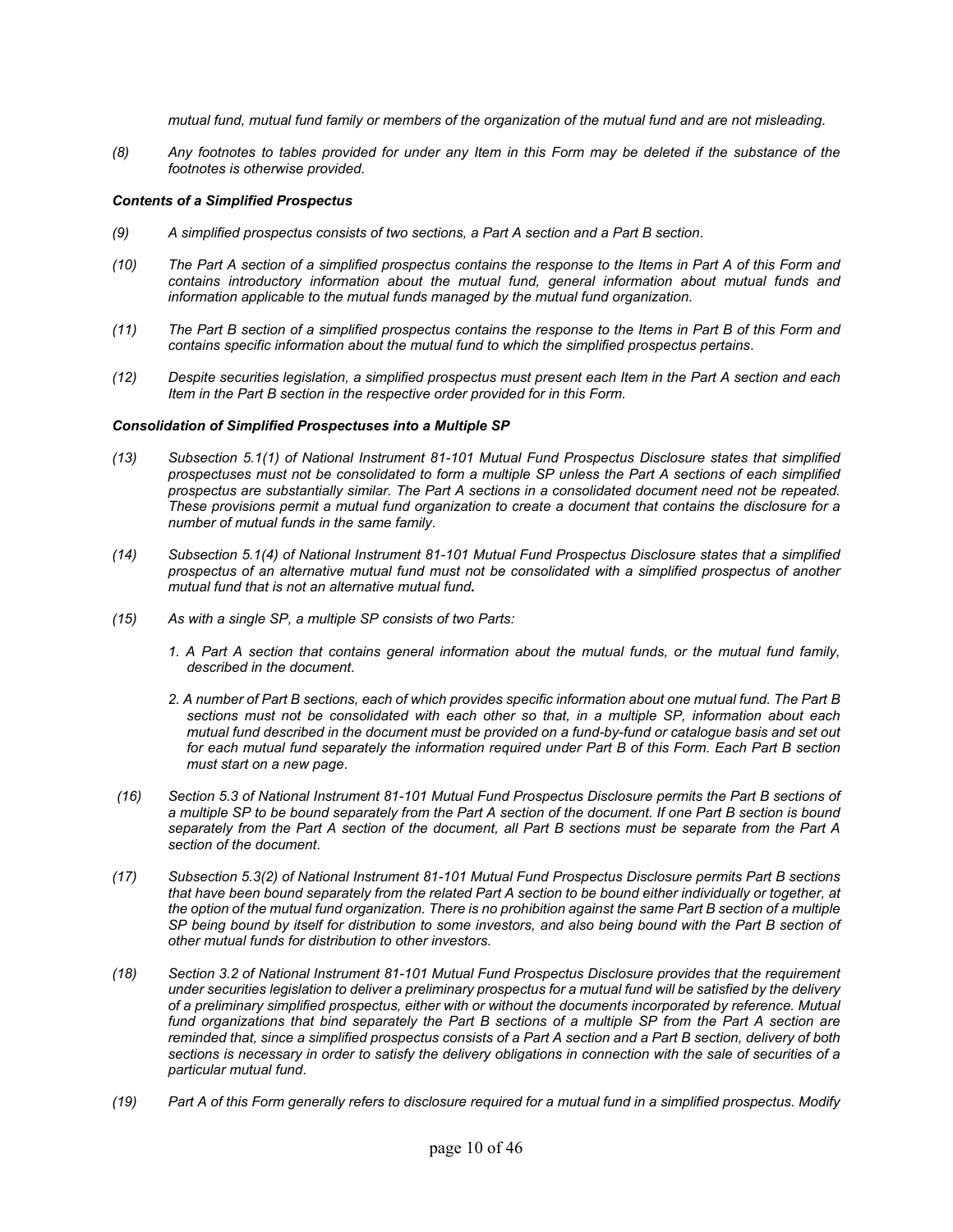*mutual fund, mutual fund family or members of the organization of the mutual fund and are not misleading.*

*(8) Any footnotes to tables provided for under any Item in this Form may be deleted if the substance of the footnotes is otherwise provided.*

***Contents of a Simplified Prospectus***

*(9) A simplified prospectus consists of two sections, a Part A section and a Part B section.*

*(10) The Part A section of a simplified prospectus contains the response to the Items in Part A of this Form and contains introductory information about the mutual fund, general information about mutual funds and information applicable to the mutual funds managed by the mutual fund organization.*

*(11) The Part B section of a simplified prospectus contains the response to the Items in Part B of this Form and contains specific information about the mutual fund to which the simplified prospectus pertains.*

*(12) Despite securities legislation, a simplified prospectus must present each Item in the Part A section and each Item in the Part B section in the respective order provided for in this Form.*

***Consolidation of Simplified Prospectuses into a Multiple SP***

*(13) Subsection 5.1(1) of National Instrument 81-101 Mutual Fund Prospectus Disclosure states that simplified prospectuses must not be consolidated to form a multiple SP unless the Part A sections of each simplified prospectus are substantially similar. The Part A sections in a consolidated document need not be repeated. These provisions permit a mutual fund organization to create a document that contains the disclosure for a number of mutual funds in the same family.*

*(14) Subsection 5.1(4) of National Instrument 81-101 Mutual Fund Prospectus Disclosure states that a simplified prospectus of an alternative mutual fund must not be consolidated with a simplified prospectus of another mutual fund that is not an alternative mutual fund.*

*(15) As with a single SP, a multiple SP consists of two Parts:*

*1. A Part A section that contains general information about the mutual funds, or the mutual fund family, described in the document.*

*2. A number of Part B sections, each of which provides specific information about one mutual fund. The Part B sections must not be consolidated with each other so that, in a multiple SP, information about each mutual fund described in the document must be provided on a fund-by-fund or catalogue basis and set out for each mutual fund separately the information required under Part B of this Form. Each Part B section must start on a new page.*

*(16) Section 5.3 of National Instrument 81-101 Mutual Fund Prospectus Disclosure permits the Part B sections of a multiple SP to be bound separately from the Part A section of the document. If one Part B section is bound separately from the Part A section of the document, all Part B sections must be separate from the Part A section of the document.*

*(17) Subsection 5.3(2) of National Instrument 81-101 Mutual Fund Prospectus Disclosure permits Part B sections that have been bound separately from the related Part A section to be bound either individually or together, at the option of the mutual fund organization. There is no prohibition against the same Part B section of a multiple SP being bound by itself for distribution to some investors, and also being bound with the Part B section of other mutual funds for distribution to other investors.*

*(18) Section 3.2 of National Instrument 81-101 Mutual Fund Prospectus Disclosure provides that the requirement under securities legislation to deliver a preliminary prospectus for a mutual fund will be satisfied by the delivery of a preliminary simplified prospectus, either with or without the documents incorporated by reference. Mutual fund organizations that bind separately the Part B sections of a multiple SP from the Part A section are reminded that, since a simplified prospectus consists of a Part A section and a Part B section, delivery of both sections is necessary in order to satisfy the delivery obligations in connection with the sale of securities of a particular mutual fund.*

*(19) Part A of this Form generally refers to disclosure required for a mutual fund in a simplified prospectus. Modify*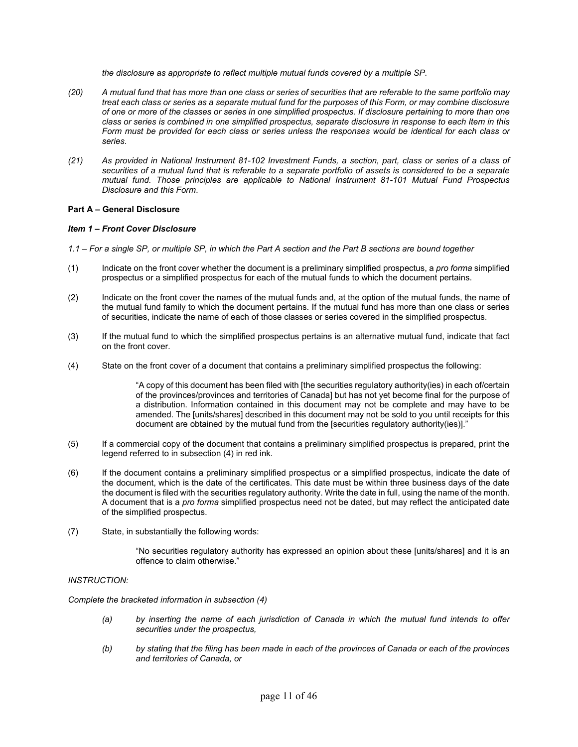*the disclosure as appropriate to reflect multiple mutual funds covered by a multiple SP*.

*(20) A mutual fund that has more than one class or series of securities that are referable to the same portfolio may treat each class or series as a separate mutual fund for the purposes of this Form, or may combine disclosure of one or more of the classes or series in one simplified prospectus. If disclosure pertaining to more than one class or series is combined in one simplified prospectus, separate disclosure in response to each Item in this Form must be provided for each class or series unless the responses would be identical for each class or series*.

*(21) As provided in National Instrument 81-102 Investment Funds, a section, part, class or series of a class of securities of a mutual fund that is referable to a separate portfolio of assets is considered to be a separate mutual fund. Those principles are applicable to National Instrument 81-101 Mutual Fund Prospectus Disclosure and this Form*.

**Part A – General Disclosure**

***Item 1 – Front Cover Disclosure***

*1.1 – For a single SP, or multiple SP, in which the Part A section and the Part B sections are bound together*

(1) Indicate on the front cover whether the document is a preliminary simplified prospectus, a *pro forma* simplified prospectus or a simplified prospectus for each of the mutual funds to which the document pertains.

(2) Indicate on the front cover the names of the mutual funds and, at the option of the mutual funds, the name of the mutual fund family to which the document pertains. If the mutual fund has more than one class or series of securities, indicate the name of each of those classes or series covered in the simplified prospectus.

(3) If the mutual fund to which the simplified prospectus pertains is an alternative mutual fund, indicate that fact on the front cover.

(4) State on the front cover of a document that contains a preliminary simplified prospectus the following:

> "A copy of this document has been filed with [the securities regulatory authority(ies) in each of/certain of the provinces/provinces and territories of Canada] but has not yet become final for the purpose of a distribution. Information contained in this document may not be complete and may have to be amended. The [units/shares] described in this document may not be sold to you until receipts for this document are obtained by the mutual fund from the [securities regulatory authority(ies)]."

(5) If a commercial copy of the document that contains a preliminary simplified prospectus is prepared, print the legend referred to in subsection (4) in red ink.

(6) If the document contains a preliminary simplified prospectus or a simplified prospectus, indicate the date of the document, which is the date of the certificates. This date must be within three business days of the date the document is filed with the securities regulatory authority. Write the date in full, using the name of the month. A document that is a *pro forma* simplified prospectus need not be dated, but may reflect the anticipated date of the simplified prospectus.

(7) State, in substantially the following words:

> "No securities regulatory authority has expressed an opinion about these [units/shares] and it is an offence to claim otherwise."

*INSTRUCTION:*

*Complete the bracketed information in subsection (4)*

*(a) by inserting the name of each jurisdiction of Canada in which the mutual fund intends to offer securities under the prospectus,*

*(b) by stating that the filing has been made in each of the provinces of Canada or each of the provinces and territories of Canada, or*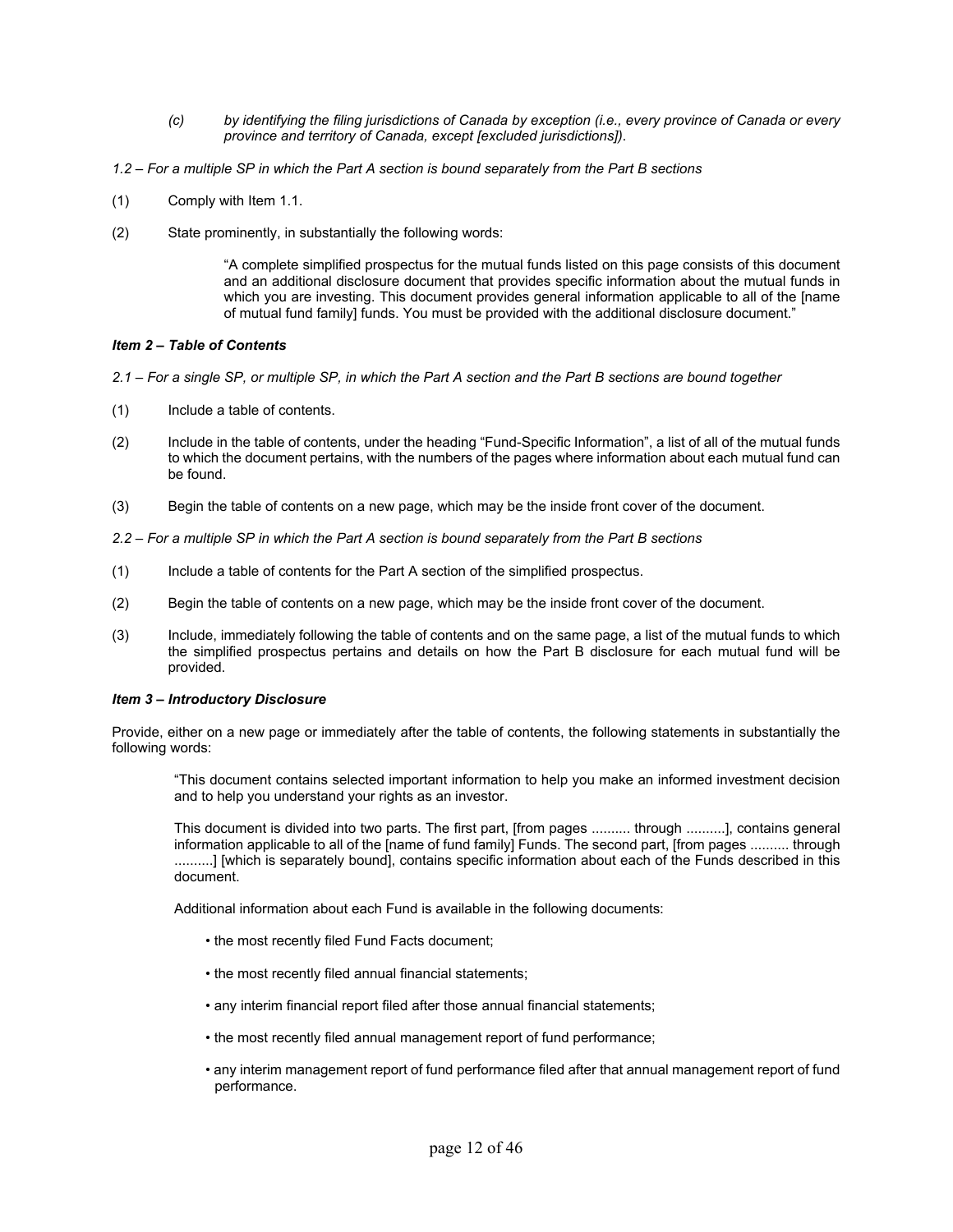*(c)* *by identifying the filing jurisdictions of Canada by exception (i.e., every province of Canada or every province and territory of Canada, except [excluded jurisdictions]).*

*1.2 – For a multiple SP in which the Part A section is bound separately from the Part B sections*

(1) Comply with Item 1.1.

(2) State prominently, in substantially the following words:

> "A complete simplified prospectus for the mutual funds listed on this page consists of this document and an additional disclosure document that provides specific information about the mutual funds in which you are investing. This document provides general information applicable to all of the [name of mutual fund family] funds. You must be provided with the additional disclosure document."

***Item 2 – Table of Contents***

*2.1 – For a single SP, or multiple SP, in which the Part A section and the Part B sections are bound together*

(1) Include a table of contents.

(2) Include in the table of contents, under the heading "Fund-Specific Information", a list of all of the mutual funds to which the document pertains, with the numbers of the pages where information about each mutual fund can be found.

(3) Begin the table of contents on a new page, which may be the inside front cover of the document.

*2.2 – For a multiple SP in which the Part A section is bound separately from the Part B sections*

(1) Include a table of contents for the Part A section of the simplified prospectus.

(2) Begin the table of contents on a new page, which may be the inside front cover of the document.

(3) Include, immediately following the table of contents and on the same page, a list of the mutual funds to which the simplified prospectus pertains and details on how the Part B disclosure for each mutual fund will be provided.

***Item 3 – Introductory Disclosure***

Provide, either on a new page or immediately after the table of contents, the following statements in substantially the following words:

> "This document contains selected important information to help you make an informed investment decision and to help you understand your rights as an investor.
>
> This document is divided into two parts. The first part, [from pages .......... through ..........], contains general information applicable to all of the [name of fund family] Funds. The second part, [from pages .......... through ..........] [which is separately bound], contains specific information about each of the Funds described in this document.
>
> Additional information about each Fund is available in the following documents:
>
> • the most recently filed Fund Facts document;
>
> • the most recently filed annual financial statements;
>
> • any interim financial report filed after those annual financial statements;
>
> • the most recently filed annual management report of fund performance;
>
> • any interim management report of fund performance filed after that annual management report of fund performance.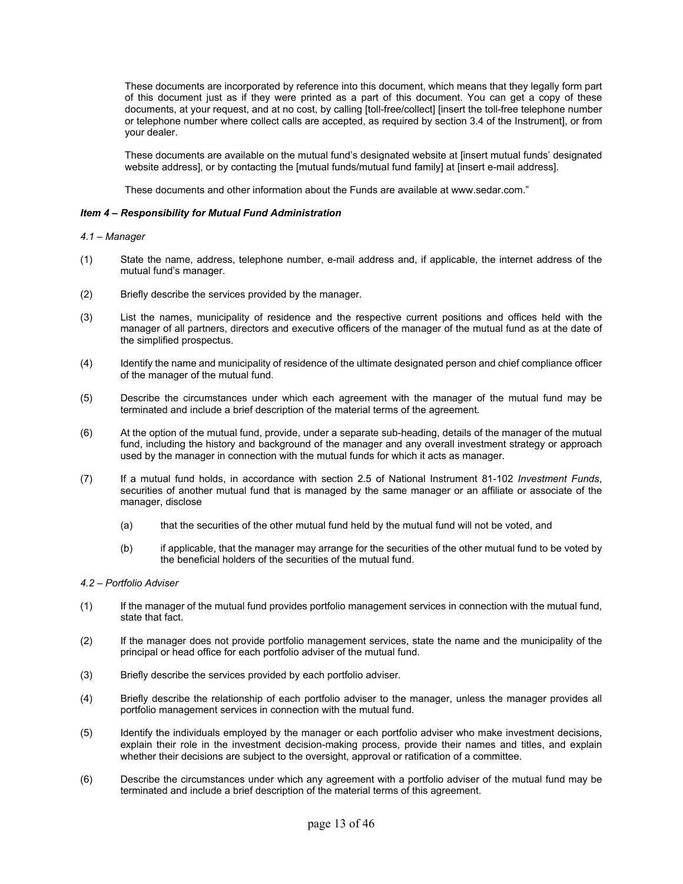These documents are incorporated by reference into this document, which means that they legally form part of this document just as if they were printed as a part of this document. You can get a copy of these documents, at your request, and at no cost, by calling [toll-free/collect] [insert the toll-free telephone number or telephone number where collect calls are accepted, as required by section 3.4 of the Instrument], or from your dealer.

These documents are available on the mutual fund's designated website at [insert mutual funds' designated website address], or by contacting the [mutual funds/mutual fund family] at [insert e-mail address].

These documents and other information about the Funds are available at www.sedar.com."

***Item 4 – Responsibility for Mutual Fund Administration***

*4.1 – Manager*

(1) State the name, address, telephone number, e-mail address and, if applicable, the internet address of the mutual fund's manager.

(2) Briefly describe the services provided by the manager.

(3) List the names, municipality of residence and the respective current positions and offices held with the manager of all partners, directors and executive officers of the manager of the mutual fund as at the date of the simplified prospectus.

(4) Identify the name and municipality of residence of the ultimate designated person and chief compliance officer of the manager of the mutual fund.

(5) Describe the circumstances under which each agreement with the manager of the mutual fund may be terminated and include a brief description of the material terms of the agreement.

(6) At the option of the mutual fund, provide, under a separate sub-heading, details of the manager of the mutual fund, including the history and background of the manager and any overall investment strategy or approach used by the manager in connection with the mutual funds for which it acts as manager.

(7) If a mutual fund holds, in accordance with section 2.5 of National Instrument 81-102 *Investment Funds*, securities of another mutual fund that is managed by the same manager or an affiliate or associate of the manager, disclose

  (a) that the securities of the other mutual fund held by the mutual fund will not be voted, and

  (b) if applicable, that the manager may arrange for the securities of the other mutual fund to be voted by the beneficial holders of the securities of the mutual fund.

*4.2 – Portfolio Adviser*

(1) If the manager of the mutual fund provides portfolio management services in connection with the mutual fund, state that fact.

(2) If the manager does not provide portfolio management services, state the name and the municipality of the principal or head office for each portfolio adviser of the mutual fund.

(3) Briefly describe the services provided by each portfolio adviser.

(4) Briefly describe the relationship of each portfolio adviser to the manager, unless the manager provides all portfolio management services in connection with the mutual fund.

(5) Identify the individuals employed by the manager or each portfolio adviser who make investment decisions, explain their role in the investment decision-making process, provide their names and titles, and explain whether their decisions are subject to the oversight, approval or ratification of a committee.

(6) Describe the circumstances under which any agreement with a portfolio adviser of the mutual fund may be terminated and include a brief description of the material terms of this agreement.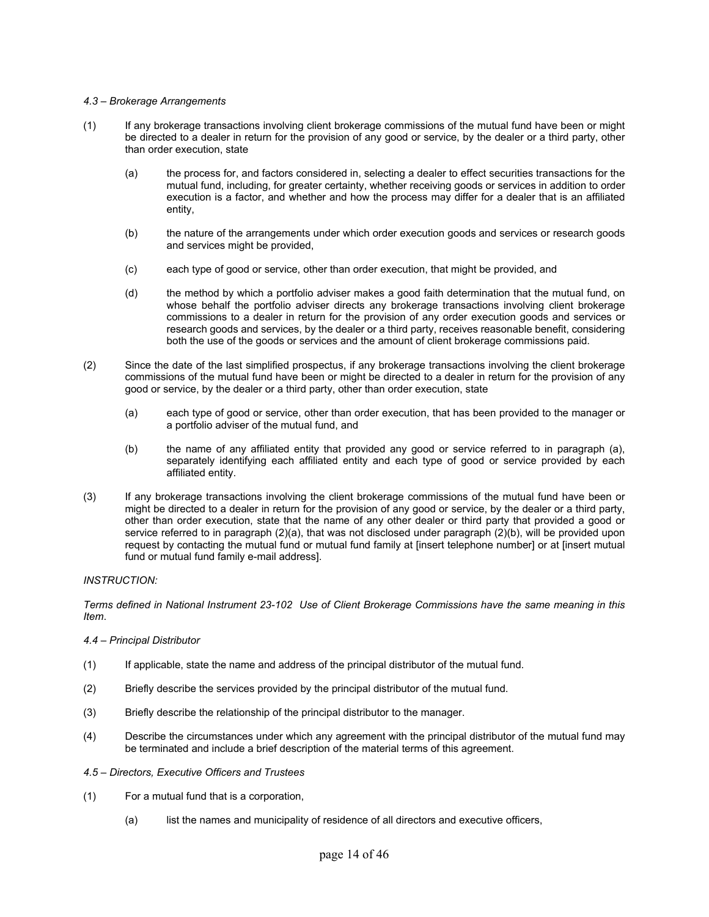*4.3 – Brokerage Arrangements*

(1) If any brokerage transactions involving client brokerage commissions of the mutual fund have been or might be directed to a dealer in return for the provision of any good or service, by the dealer or a third party, other than order execution, state

(a) the process for, and factors considered in, selecting a dealer to effect securities transactions for the mutual fund, including, for greater certainty, whether receiving goods or services in addition to order execution is a factor, and whether and how the process may differ for a dealer that is an affiliated entity,

(b) the nature of the arrangements under which order execution goods and services or research goods and services might be provided,

(c) each type of good or service, other than order execution, that might be provided, and

(d) the method by which a portfolio adviser makes a good faith determination that the mutual fund, on whose behalf the portfolio adviser directs any brokerage transactions involving client brokerage commissions to a dealer in return for the provision of any order execution goods and services or research goods and services, by the dealer or a third party, receives reasonable benefit, considering both the use of the goods or services and the amount of client brokerage commissions paid.

(2) Since the date of the last simplified prospectus, if any brokerage transactions involving the client brokerage commissions of the mutual fund have been or might be directed to a dealer in return for the provision of any good or service, by the dealer or a third party, other than order execution, state

(a) each type of good or service, other than order execution, that has been provided to the manager or a portfolio adviser of the mutual fund, and

(b) the name of any affiliated entity that provided any good or service referred to in paragraph (a), separately identifying each affiliated entity and each type of good or service provided by each affiliated entity.

(3) If any brokerage transactions involving the client brokerage commissions of the mutual fund have been or might be directed to a dealer in return for the provision of any good or service, by the dealer or a third party, other than order execution, state that the name of any other dealer or third party that provided a good or service referred to in paragraph (2)(a), that was not disclosed under paragraph (2)(b), will be provided upon request by contacting the mutual fund or mutual fund family at [insert telephone number] or at [insert mutual fund or mutual fund family e-mail address].

*INSTRUCTION:*

*Terms defined in National Instrument 23-102 Use of Client Brokerage Commissions have the same meaning in this Item*.

*4.4 – Principal Distributor*

(1) If applicable, state the name and address of the principal distributor of the mutual fund.

(2) Briefly describe the services provided by the principal distributor of the mutual fund.

(3) Briefly describe the relationship of the principal distributor to the manager.

(4) Describe the circumstances under which any agreement with the principal distributor of the mutual fund may be terminated and include a brief description of the material terms of this agreement.

*4.5 – Directors, Executive Officers and Trustees*

(1) For a mutual fund that is a corporation,

(a) list the names and municipality of residence of all directors and executive officers,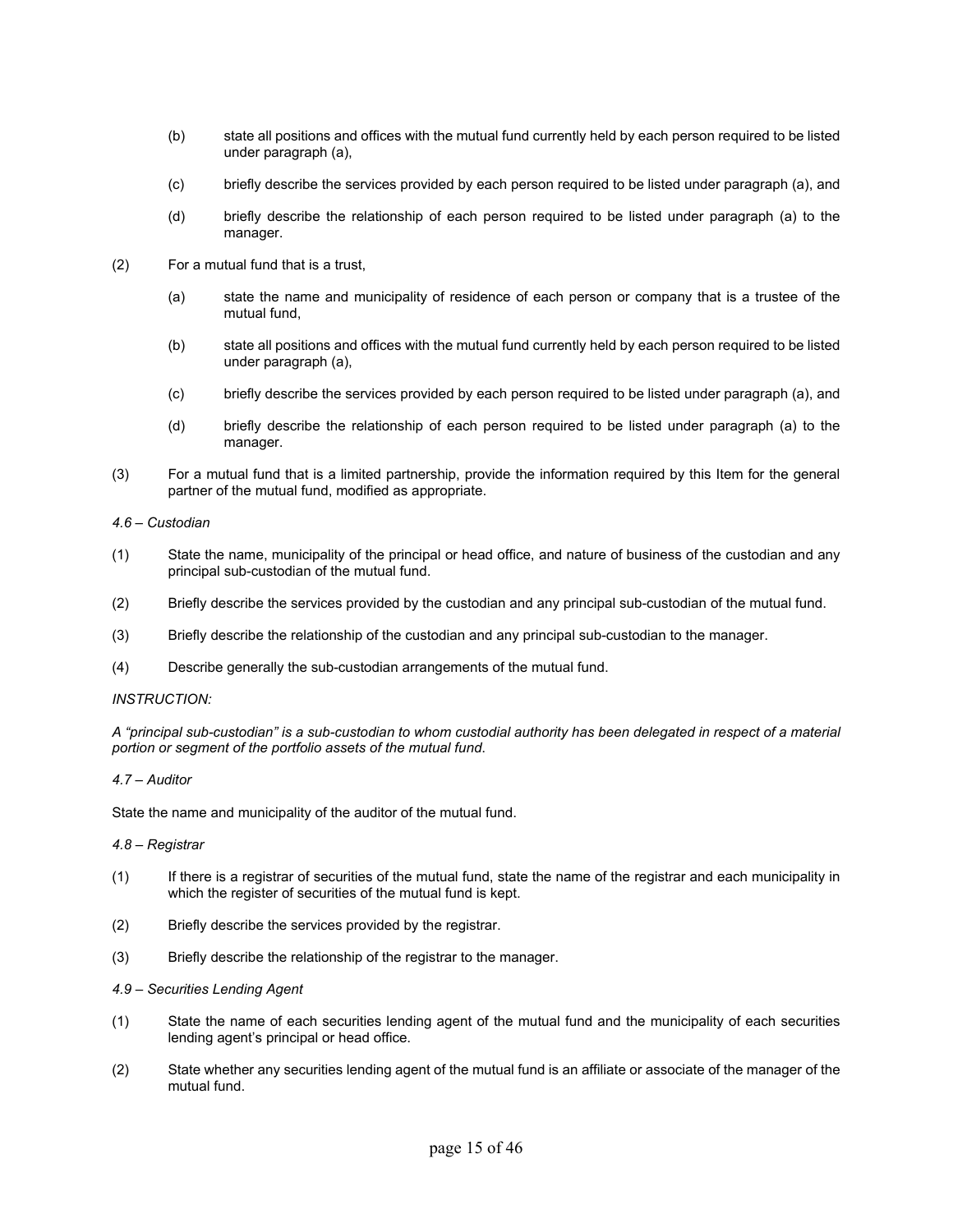(b) state all positions and offices with the mutual fund currently held by each person required to be listed under paragraph (a),

(c) briefly describe the services provided by each person required to be listed under paragraph (a), and

(d) briefly describe the relationship of each person required to be listed under paragraph (a) to the manager.

(2) For a mutual fund that is a trust,

(a) state the name and municipality of residence of each person or company that is a trustee of the mutual fund,

(b) state all positions and offices with the mutual fund currently held by each person required to be listed under paragraph (a),

(c) briefly describe the services provided by each person required to be listed under paragraph (a), and

(d) briefly describe the relationship of each person required to be listed under paragraph (a) to the manager.

(3) For a mutual fund that is a limited partnership, provide the information required by this Item for the general partner of the mutual fund, modified as appropriate.

*4.6 – Custodian*

(1) State the name, municipality of the principal or head office, and nature of business of the custodian and any principal sub-custodian of the mutual fund.

(2) Briefly describe the services provided by the custodian and any principal sub-custodian of the mutual fund.

(3) Briefly describe the relationship of the custodian and any principal sub-custodian to the manager.

(4) Describe generally the sub-custodian arrangements of the mutual fund.

*INSTRUCTION:*

*A "principal sub-custodian" is a sub-custodian to whom custodial authority has been delegated in respect of a material portion or segment of the portfolio assets of the mutual fund.*

*4.7 – Auditor*

State the name and municipality of the auditor of the mutual fund.

*4.8 – Registrar*

(1) If there is a registrar of securities of the mutual fund, state the name of the registrar and each municipality in which the register of securities of the mutual fund is kept.

(2) Briefly describe the services provided by the registrar.

(3) Briefly describe the relationship of the registrar to the manager.

*4.9 – Securities Lending Agent*

(1) State the name of each securities lending agent of the mutual fund and the municipality of each securities lending agent's principal or head office.

(2) State whether any securities lending agent of the mutual fund is an affiliate or associate of the manager of the mutual fund.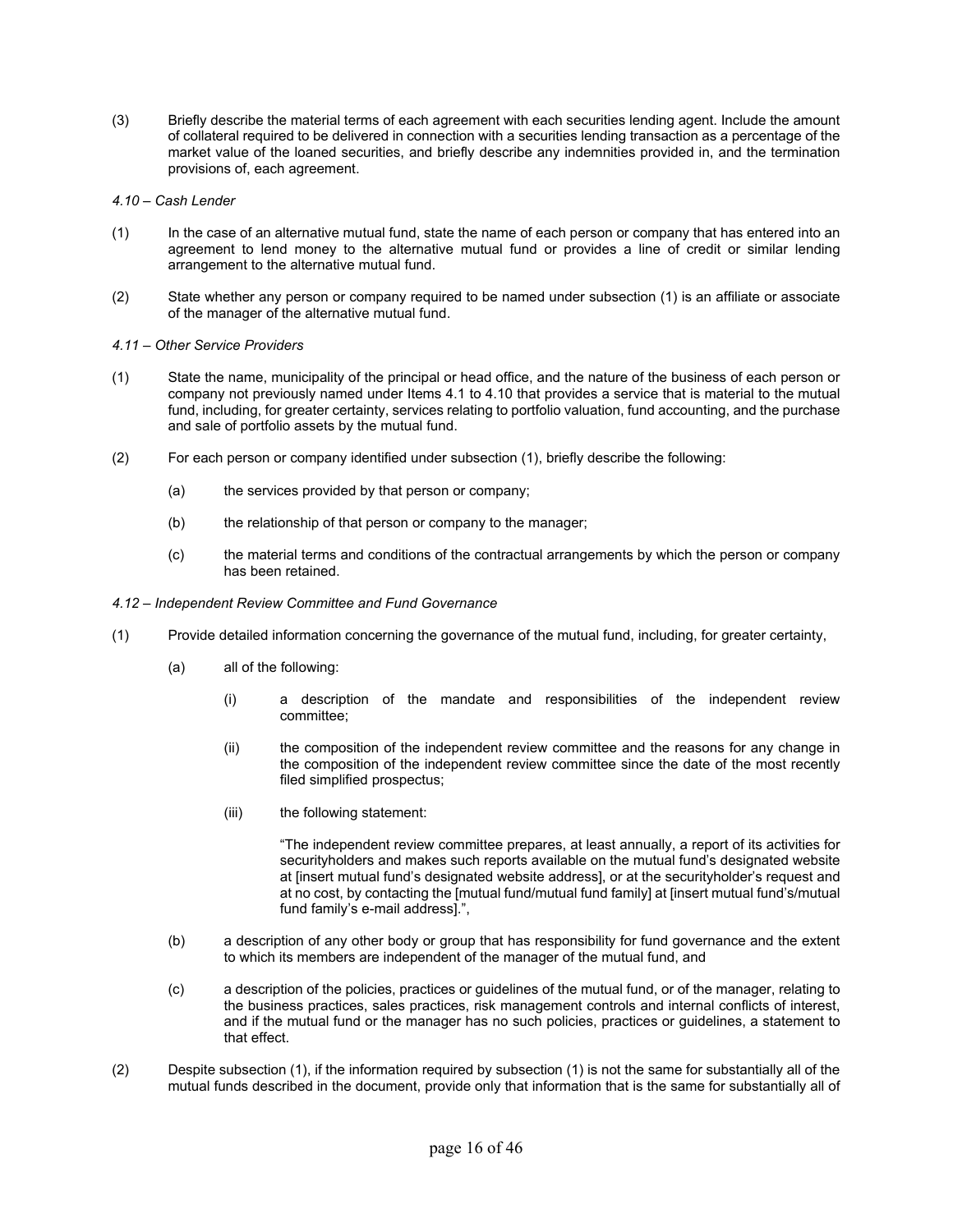(3) Briefly describe the material terms of each agreement with each securities lending agent. Include the amount of collateral required to be delivered in connection with a securities lending transaction as a percentage of the market value of the loaned securities, and briefly describe any indemnities provided in, and the termination provisions of, each agreement.

*4.10 – Cash Lender*

(1) In the case of an alternative mutual fund, state the name of each person or company that has entered into an agreement to lend money to the alternative mutual fund or provides a line of credit or similar lending arrangement to the alternative mutual fund.

(2) State whether any person or company required to be named under subsection (1) is an affiliate or associate of the manager of the alternative mutual fund.

*4.11 – Other Service Providers*

(1) State the name, municipality of the principal or head office, and the nature of the business of each person or company not previously named under Items 4.1 to 4.10 that provides a service that is material to the mutual fund, including, for greater certainty, services relating to portfolio valuation, fund accounting, and the purchase and sale of portfolio assets by the mutual fund.

(2) For each person or company identified under subsection (1), briefly describe the following:

  (a) the services provided by that person or company;

  (b) the relationship of that person or company to the manager;

  (c) the material terms and conditions of the contractual arrangements by which the person or company has been retained.

*4.12 – Independent Review Committee and Fund Governance*

(1) Provide detailed information concerning the governance of the mutual fund, including, for greater certainty,

  (a) all of the following:

    (i) a description of the mandate and responsibilities of the independent review committee;

    (ii) the composition of the independent review committee and the reasons for any change in the composition of the independent review committee since the date of the most recently filed simplified prospectus;

    (iii) the following statement:

    "The independent review committee prepares, at least annually, a report of its activities for securityholders and makes such reports available on the mutual fund's designated website at [insert mutual fund's designated website address], or at the securityholder's request and at no cost, by contacting the [mutual fund/mutual fund family] at [insert mutual fund's/mutual fund family's e-mail address].",

  (b) a description of any other body or group that has responsibility for fund governance and the extent to which its members are independent of the manager of the mutual fund, and

  (c) a description of the policies, practices or guidelines of the mutual fund, or of the manager, relating to the business practices, sales practices, risk management controls and internal conflicts of interest, and if the mutual fund or the manager has no such policies, practices or guidelines, a statement to that effect.

(2) Despite subsection (1), if the information required by subsection (1) is not the same for substantially all of the mutual funds described in the document, provide only that information that is the same for substantially all of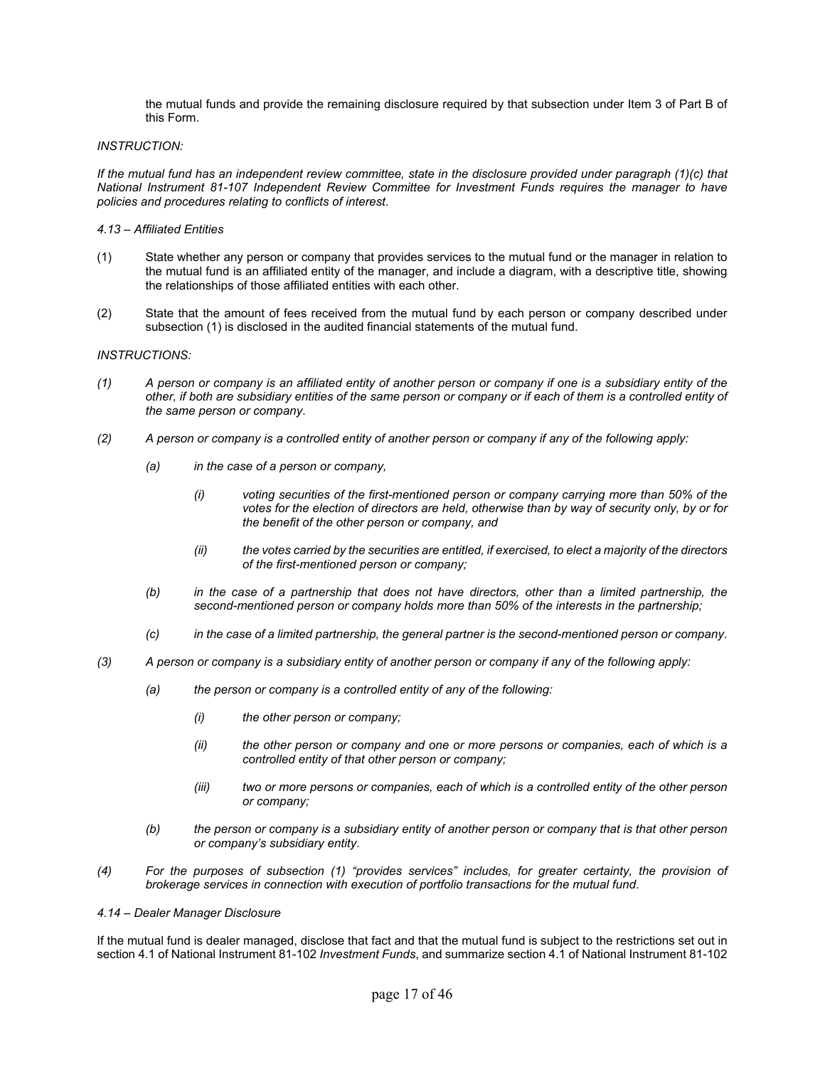the mutual funds and provide the remaining disclosure required by that subsection under Item 3 of Part B of this Form.

*INSTRUCTION:*

*If the mutual fund has an independent review committee, state in the disclosure provided under paragraph (1)(c) that National Instrument 81-107 Independent Review Committee for Investment Funds requires the manager to have policies and procedures relating to conflicts of interest.*

*4.13 – Affiliated Entities*

(1) State whether any person or company that provides services to the mutual fund or the manager in relation to the mutual fund is an affiliated entity of the manager, and include a diagram, with a descriptive title, showing the relationships of those affiliated entities with each other.

(2) State that the amount of fees received from the mutual fund by each person or company described under subsection (1) is disclosed in the audited financial statements of the mutual fund.

*INSTRUCTIONS:*

*(1) A person or company is an affiliated entity of another person or company if one is a subsidiary entity of the other, if both are subsidiary entities of the same person or company or if each of them is a controlled entity of the same person or company.*

*(2) A person or company is a controlled entity of another person or company if any of the following apply:*

*(a) in the case of a person or company,*

*(i) voting securities of the first-mentioned person or company carrying more than 50% of the votes for the election of directors are held, otherwise than by way of security only, by or for the benefit of the other person or company, and*

*(ii) the votes carried by the securities are entitled, if exercised, to elect a majority of the directors of the first-mentioned person or company;*

*(b) in the case of a partnership that does not have directors, other than a limited partnership, the second-mentioned person or company holds more than 50% of the interests in the partnership;*

*(c) in the case of a limited partnership, the general partner is the second-mentioned person or company.*

*(3) A person or company is a subsidiary entity of another person or company if any of the following apply:*

*(a) the person or company is a controlled entity of any of the following:*

*(i) the other person or company;*

*(ii) the other person or company and one or more persons or companies, each of which is a controlled entity of that other person or company;*

*(iii) two or more persons or companies, each of which is a controlled entity of the other person or company;*

*(b) the person or company is a subsidiary entity of another person or company that is that other person or company's subsidiary entity.*

*(4) For the purposes of subsection (1) "provides services" includes, for greater certainty, the provision of brokerage services in connection with execution of portfolio transactions for the mutual fund.*

*4.14 – Dealer Manager Disclosure*

If the mutual fund is dealer managed, disclose that fact and that the mutual fund is subject to the restrictions set out in section 4.1 of National Instrument 81-102 *Investment Funds*, and summarize section 4.1 of National Instrument 81-102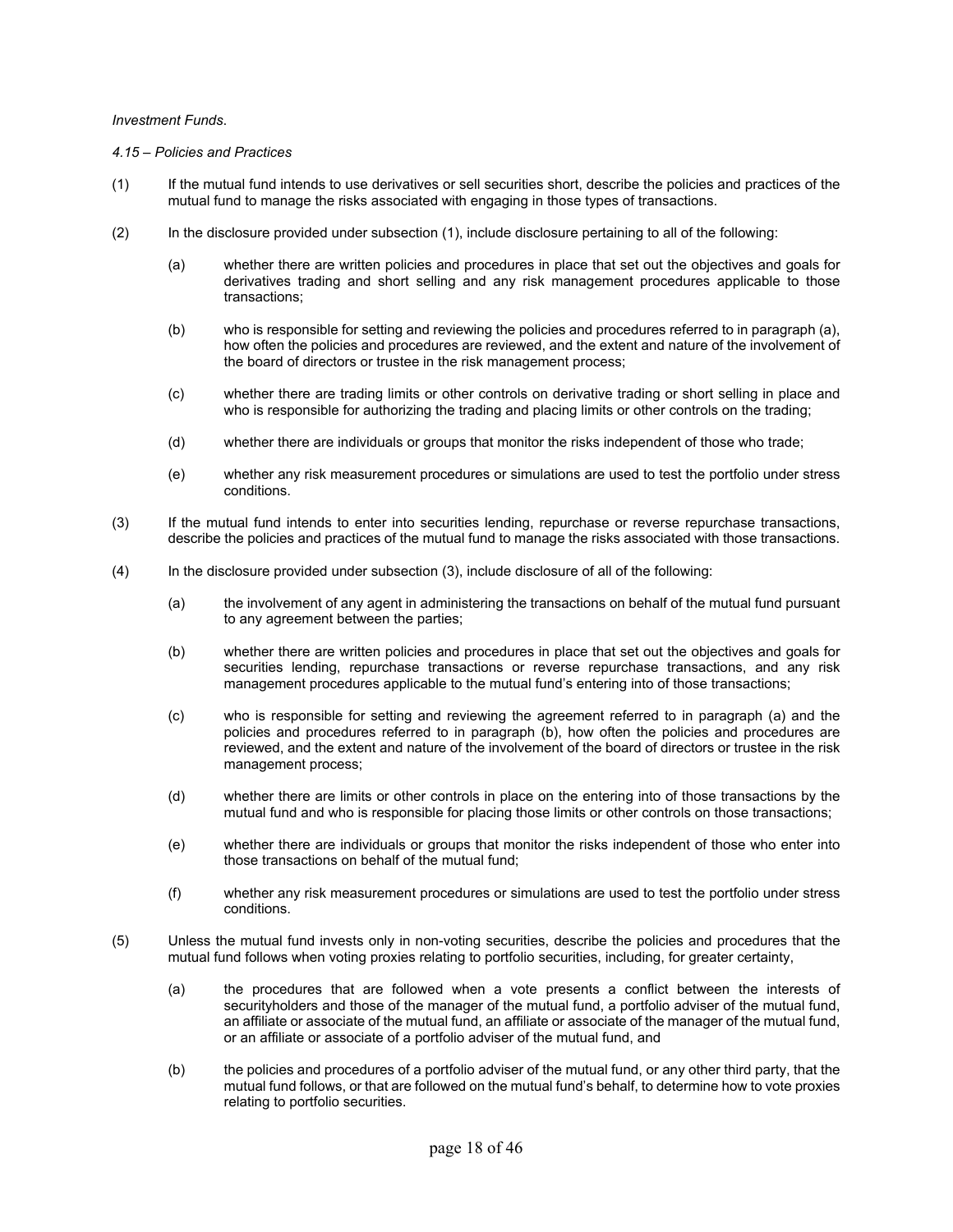*Investment Funds*.

*4.15 – Policies and Practices*

(1) If the mutual fund intends to use derivatives or sell securities short, describe the policies and practices of the mutual fund to manage the risks associated with engaging in those types of transactions.

(2) In the disclosure provided under subsection (1), include disclosure pertaining to all of the following:

   (a) whether there are written policies and procedures in place that set out the objectives and goals for derivatives trading and short selling and any risk management procedures applicable to those transactions;

   (b) who is responsible for setting and reviewing the policies and procedures referred to in paragraph (a), how often the policies and procedures are reviewed, and the extent and nature of the involvement of the board of directors or trustee in the risk management process;

   (c) whether there are trading limits or other controls on derivative trading or short selling in place and who is responsible for authorizing the trading and placing limits or other controls on the trading;

   (d) whether there are individuals or groups that monitor the risks independent of those who trade;

   (e) whether any risk measurement procedures or simulations are used to test the portfolio under stress conditions.

(3) If the mutual fund intends to enter into securities lending, repurchase or reverse repurchase transactions, describe the policies and practices of the mutual fund to manage the risks associated with those transactions.

(4) In the disclosure provided under subsection (3), include disclosure of all of the following:

   (a) the involvement of any agent in administering the transactions on behalf of the mutual fund pursuant to any agreement between the parties;

   (b) whether there are written policies and procedures in place that set out the objectives and goals for securities lending, repurchase transactions or reverse repurchase transactions, and any risk management procedures applicable to the mutual fund's entering into of those transactions;

   (c) who is responsible for setting and reviewing the agreement referred to in paragraph (a) and the policies and procedures referred to in paragraph (b), how often the policies and procedures are reviewed, and the extent and nature of the involvement of the board of directors or trustee in the risk management process;

   (d) whether there are limits or other controls in place on the entering into of those transactions by the mutual fund and who is responsible for placing those limits or other controls on those transactions;

   (e) whether there are individuals or groups that monitor the risks independent of those who enter into those transactions on behalf of the mutual fund;

   (f) whether any risk measurement procedures or simulations are used to test the portfolio under stress conditions.

(5) Unless the mutual fund invests only in non-voting securities, describe the policies and procedures that the mutual fund follows when voting proxies relating to portfolio securities, including, for greater certainty,

   (a) the procedures that are followed when a vote presents a conflict between the interests of securityholders and those of the manager of the mutual fund, a portfolio adviser of the mutual fund, an affiliate or associate of the mutual fund, an affiliate or associate of the manager of the mutual fund, or an affiliate or associate of a portfolio adviser of the mutual fund, and

   (b) the policies and procedures of a portfolio adviser of the mutual fund, or any other third party, that the mutual fund follows, or that are followed on the mutual fund's behalf, to determine how to vote proxies relating to portfolio securities.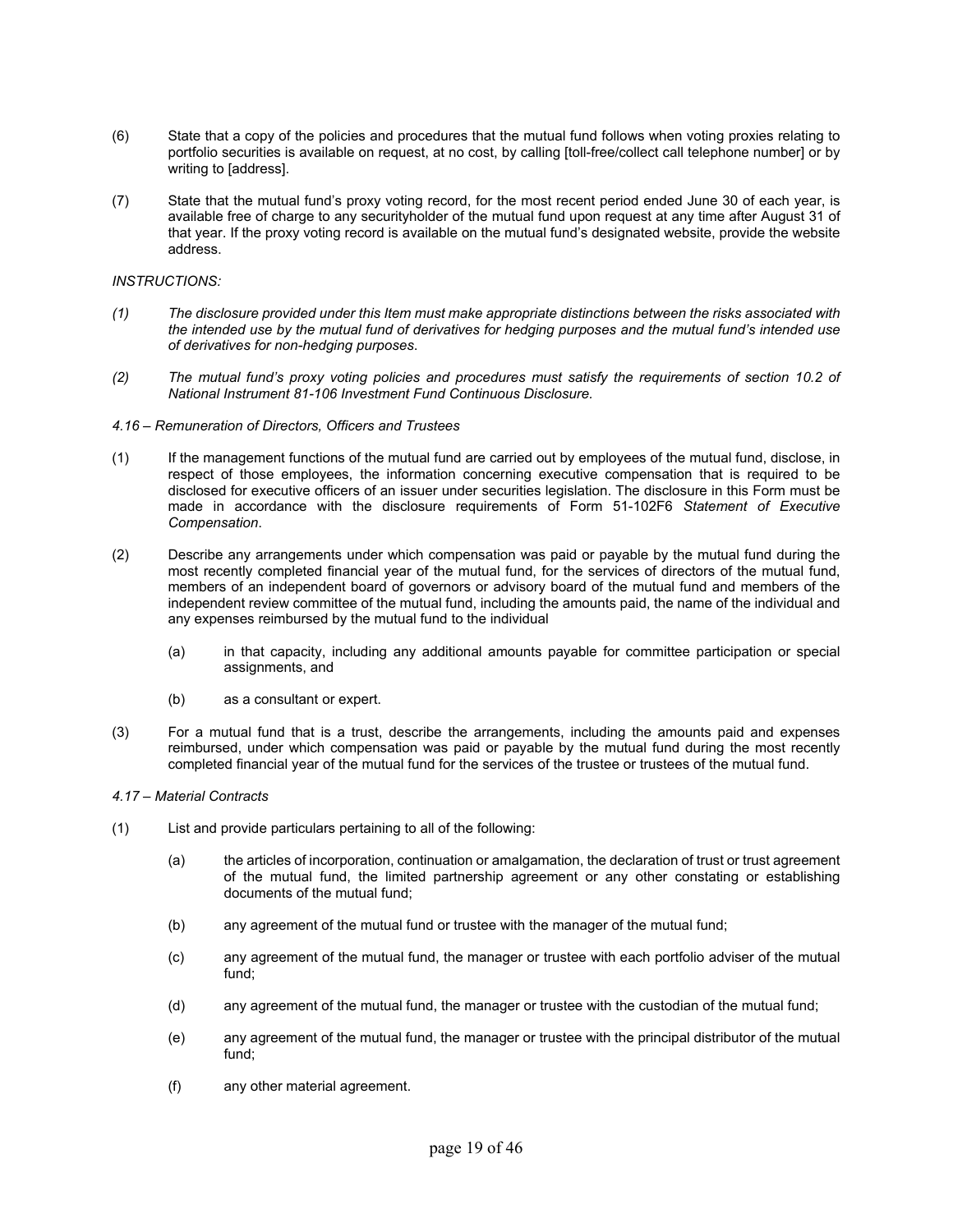(6) State that a copy of the policies and procedures that the mutual fund follows when voting proxies relating to portfolio securities is available on request, at no cost, by calling [toll-free/collect call telephone number] or by writing to [address].

(7) State that the mutual fund's proxy voting record, for the most recent period ended June 30 of each year, is available free of charge to any securityholder of the mutual fund upon request at any time after August 31 of that year. If the proxy voting record is available on the mutual fund's designated website, provide the website address.

*INSTRUCTIONS:*

*(1) The disclosure provided under this Item must make appropriate distinctions between the risks associated with the intended use by the mutual fund of derivatives for hedging purposes and the mutual fund's intended use of derivatives for non-hedging purposes.*

*(2) The mutual fund's proxy voting policies and procedures must satisfy the requirements of section 10.2 of National Instrument 81-106 Investment Fund Continuous Disclosure.*

*4.16 – Remuneration of Directors, Officers and Trustees*

(1) If the management functions of the mutual fund are carried out by employees of the mutual fund, disclose, in respect of those employees, the information concerning executive compensation that is required to be disclosed for executive officers of an issuer under securities legislation. The disclosure in this Form must be made in accordance with the disclosure requirements of Form 51-102F6 *Statement of Executive Compensation*.

(2) Describe any arrangements under which compensation was paid or payable by the mutual fund during the most recently completed financial year of the mutual fund, for the services of directors of the mutual fund, members of an independent board of governors or advisory board of the mutual fund and members of the independent review committee of the mutual fund, including the amounts paid, the name of the individual and any expenses reimbursed by the mutual fund to the individual

  (a) in that capacity, including any additional amounts payable for committee participation or special assignments, and

  (b) as a consultant or expert.

(3) For a mutual fund that is a trust, describe the arrangements, including the amounts paid and expenses reimbursed, under which compensation was paid or payable by the mutual fund during the most recently completed financial year of the mutual fund for the services of the trustee or trustees of the mutual fund.

*4.17 – Material Contracts*

(1) List and provide particulars pertaining to all of the following:

  (a) the articles of incorporation, continuation or amalgamation, the declaration of trust or trust agreement of the mutual fund, the limited partnership agreement or any other constating or establishing documents of the mutual fund;

  (b) any agreement of the mutual fund or trustee with the manager of the mutual fund;

  (c) any agreement of the mutual fund, the manager or trustee with each portfolio adviser of the mutual fund;

  (d) any agreement of the mutual fund, the manager or trustee with the custodian of the mutual fund;

  (e) any agreement of the mutual fund, the manager or trustee with the principal distributor of the mutual fund;

  (f) any other material agreement.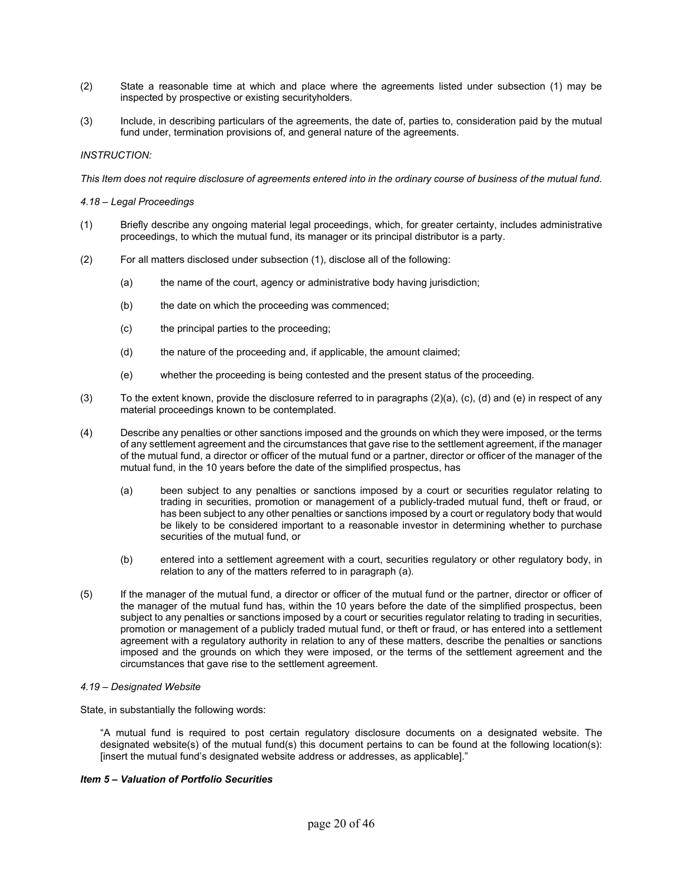(2) State a reasonable time at which and place where the agreements listed under subsection (1) may be inspected by prospective or existing securityholders.

(3) Include, in describing particulars of the agreements, the date of, parties to, consideration paid by the mutual fund under, termination provisions of, and general nature of the agreements.

*INSTRUCTION:*

*This Item does not require disclosure of agreements entered into in the ordinary course of business of the mutual fund.*

*4.18 – Legal Proceedings*

(1) Briefly describe any ongoing material legal proceedings, which, for greater certainty, includes administrative proceedings, to which the mutual fund, its manager or its principal distributor is a party.

(2) For all matters disclosed under subsection (1), disclose all of the following:

  (a) the name of the court, agency or administrative body having jurisdiction;

  (b) the date on which the proceeding was commenced;

  (c) the principal parties to the proceeding;

  (d) the nature of the proceeding and, if applicable, the amount claimed;

  (e) whether the proceeding is being contested and the present status of the proceeding.

(3) To the extent known, provide the disclosure referred to in paragraphs (2)(a), (c), (d) and (e) in respect of any material proceedings known to be contemplated.

(4) Describe any penalties or other sanctions imposed and the grounds on which they were imposed, or the terms of any settlement agreement and the circumstances that gave rise to the settlement agreement, if the manager of the mutual fund, a director or officer of the mutual fund or a partner, director or officer of the manager of the mutual fund, in the 10 years before the date of the simplified prospectus, has

  (a) been subject to any penalties or sanctions imposed by a court or securities regulator relating to trading in securities, promotion or management of a publicly-traded mutual fund, theft or fraud, or has been subject to any other penalties or sanctions imposed by a court or regulatory body that would be likely to be considered important to a reasonable investor in determining whether to purchase securities of the mutual fund, or

  (b) entered into a settlement agreement with a court, securities regulatory or other regulatory body, in relation to any of the matters referred to in paragraph (a).

(5) If the manager of the mutual fund, a director or officer of the mutual fund or the partner, director or officer of the manager of the mutual fund has, within the 10 years before the date of the simplified prospectus, been subject to any penalties or sanctions imposed by a court or securities regulator relating to trading in securities, promotion or management of a publicly traded mutual fund, or theft or fraud, or has entered into a settlement agreement with a regulatory authority in relation to any of these matters, describe the penalties or sanctions imposed and the grounds on which they were imposed, or the terms of the settlement agreement and the circumstances that gave rise to the settlement agreement.

*4.19 – Designated Website*

State, in substantially the following words:

> "A mutual fund is required to post certain regulatory disclosure documents on a designated website. The designated website(s) of the mutual fund(s) this document pertains to can be found at the following location(s): [insert the mutual fund's designated website address or addresses, as applicable]."

***Item 5 – Valuation of Portfolio Securities***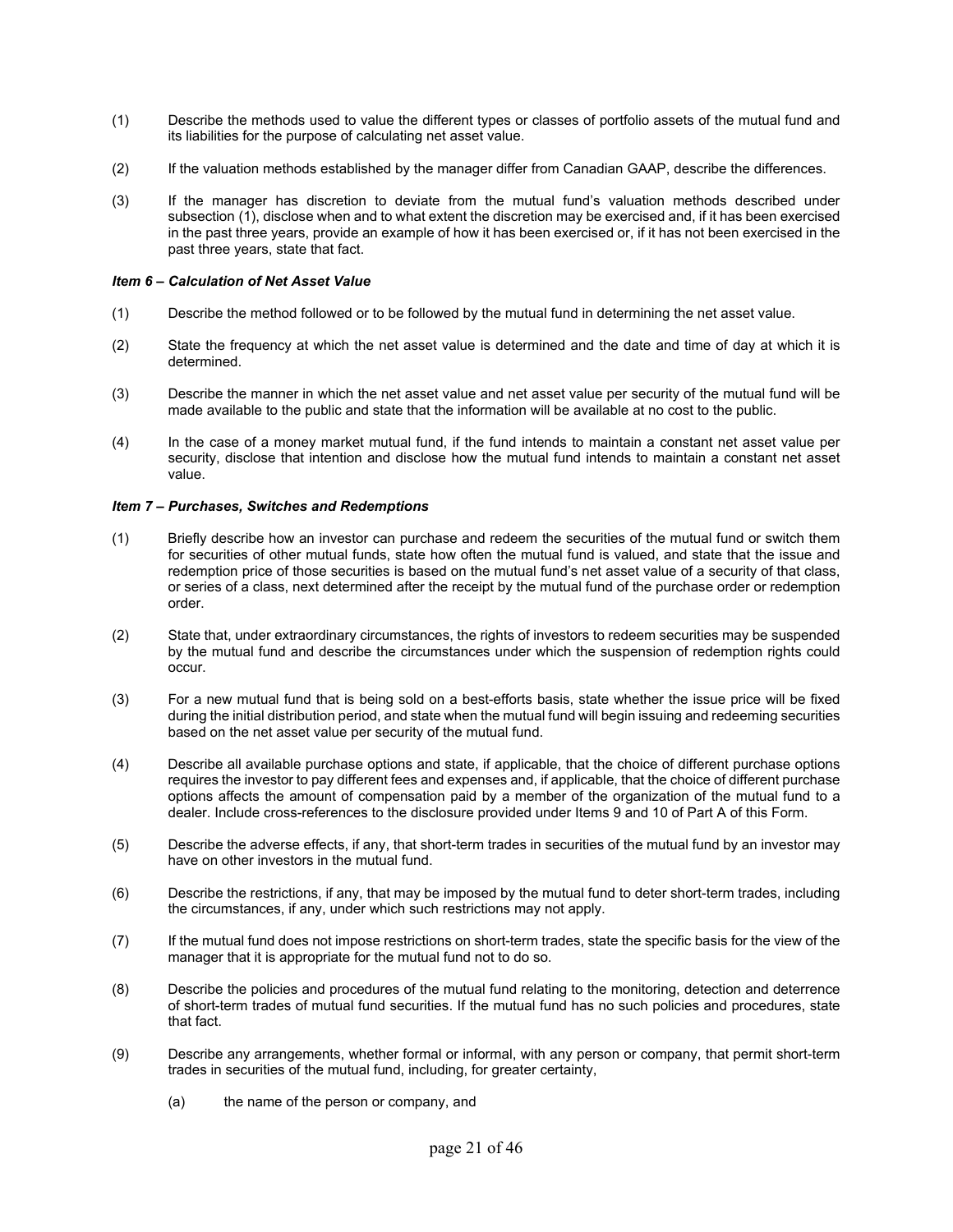(1) Describe the methods used to value the different types or classes of portfolio assets of the mutual fund and its liabilities for the purpose of calculating net asset value.

(2) If the valuation methods established by the manager differ from Canadian GAAP, describe the differences.

(3) If the manager has discretion to deviate from the mutual fund's valuation methods described under subsection (1), disclose when and to what extent the discretion may be exercised and, if it has been exercised in the past three years, provide an example of how it has been exercised or, if it has not been exercised in the past three years, state that fact.

***Item 6 – Calculation of Net Asset Value***

(1) Describe the method followed or to be followed by the mutual fund in determining the net asset value.

(2) State the frequency at which the net asset value is determined and the date and time of day at which it is determined.

(3) Describe the manner in which the net asset value and net asset value per security of the mutual fund will be made available to the public and state that the information will be available at no cost to the public.

(4) In the case of a money market mutual fund, if the fund intends to maintain a constant net asset value per security, disclose that intention and disclose how the mutual fund intends to maintain a constant net asset value.

***Item 7 – Purchases, Switches and Redemptions***

(1) Briefly describe how an investor can purchase and redeem the securities of the mutual fund or switch them for securities of other mutual funds, state how often the mutual fund is valued, and state that the issue and redemption price of those securities is based on the mutual fund's net asset value of a security of that class, or series of a class, next determined after the receipt by the mutual fund of the purchase order or redemption order.

(2) State that, under extraordinary circumstances, the rights of investors to redeem securities may be suspended by the mutual fund and describe the circumstances under which the suspension of redemption rights could occur.

(3) For a new mutual fund that is being sold on a best-efforts basis, state whether the issue price will be fixed during the initial distribution period, and state when the mutual fund will begin issuing and redeeming securities based on the net asset value per security of the mutual fund.

(4) Describe all available purchase options and state, if applicable, that the choice of different purchase options requires the investor to pay different fees and expenses and, if applicable, that the choice of different purchase options affects the amount of compensation paid by a member of the organization of the mutual fund to a dealer. Include cross-references to the disclosure provided under Items 9 and 10 of Part A of this Form.

(5) Describe the adverse effects, if any, that short-term trades in securities of the mutual fund by an investor may have on other investors in the mutual fund.

(6) Describe the restrictions, if any, that may be imposed by the mutual fund to deter short-term trades, including the circumstances, if any, under which such restrictions may not apply.

(7) If the mutual fund does not impose restrictions on short-term trades, state the specific basis for the view of the manager that it is appropriate for the mutual fund not to do so.

(8) Describe the policies and procedures of the mutual fund relating to the monitoring, detection and deterrence of short-term trades of mutual fund securities. If the mutual fund has no such policies and procedures, state that fact.

(9) Describe any arrangements, whether formal or informal, with any person or company, that permit short-term trades in securities of the mutual fund, including, for greater certainty,

 (a) the name of the person or company, and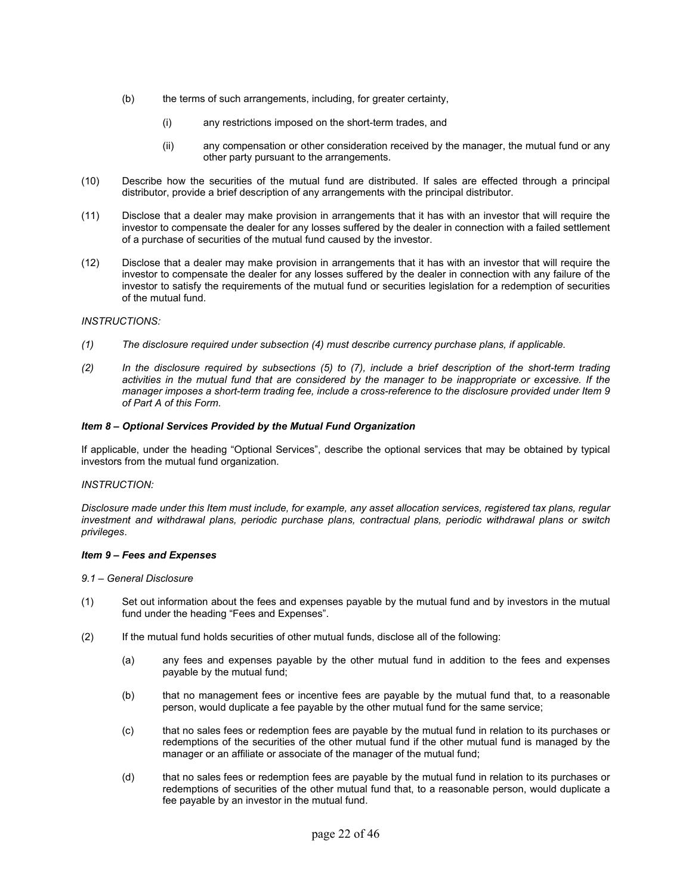(b) the terms of such arrangements, including, for greater certainty,

   (i) any restrictions imposed on the short-term trades, and

   (ii) any compensation or other consideration received by the manager, the mutual fund or any other party pursuant to the arrangements.

(10) Describe how the securities of the mutual fund are distributed. If sales are effected through a principal distributor, provide a brief description of any arrangements with the principal distributor.

(11) Disclose that a dealer may make provision in arrangements that it has with an investor that will require the investor to compensate the dealer for any losses suffered by the dealer in connection with a failed settlement of a purchase of securities of the mutual fund caused by the investor.

(12) Disclose that a dealer may make provision in arrangements that it has with an investor that will require the investor to compensate the dealer for any losses suffered by the dealer in connection with any failure of the investor to satisfy the requirements of the mutual fund or securities legislation for a redemption of securities of the mutual fund.

*INSTRUCTIONS:*

*(1) The disclosure required under subsection (4) must describe currency purchase plans, if applicable.*

*(2) In the disclosure required by subsections (5) to (7), include a brief description of the short-term trading activities in the mutual fund that are considered by the manager to be inappropriate or excessive. If the manager imposes a short-term trading fee, include a cross-reference to the disclosure provided under Item 9 of Part A of this Form.*

***Item 8 – Optional Services Provided by the Mutual Fund Organization***

If applicable, under the heading "Optional Services", describe the optional services that may be obtained by typical investors from the mutual fund organization.

*INSTRUCTION:*

*Disclosure made under this Item must include, for example, any asset allocation services, registered tax plans, regular investment and withdrawal plans, periodic purchase plans, contractual plans, periodic withdrawal plans or switch privileges.*

***Item 9 – Fees and Expenses***

*9.1 – General Disclosure*

(1) Set out information about the fees and expenses payable by the mutual fund and by investors in the mutual fund under the heading "Fees and Expenses".

(2) If the mutual fund holds securities of other mutual funds, disclose all of the following:

   (a) any fees and expenses payable by the other mutual fund in addition to the fees and expenses payable by the mutual fund;

   (b) that no management fees or incentive fees are payable by the mutual fund that, to a reasonable person, would duplicate a fee payable by the other mutual fund for the same service;

   (c) that no sales fees or redemption fees are payable by the mutual fund in relation to its purchases or redemptions of the securities of the other mutual fund if the other mutual fund is managed by the manager or an affiliate or associate of the manager of the mutual fund;

   (d) that no sales fees or redemption fees are payable by the mutual fund in relation to its purchases or redemptions of securities of the other mutual fund that, to a reasonable person, would duplicate a fee payable by an investor in the mutual fund.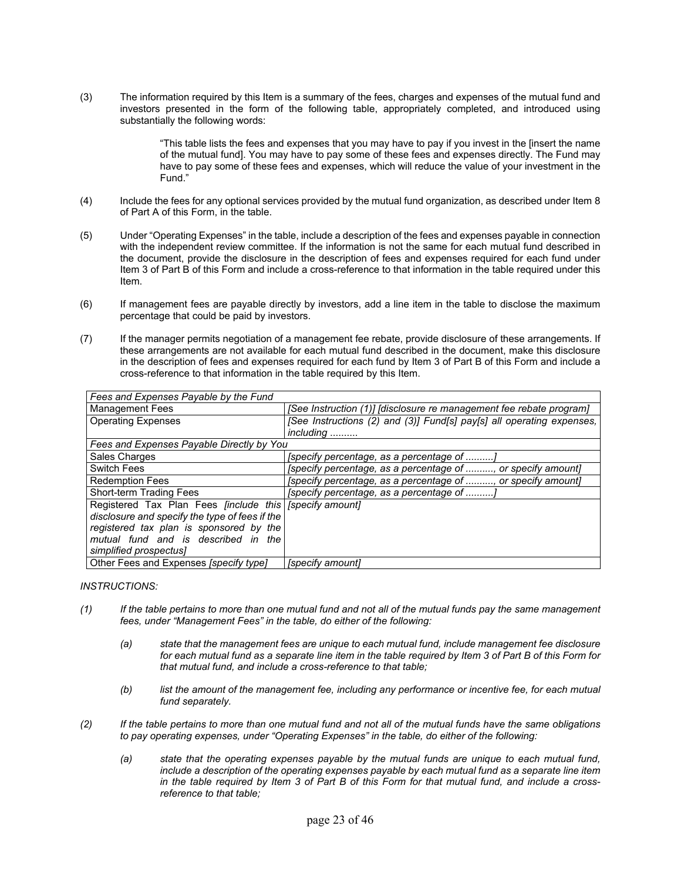(3) The information required by this Item is a summary of the fees, charges and expenses of the mutual fund and investors presented in the form of the following table, appropriately completed, and introduced using substantially the following words:

> "This table lists the fees and expenses that you may have to pay if you invest in the [insert the name of the mutual fund]. You may have to pay some of these fees and expenses directly. The Fund may have to pay some of these fees and expenses, which will reduce the value of your investment in the Fund."

(4) Include the fees for any optional services provided by the mutual fund organization, as described under Item 8 of Part A of this Form, in the table.

(5) Under "Operating Expenses" in the table, include a description of the fees and expenses payable in connection with the independent review committee. If the information is not the same for each mutual fund described in the document, provide the disclosure in the description of fees and expenses required for each fund under Item 3 of Part B of this Form and include a cross-reference to that information in the table required under this Item.

(6) If management fees are payable directly by investors, add a line item in the table to disclose the maximum percentage that could be paid by investors.

(7) If the manager permits negotiation of a management fee rebate, provide disclosure of these arrangements. If these arrangements are not available for each mutual fund described in the document, make this disclosure in the description of fees and expenses required for each fund by Item 3 of Part B of this Form and include a cross-reference to that information in the table required by this Item.

| *Fees and Expenses Payable by the Fund* | |
|---|---|
| Management Fees | *[See Instruction (1)] [disclosure re management fee rebate program]* |
| Operating Expenses | *[See Instructions (2) and (3)] Fund[s] pay[s] all operating expenses, including ..........* |
| *Fees and Expenses Payable Directly by You* | |
| Sales Charges | *[specify percentage, as a percentage of ..........]* |
| Switch Fees | *[specify percentage, as a percentage of .........., or specify amount]* |
| Redemption Fees | *[specify percentage, as a percentage of .........., or specify amount]* |
| Short-term Trading Fees | *[specify percentage, as a percentage of ..........]* |
| Registered Tax Plan Fees *[include this disclosure and specify the type of fees if the registered tax plan is sponsored by the mutual fund and is described in the simplified prospectus]* | *[specify amount]* |
| Other Fees and Expenses *[specify type]* | *[specify amount]* |

*INSTRUCTIONS:*

*(1) If the table pertains to more than one mutual fund and not all of the mutual funds pay the same management fees, under "Management Fees" in the table, do either of the following:*

*(a) state that the management fees are unique to each mutual fund, include management fee disclosure for each mutual fund as a separate line item in the table required by Item 3 of Part B of this Form for that mutual fund, and include a cross-reference to that table;*

*(b) list the amount of the management fee, including any performance or incentive fee, for each mutual fund separately.*

*(2) If the table pertains to more than one mutual fund and not all of the mutual funds have the same obligations to pay operating expenses, under "Operating Expenses" in the table, do either of the following:*

*(a) state that the operating expenses payable by the mutual funds are unique to each mutual fund, include a description of the operating expenses payable by each mutual fund as a separate line item in the table required by Item 3 of Part B of this Form for that mutual fund, and include a cross-reference to that table;*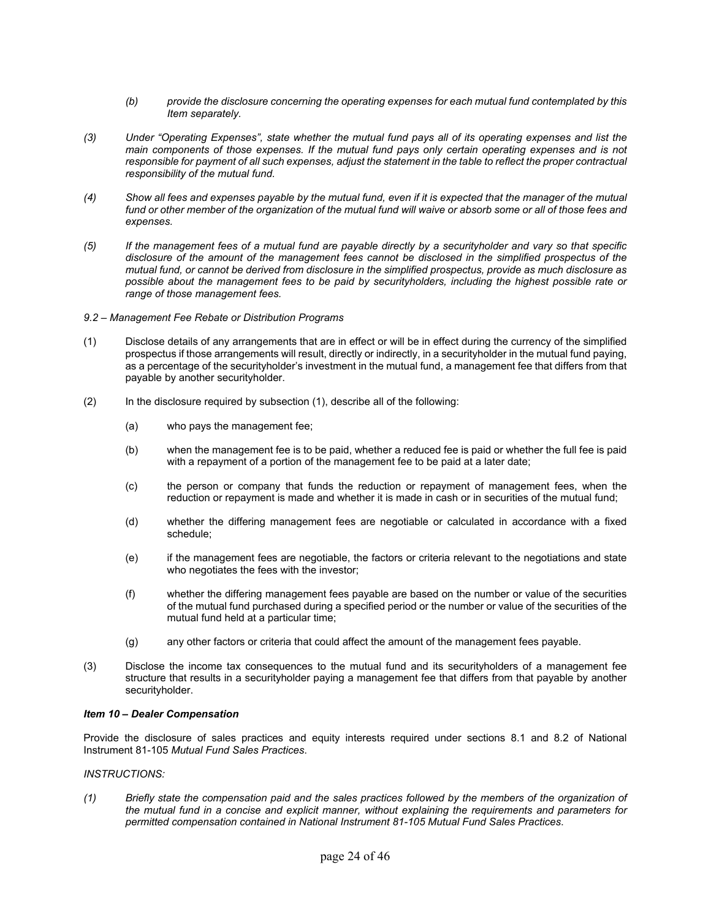*(b) provide the disclosure concerning the operating expenses for each mutual fund contemplated by this Item separately.*

*(3) Under "Operating Expenses", state whether the mutual fund pays all of its operating expenses and list the main components of those expenses. If the mutual fund pays only certain operating expenses and is not responsible for payment of all such expenses, adjust the statement in the table to reflect the proper contractual responsibility of the mutual fund.*

*(4) Show all fees and expenses payable by the mutual fund, even if it is expected that the manager of the mutual fund or other member of the organization of the mutual fund will waive or absorb some or all of those fees and expenses.*

*(5) If the management fees of a mutual fund are payable directly by a securityholder and vary so that specific disclosure of the amount of the management fees cannot be disclosed in the simplified prospectus of the mutual fund, or cannot be derived from disclosure in the simplified prospectus, provide as much disclosure as possible about the management fees to be paid by securityholders, including the highest possible rate or range of those management fees.*

*9.2 – Management Fee Rebate or Distribution Programs*

(1) Disclose details of any arrangements that are in effect or will be in effect during the currency of the simplified prospectus if those arrangements will result, directly or indirectly, in a securityholder in the mutual fund paying, as a percentage of the securityholder's investment in the mutual fund, a management fee that differs from that payable by another securityholder.

(2) In the disclosure required by subsection (1), describe all of the following:

(a) who pays the management fee;

(b) when the management fee is to be paid, whether a reduced fee is paid or whether the full fee is paid with a repayment of a portion of the management fee to be paid at a later date;

(c) the person or company that funds the reduction or repayment of management fees, when the reduction or repayment is made and whether it is made in cash or in securities of the mutual fund;

(d) whether the differing management fees are negotiable or calculated in accordance with a fixed schedule;

(e) if the management fees are negotiable, the factors or criteria relevant to the negotiations and state who negotiates the fees with the investor;

(f) whether the differing management fees payable are based on the number or value of the securities of the mutual fund purchased during a specified period or the number or value of the securities of the mutual fund held at a particular time;

(g) any other factors or criteria that could affect the amount of the management fees payable.

(3) Disclose the income tax consequences to the mutual fund and its securityholders of a management fee structure that results in a securityholder paying a management fee that differs from that payable by another securityholder.

***Item 10 – Dealer Compensation***

Provide the disclosure of sales practices and equity interests required under sections 8.1 and 8.2 of National Instrument 81-105 *Mutual Fund Sales Practices*.

*INSTRUCTIONS:*

*(1) Briefly state the compensation paid and the sales practices followed by the members of the organization of the mutual fund in a concise and explicit manner, without explaining the requirements and parameters for permitted compensation contained in National Instrument 81-105 Mutual Fund Sales Practices.*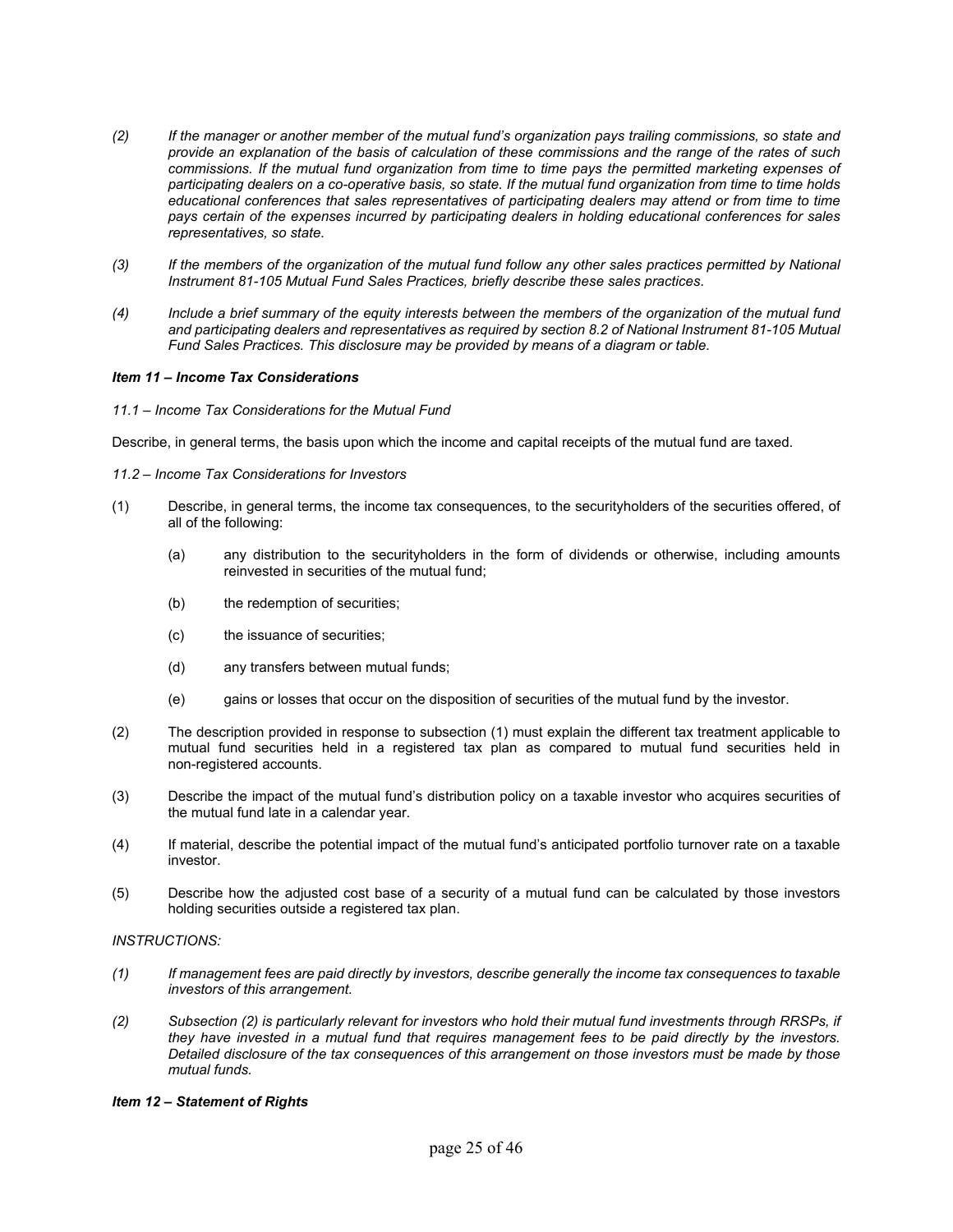*(2) If the manager or another member of the mutual fund's organization pays trailing commissions, so state and provide an explanation of the basis of calculation of these commissions and the range of the rates of such commissions. If the mutual fund organization from time to time pays the permitted marketing expenses of participating dealers on a co-operative basis, so state. If the mutual fund organization from time to time holds educational conferences that sales representatives of participating dealers may attend or from time to time pays certain of the expenses incurred by participating dealers in holding educational conferences for sales representatives, so state.*

*(3) If the members of the organization of the mutual fund follow any other sales practices permitted by National Instrument 81-105 Mutual Fund Sales Practices, briefly describe these sales practices.*

*(4) Include a brief summary of the equity interests between the members of the organization of the mutual fund and participating dealers and representatives as required by section 8.2 of National Instrument 81-105 Mutual Fund Sales Practices. This disclosure may be provided by means of a diagram or table.*

***Item 11 – Income Tax Considerations***

*11.1 – Income Tax Considerations for the Mutual Fund*

Describe, in general terms, the basis upon which the income and capital receipts of the mutual fund are taxed.

*11.2 – Income Tax Considerations for Investors*

(1) Describe, in general terms, the income tax consequences, to the securityholders of the securities offered, of all of the following:

(a) any distribution to the securityholders in the form of dividends or otherwise, including amounts reinvested in securities of the mutual fund;

(b) the redemption of securities;

(c) the issuance of securities;

(d) any transfers between mutual funds;

(e) gains or losses that occur on the disposition of securities of the mutual fund by the investor.

(2) The description provided in response to subsection (1) must explain the different tax treatment applicable to mutual fund securities held in a registered tax plan as compared to mutual fund securities held in non-registered accounts.

(3) Describe the impact of the mutual fund's distribution policy on a taxable investor who acquires securities of the mutual fund late in a calendar year.

(4) If material, describe the potential impact of the mutual fund's anticipated portfolio turnover rate on a taxable investor.

(5) Describe how the adjusted cost base of a security of a mutual fund can be calculated by those investors holding securities outside a registered tax plan.

*INSTRUCTIONS:*

*(1) If management fees are paid directly by investors, describe generally the income tax consequences to taxable investors of this arrangement.*

*(2) Subsection (2) is particularly relevant for investors who hold their mutual fund investments through RRSPs, if they have invested in a mutual fund that requires management fees to be paid directly by the investors. Detailed disclosure of the tax consequences of this arrangement on those investors must be made by those mutual funds.*

***Item 12 – Statement of Rights***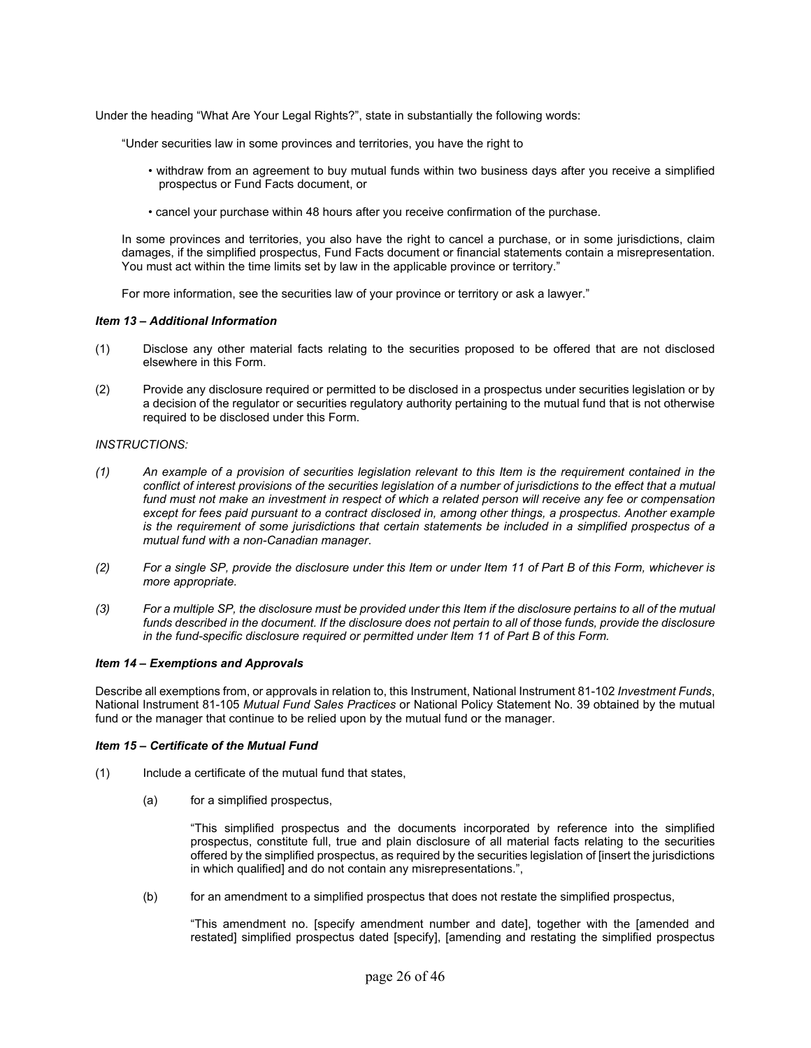Under the heading “What Are Your Legal Rights?”, state in substantially the following words:

> “Under securities law in some provinces and territories, you have the right to
>
> - withdraw from an agreement to buy mutual funds within two business days after you receive a simplified prospectus or Fund Facts document, or
>
> - cancel your purchase within 48 hours after you receive confirmation of the purchase.
>
> In some provinces and territories, you also have the right to cancel a purchase, or in some jurisdictions, claim damages, if the simplified prospectus, Fund Facts document or financial statements contain a misrepresentation. You must act within the time limits set by law in the applicable province or territory.”
>
> For more information, see the securities law of your province or territory or ask a lawyer.”

***Item 13 – Additional Information***

(1) Disclose any other material facts relating to the securities proposed to be offered that are not disclosed elsewhere in this Form.

(2) Provide any disclosure required or permitted to be disclosed in a prospectus under securities legislation or by a decision of the regulator or securities regulatory authority pertaining to the mutual fund that is not otherwise required to be disclosed under this Form.

*INSTRUCTIONS:*

*(1) An example of a provision of securities legislation relevant to this Item is the requirement contained in the conflict of interest provisions of the securities legislation of a number of jurisdictions to the effect that a mutual fund must not make an investment in respect of which a related person will receive any fee or compensation except for fees paid pursuant to a contract disclosed in, among other things, a prospectus. Another example is the requirement of some jurisdictions that certain statements be included in a simplified prospectus of a mutual fund with a non-Canadian manager.*

*(2) For a single SP, provide the disclosure under this Item or under Item 11 of Part B of this Form, whichever is more appropriate.*

*(3) For a multiple SP, the disclosure must be provided under this Item if the disclosure pertains to all of the mutual funds described in the document. If the disclosure does not pertain to all of those funds, provide the disclosure in the fund-specific disclosure required or permitted under Item 11 of Part B of this Form.*

***Item 14 – Exemptions and Approvals***

Describe all exemptions from, or approvals in relation to, this Instrument, National Instrument 81-102 *Investment Funds*, National Instrument 81-105 *Mutual Fund Sales Practices* or National Policy Statement No. 39 obtained by the mutual fund or the manager that continue to be relied upon by the mutual fund or the manager.

***Item 15 – Certificate of the Mutual Fund***

(1) Include a certificate of the mutual fund that states,

(a) for a simplified prospectus,

> “This simplified prospectus and the documents incorporated by reference into the simplified prospectus, constitute full, true and plain disclosure of all material facts relating to the securities offered by the simplified prospectus, as required by the securities legislation of [insert the jurisdictions in which qualified] and do not contain any misrepresentations.”,

(b) for an amendment to a simplified prospectus that does not restate the simplified prospectus,

> “This amendment no. [specify amendment number and date], together with the [amended and restated] simplified prospectus dated [specify], [amending and restating the simplified prospectus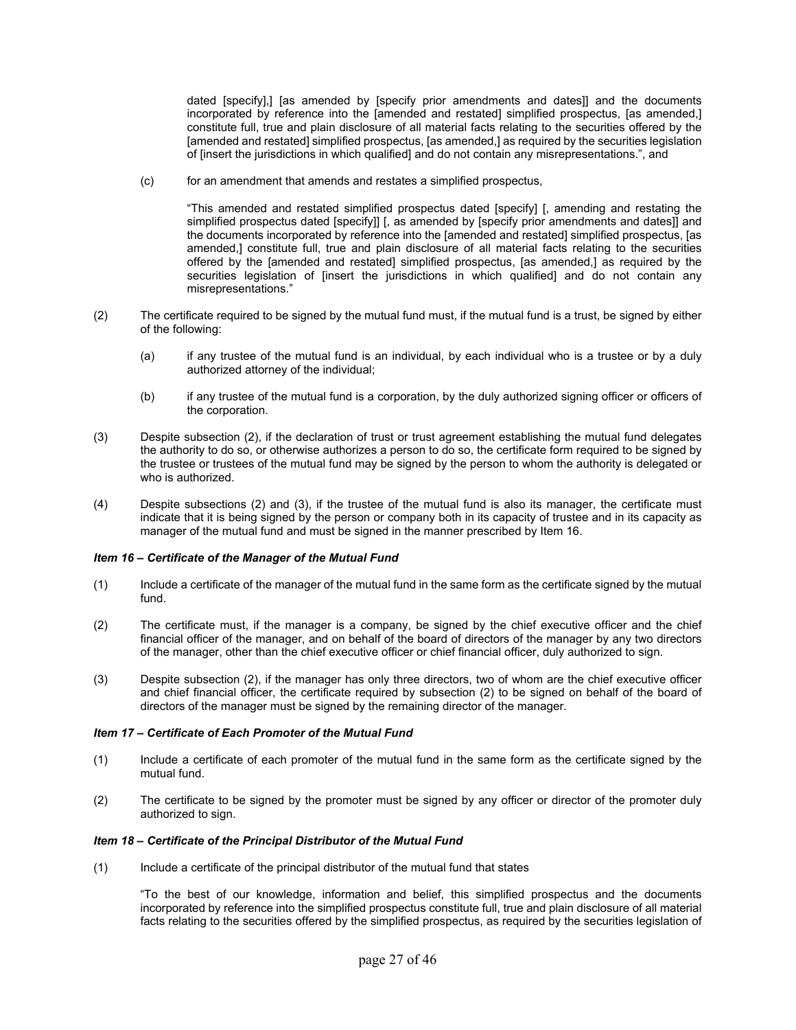dated [specify],] [as amended by [specify prior amendments and dates]] and the documents incorporated by reference into the [amended and restated] simplified prospectus, [as amended,] constitute full, true and plain disclosure of all material facts relating to the securities offered by the [amended and restated] simplified prospectus, [as amended,] as required by the securities legislation of [insert the jurisdictions in which qualified] and do not contain any misrepresentations.", and

(c) for an amendment that amends and restates a simplified prospectus,

"This amended and restated simplified prospectus dated [specify] [, amending and restating the simplified prospectus dated [specify]] [, as amended by [specify prior amendments and dates]] and the documents incorporated by reference into the [amended and restated] simplified prospectus, [as amended,] constitute full, true and plain disclosure of all material facts relating to the securities offered by the [amended and restated] simplified prospectus, [as amended,] as required by the securities legislation of [insert the jurisdictions in which qualified] and do not contain any misrepresentations."

(2) The certificate required to be signed by the mutual fund must, if the mutual fund is a trust, be signed by either of the following:

(a) if any trustee of the mutual fund is an individual, by each individual who is a trustee or by a duly authorized attorney of the individual;

(b) if any trustee of the mutual fund is a corporation, by the duly authorized signing officer or officers of the corporation.

(3) Despite subsection (2), if the declaration of trust or trust agreement establishing the mutual fund delegates the authority to do so, or otherwise authorizes a person to do so, the certificate form required to be signed by the trustee or trustees of the mutual fund may be signed by the person to whom the authority is delegated or who is authorized.

(4) Despite subsections (2) and (3), if the trustee of the mutual fund is also its manager, the certificate must indicate that it is being signed by the person or company both in its capacity of trustee and in its capacity as manager of the mutual fund and must be signed in the manner prescribed by Item 16.

***Item 16 – Certificate of the Manager of the Mutual Fund***

(1) Include a certificate of the manager of the mutual fund in the same form as the certificate signed by the mutual fund.

(2) The certificate must, if the manager is a company, be signed by the chief executive officer and the chief financial officer of the manager, and on behalf of the board of directors of the manager by any two directors of the manager, other than the chief executive officer or chief financial officer, duly authorized to sign.

(3) Despite subsection (2), if the manager has only three directors, two of whom are the chief executive officer and chief financial officer, the certificate required by subsection (2) to be signed on behalf of the board of directors of the manager must be signed by the remaining director of the manager.

***Item 17 – Certificate of Each Promoter of the Mutual Fund***

(1) Include a certificate of each promoter of the mutual fund in the same form as the certificate signed by the mutual fund.

(2) The certificate to be signed by the promoter must be signed by any officer or director of the promoter duly authorized to sign.

***Item 18 – Certificate of the Principal Distributor of the Mutual Fund***

(1) Include a certificate of the principal distributor of the mutual fund that states

"To the best of our knowledge, information and belief, this simplified prospectus and the documents incorporated by reference into the simplified prospectus constitute full, true and plain disclosure of all material facts relating to the securities offered by the simplified prospectus, as required by the securities legislation of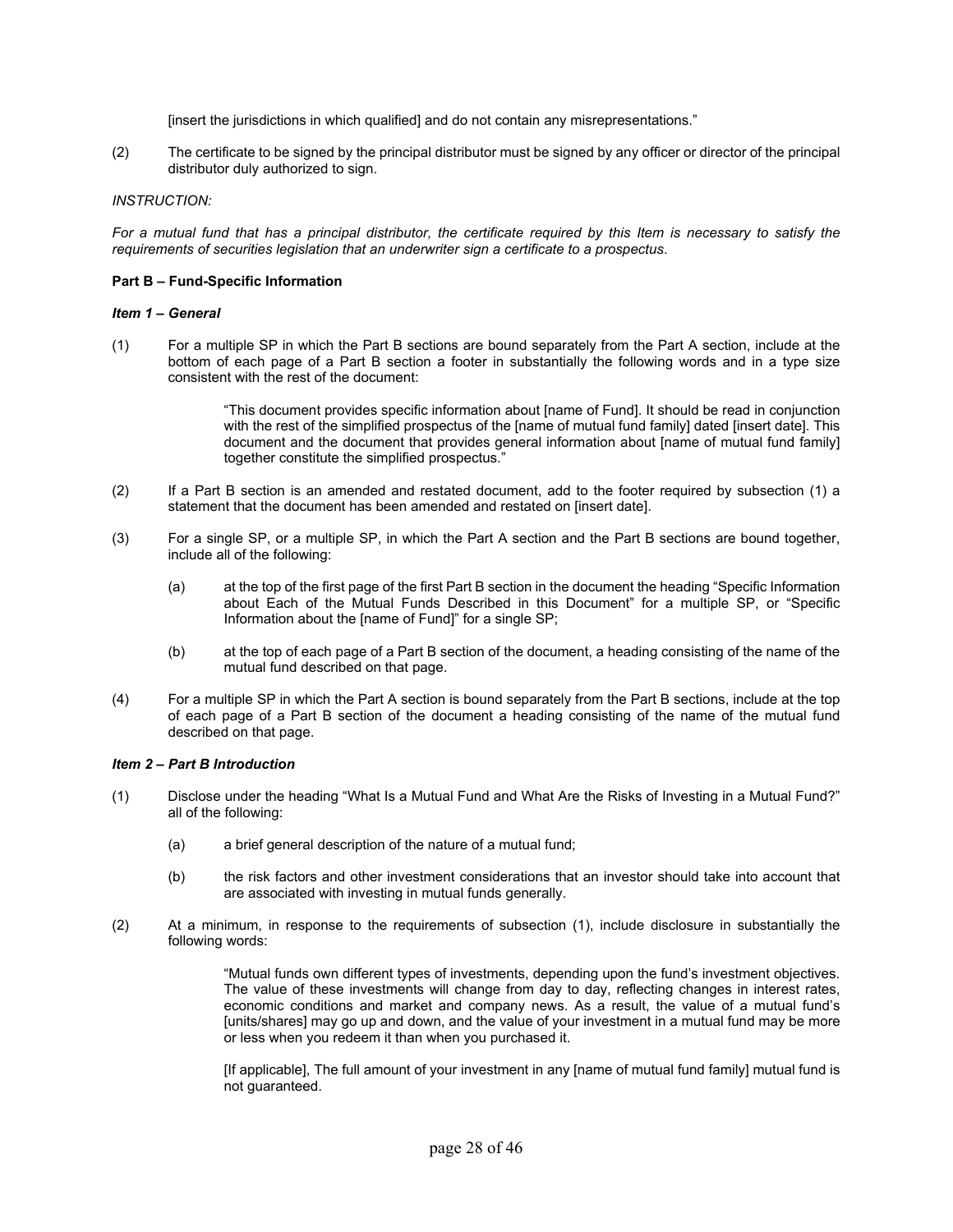[insert the jurisdictions in which qualified] and do not contain any misrepresentations."

(2) The certificate to be signed by the principal distributor must be signed by any officer or director of the principal distributor duly authorized to sign.

*INSTRUCTION:*

*For a mutual fund that has a principal distributor, the certificate required by this Item is necessary to satisfy the requirements of securities legislation that an underwriter sign a certificate to a prospectus.*

**Part B – Fund-Specific Information**

***Item 1 – General***

(1) For a multiple SP in which the Part B sections are bound separately from the Part A section, include at the bottom of each page of a Part B section a footer in substantially the following words and in a type size consistent with the rest of the document:

> "This document provides specific information about [name of Fund]. It should be read in conjunction with the rest of the simplified prospectus of the [name of mutual fund family] dated [insert date]. This document and the document that provides general information about [name of mutual fund family] together constitute the simplified prospectus."

(2) If a Part B section is an amended and restated document, add to the footer required by subsection (1) a statement that the document has been amended and restated on [insert date].

(3) For a single SP, or a multiple SP, in which the Part A section and the Part B sections are bound together, include all of the following:

- (a) at the top of the first page of the first Part B section in the document the heading "Specific Information about Each of the Mutual Funds Described in this Document" for a multiple SP, or "Specific Information about the [name of Fund]" for a single SP;
- (b) at the top of each page of a Part B section of the document, a heading consisting of the name of the mutual fund described on that page.

(4) For a multiple SP in which the Part A section is bound separately from the Part B sections, include at the top of each page of a Part B section of the document a heading consisting of the name of the mutual fund described on that page.

***Item 2 – Part B Introduction***

(1) Disclose under the heading "What Is a Mutual Fund and What Are the Risks of Investing in a Mutual Fund?" all of the following:

- (a) a brief general description of the nature of a mutual fund;
- (b) the risk factors and other investment considerations that an investor should take into account that are associated with investing in mutual funds generally.

(2) At a minimum, in response to the requirements of subsection (1), include disclosure in substantially the following words:

> "Mutual funds own different types of investments, depending upon the fund's investment objectives. The value of these investments will change from day to day, reflecting changes in interest rates, economic conditions and market and company news. As a result, the value of a mutual fund's [units/shares] may go up and down, and the value of your investment in a mutual fund may be more or less when you redeem it than when you purchased it.
>
> [If applicable], The full amount of your investment in any [name of mutual fund family] mutual fund is not guaranteed.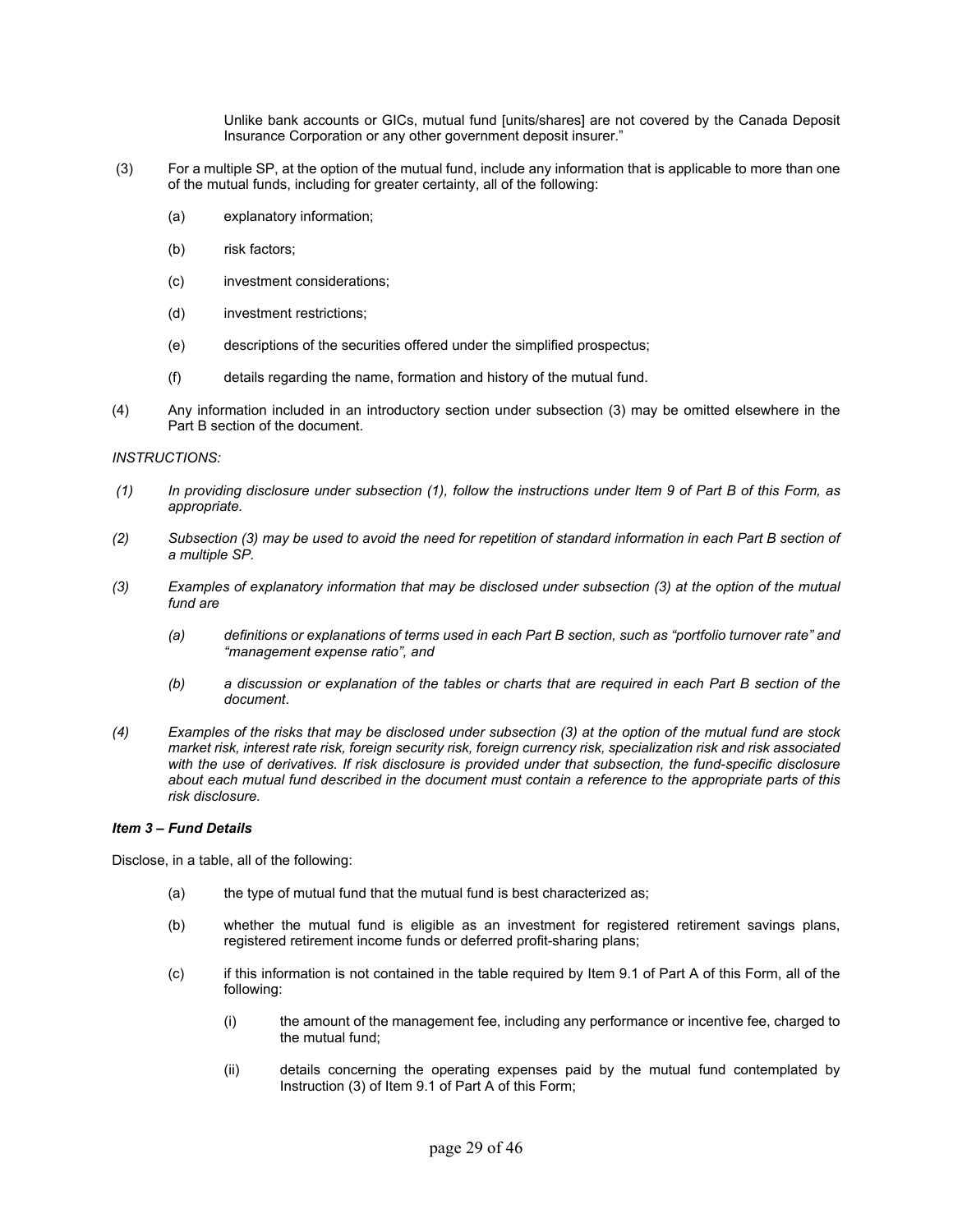Unlike bank accounts or GICs, mutual fund [units/shares] are not covered by the Canada Deposit Insurance Corporation or any other government deposit insurer."

(3) For a multiple SP, at the option of the mutual fund, include any information that is applicable to more than one of the mutual funds, including for greater certainty, all of the following:

- (a) explanatory information;
- (b) risk factors;
- (c) investment considerations;
- (d) investment restrictions;
- (e) descriptions of the securities offered under the simplified prospectus;
- (f) details regarding the name, formation and history of the mutual fund.

(4) Any information included in an introductory section under subsection (3) may be omitted elsewhere in the Part B section of the document.

*INSTRUCTIONS:*

*(1) In providing disclosure under subsection (1), follow the instructions under Item 9 of Part B of this Form, as appropriate.*

*(2) Subsection (3) may be used to avoid the need for repetition of standard information in each Part B section of a multiple SP.*

*(3) Examples of explanatory information that may be disclosed under subsection (3) at the option of the mutual fund are*

- *(a) definitions or explanations of terms used in each Part B section, such as "portfolio turnover rate" and "management expense ratio", and*
- *(b) a discussion or explanation of the tables or charts that are required in each Part B section of the document.*

*(4) Examples of the risks that may be disclosed under subsection (3) at the option of the mutual fund are stock market risk, interest rate risk, foreign security risk, foreign currency risk, specialization risk and risk associated with the use of derivatives. If risk disclosure is provided under that subsection, the fund-specific disclosure about each mutual fund described in the document must contain a reference to the appropriate parts of this risk disclosure.*

***Item 3 – Fund Details***

Disclose, in a table, all of the following:

- (a) the type of mutual fund that the mutual fund is best characterized as;
- (b) whether the mutual fund is eligible as an investment for registered retirement savings plans, registered retirement income funds or deferred profit-sharing plans;
- (c) if this information is not contained in the table required by Item 9.1 of Part A of this Form, all of the following:
  - (i) the amount of the management fee, including any performance or incentive fee, charged to the mutual fund;
  - (ii) details concerning the operating expenses paid by the mutual fund contemplated by Instruction (3) of Item 9.1 of Part A of this Form;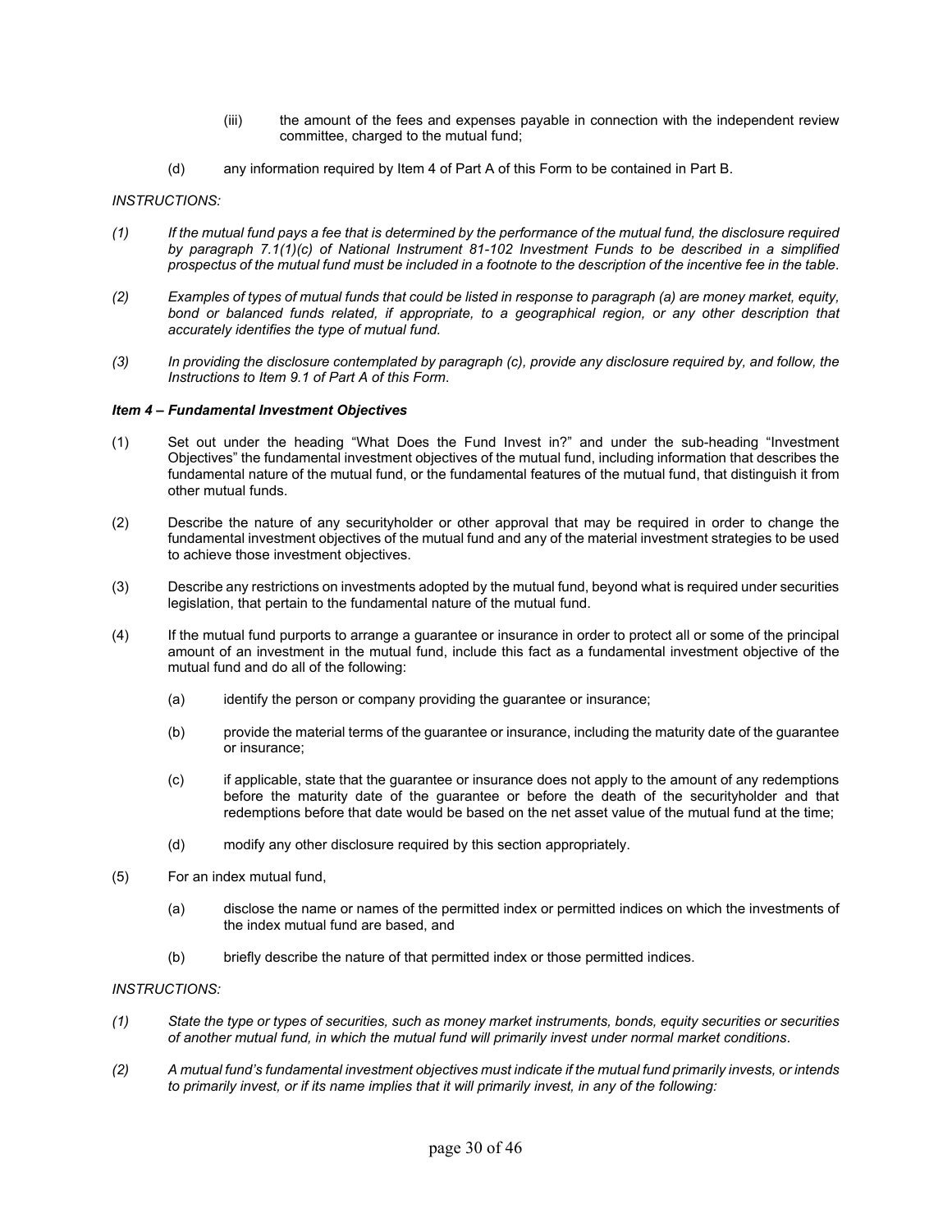(iii) the amount of the fees and expenses payable in connection with the independent review committee, charged to the mutual fund;

(d) any information required by Item 4 of Part A of this Form to be contained in Part B.

*INSTRUCTIONS:*

*(1) If the mutual fund pays a fee that is determined by the performance of the mutual fund, the disclosure required by paragraph 7.1(1)(c) of National Instrument 81-102 Investment Funds to be described in a simplified prospectus of the mutual fund must be included in a footnote to the description of the incentive fee in the table.*

*(2) Examples of types of mutual funds that could be listed in response to paragraph (a) are money market, equity, bond or balanced funds related, if appropriate, to a geographical region, or any other description that accurately identifies the type of mutual fund.*

*(3) In providing the disclosure contemplated by paragraph (c), provide any disclosure required by, and follow, the Instructions to Item 9.1 of Part A of this Form.*

***Item 4 – Fundamental Investment Objectives***

(1) Set out under the heading "What Does the Fund Invest in?" and under the sub-heading "Investment Objectives" the fundamental investment objectives of the mutual fund, including information that describes the fundamental nature of the mutual fund, or the fundamental features of the mutual fund, that distinguish it from other mutual funds.

(2) Describe the nature of any securityholder or other approval that may be required in order to change the fundamental investment objectives of the mutual fund and any of the material investment strategies to be used to achieve those investment objectives.

(3) Describe any restrictions on investments adopted by the mutual fund, beyond what is required under securities legislation, that pertain to the fundamental nature of the mutual fund.

(4) If the mutual fund purports to arrange a guarantee or insurance in order to protect all or some of the principal amount of an investment in the mutual fund, include this fact as a fundamental investment objective of the mutual fund and do all of the following:

(a) identify the person or company providing the guarantee or insurance;

(b) provide the material terms of the guarantee or insurance, including the maturity date of the guarantee or insurance;

(c) if applicable, state that the guarantee or insurance does not apply to the amount of any redemptions before the maturity date of the guarantee or before the death of the securityholder and that redemptions before that date would be based on the net asset value of the mutual fund at the time;

(d) modify any other disclosure required by this section appropriately.

(5) For an index mutual fund,

(a) disclose the name or names of the permitted index or permitted indices on which the investments of the index mutual fund are based, and

(b) briefly describe the nature of that permitted index or those permitted indices.

*INSTRUCTIONS:*

*(1) State the type or types of securities, such as money market instruments, bonds, equity securities or securities of another mutual fund, in which the mutual fund will primarily invest under normal market conditions.*

*(2) A mutual fund's fundamental investment objectives must indicate if the mutual fund primarily invests, or intends to primarily invest, or if its name implies that it will primarily invest, in any of the following:*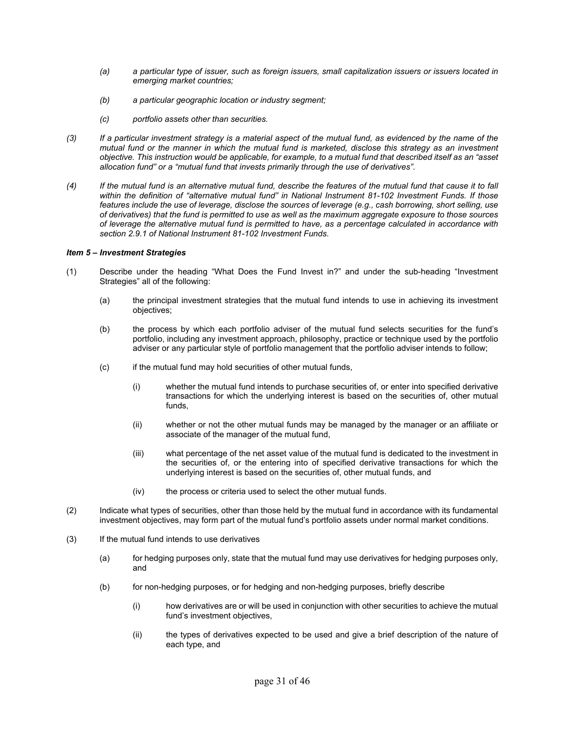*(a) a particular type of issuer, such as foreign issuers, small capitalization issuers or issuers located in emerging market countries;*

*(b) a particular geographic location or industry segment;*

*(c) portfolio assets other than securities.*

*(3) If a particular investment strategy is a material aspect of the mutual fund, as evidenced by the name of the mutual fund or the manner in which the mutual fund is marketed, disclose this strategy as an investment objective. This instruction would be applicable, for example, to a mutual fund that described itself as an "asset allocation fund" or a "mutual fund that invests primarily through the use of derivatives".*

*(4) If the mutual fund is an alternative mutual fund, describe the features of the mutual fund that cause it to fall within the definition of "alternative mutual fund" in National Instrument 81-102 Investment Funds. If those features include the use of leverage, disclose the sources of leverage (e.g., cash borrowing, short selling, use of derivatives) that the fund is permitted to use as well as the maximum aggregate exposure to those sources of leverage the alternative mutual fund is permitted to have, as a percentage calculated in accordance with section 2.9.1 of National Instrument 81-102 Investment Funds.*

***Item 5 – Investment Strategies***

(1) Describe under the heading "What Does the Fund Invest in?" and under the sub-heading "Investment Strategies" all of the following:

(a) the principal investment strategies that the mutual fund intends to use in achieving its investment objectives;

(b) the process by which each portfolio adviser of the mutual fund selects securities for the fund's portfolio, including any investment approach, philosophy, practice or technique used by the portfolio adviser or any particular style of portfolio management that the portfolio adviser intends to follow;

(c) if the mutual fund may hold securities of other mutual funds,

(i) whether the mutual fund intends to purchase securities of, or enter into specified derivative transactions for which the underlying interest is based on the securities of, other mutual funds,

(ii) whether or not the other mutual funds may be managed by the manager or an affiliate or associate of the manager of the mutual fund,

(iii) what percentage of the net asset value of the mutual fund is dedicated to the investment in the securities of, or the entering into of specified derivative transactions for which the underlying interest is based on the securities of, other mutual funds, and

(iv) the process or criteria used to select the other mutual funds.

(2) Indicate what types of securities, other than those held by the mutual fund in accordance with its fundamental investment objectives, may form part of the mutual fund's portfolio assets under normal market conditions.

(3) If the mutual fund intends to use derivatives

(a) for hedging purposes only, state that the mutual fund may use derivatives for hedging purposes only, and

(b) for non-hedging purposes, or for hedging and non-hedging purposes, briefly describe

(i) how derivatives are or will be used in conjunction with other securities to achieve the mutual fund's investment objectives,

(ii) the types of derivatives expected to be used and give a brief description of the nature of each type, and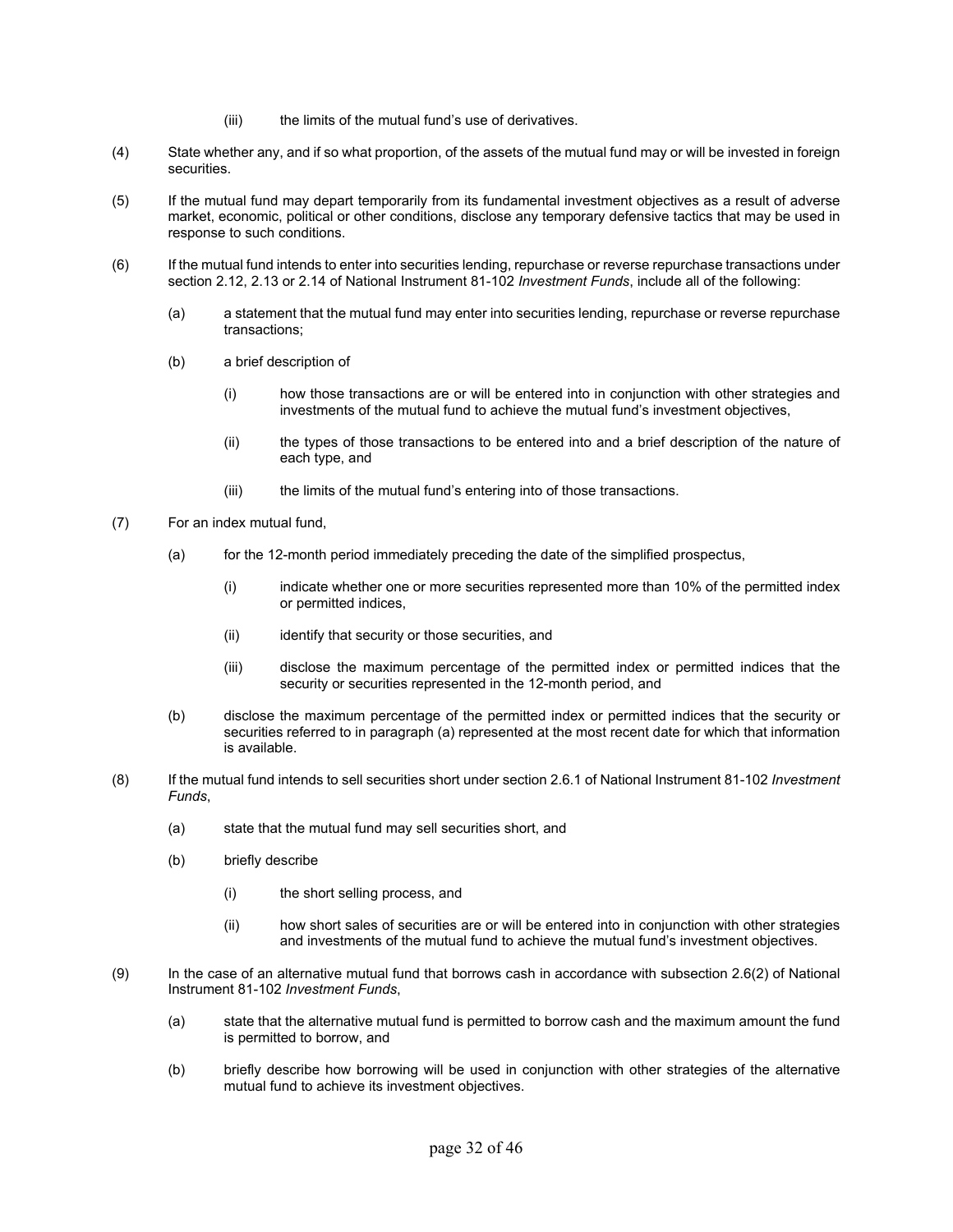(iii) the limits of the mutual fund's use of derivatives.

(4) State whether any, and if so what proportion, of the assets of the mutual fund may or will be invested in foreign securities.

(5) If the mutual fund may depart temporarily from its fundamental investment objectives as a result of adverse market, economic, political or other conditions, disclose any temporary defensive tactics that may be used in response to such conditions.

(6) If the mutual fund intends to enter into securities lending, repurchase or reverse repurchase transactions under section 2.12, 2.13 or 2.14 of National Instrument 81-102 *Investment Funds*, include all of the following:

  (a) a statement that the mutual fund may enter into securities lending, repurchase or reverse repurchase transactions;

  (b) a brief description of

    (i) how those transactions are or will be entered into in conjunction with other strategies and investments of the mutual fund to achieve the mutual fund's investment objectives,

    (ii) the types of those transactions to be entered into and a brief description of the nature of each type, and

    (iii) the limits of the mutual fund's entering into of those transactions.

(7) For an index mutual fund,

  (a) for the 12-month period immediately preceding the date of the simplified prospectus,

    (i) indicate whether one or more securities represented more than 10% of the permitted index or permitted indices,

    (ii) identify that security or those securities, and

    (iii) disclose the maximum percentage of the permitted index or permitted indices that the security or securities represented in the 12-month period, and

  (b) disclose the maximum percentage of the permitted index or permitted indices that the security or securities referred to in paragraph (a) represented at the most recent date for which that information is available.

(8) If the mutual fund intends to sell securities short under section 2.6.1 of National Instrument 81-102 *Investment Funds*,

  (a) state that the mutual fund may sell securities short, and

  (b) briefly describe

    (i) the short selling process, and

    (ii) how short sales of securities are or will be entered into in conjunction with other strategies and investments of the mutual fund to achieve the mutual fund's investment objectives.

(9) In the case of an alternative mutual fund that borrows cash in accordance with subsection 2.6(2) of National Instrument 81-102 *Investment Funds*,

  (a) state that the alternative mutual fund is permitted to borrow cash and the maximum amount the fund is permitted to borrow, and

  (b) briefly describe how borrowing will be used in conjunction with other strategies of the alternative mutual fund to achieve its investment objectives.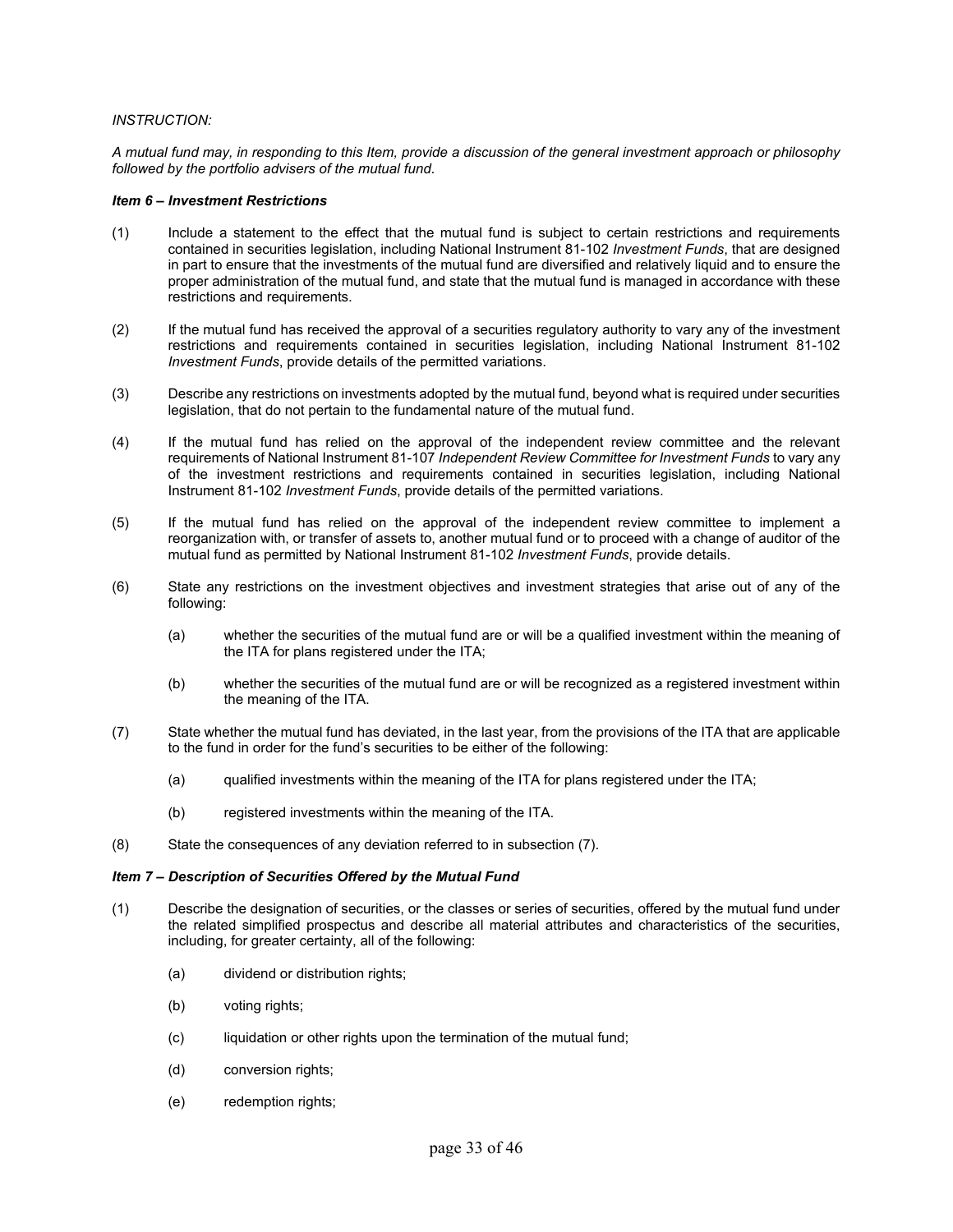*INSTRUCTION:*

*A mutual fund may, in responding to this Item, provide a discussion of the general investment approach or philosophy followed by the portfolio advisers of the mutual fund.*

***Item 6 – Investment Restrictions***

(1) Include a statement to the effect that the mutual fund is subject to certain restrictions and requirements contained in securities legislation, including National Instrument 81-102 *Investment Funds*, that are designed in part to ensure that the investments of the mutual fund are diversified and relatively liquid and to ensure the proper administration of the mutual fund, and state that the mutual fund is managed in accordance with these restrictions and requirements.

(2) If the mutual fund has received the approval of a securities regulatory authority to vary any of the investment restrictions and requirements contained in securities legislation, including National Instrument 81-102 *Investment Funds*, provide details of the permitted variations.

(3) Describe any restrictions on investments adopted by the mutual fund, beyond what is required under securities legislation, that do not pertain to the fundamental nature of the mutual fund.

(4) If the mutual fund has relied on the approval of the independent review committee and the relevant requirements of National Instrument 81-107 *Independent Review Committee for Investment Funds* to vary any of the investment restrictions and requirements contained in securities legislation, including National Instrument 81-102 *Investment Funds*, provide details of the permitted variations.

(5) If the mutual fund has relied on the approval of the independent review committee to implement a reorganization with, or transfer of assets to, another mutual fund or to proceed with a change of auditor of the mutual fund as permitted by National Instrument 81-102 *Investment Funds*, provide details.

(6) State any restrictions on the investment objectives and investment strategies that arise out of any of the following:

   (a) whether the securities of the mutual fund are or will be a qualified investment within the meaning of the ITA for plans registered under the ITA;

   (b) whether the securities of the mutual fund are or will be recognized as a registered investment within the meaning of the ITA.

(7) State whether the mutual fund has deviated, in the last year, from the provisions of the ITA that are applicable to the fund in order for the fund's securities to be either of the following:

   (a) qualified investments within the meaning of the ITA for plans registered under the ITA;

   (b) registered investments within the meaning of the ITA.

(8) State the consequences of any deviation referred to in subsection (7).

***Item 7 – Description of Securities Offered by the Mutual Fund***

(1) Describe the designation of securities, or the classes or series of securities, offered by the mutual fund under the related simplified prospectus and describe all material attributes and characteristics of the securities, including, for greater certainty, all of the following:

   (a) dividend or distribution rights;

   (b) voting rights;

   (c) liquidation or other rights upon the termination of the mutual fund;

   (d) conversion rights;

   (e) redemption rights;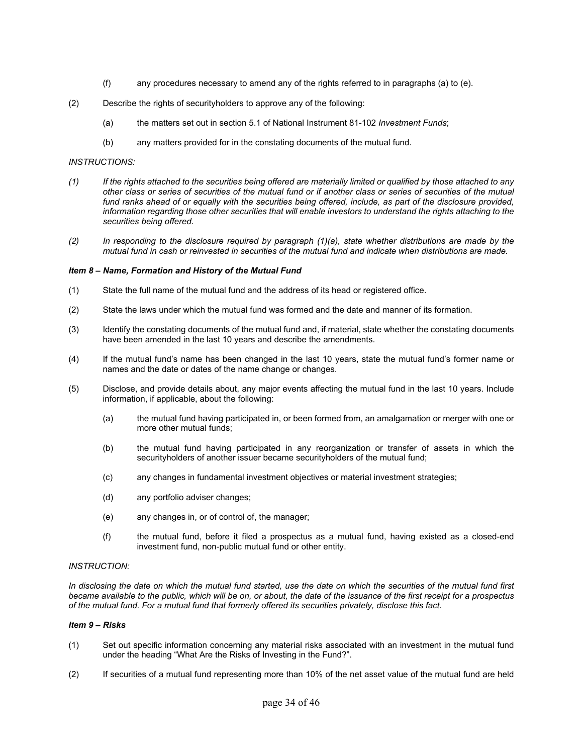(f) any procedures necessary to amend any of the rights referred to in paragraphs (a) to (e).

(2) Describe the rights of securityholders to approve any of the following:

(a) the matters set out in section 5.1 of National Instrument 81-102 *Investment Funds*;

(b) any matters provided for in the constating documents of the mutual fund.

*INSTRUCTIONS:*

*(1) If the rights attached to the securities being offered are materially limited or qualified by those attached to any other class or series of securities of the mutual fund or if another class or series of securities of the mutual fund ranks ahead of or equally with the securities being offered, include, as part of the disclosure provided, information regarding those other securities that will enable investors to understand the rights attaching to the securities being offered.*

*(2) In responding to the disclosure required by paragraph (1)(a), state whether distributions are made by the mutual fund in cash or reinvested in securities of the mutual fund and indicate when distributions are made.*

***Item 8 – Name, Formation and History of the Mutual Fund***

(1) State the full name of the mutual fund and the address of its head or registered office.

(2) State the laws under which the mutual fund was formed and the date and manner of its formation.

(3) Identify the constating documents of the mutual fund and, if material, state whether the constating documents have been amended in the last 10 years and describe the amendments.

(4) If the mutual fund's name has been changed in the last 10 years, state the mutual fund's former name or names and the date or dates of the name change or changes.

(5) Disclose, and provide details about, any major events affecting the mutual fund in the last 10 years. Include information, if applicable, about the following:

(a) the mutual fund having participated in, or been formed from, an amalgamation or merger with one or more other mutual funds;

(b) the mutual fund having participated in any reorganization or transfer of assets in which the securityholders of another issuer became securityholders of the mutual fund;

(c) any changes in fundamental investment objectives or material investment strategies;

(d) any portfolio adviser changes;

(e) any changes in, or of control of, the manager;

(f) the mutual fund, before it filed a prospectus as a mutual fund, having existed as a closed-end investment fund, non-public mutual fund or other entity.

*INSTRUCTION:*

*In disclosing the date on which the mutual fund started, use the date on which the securities of the mutual fund first became available to the public, which will be on, or about, the date of the issuance of the first receipt for a prospectus of the mutual fund. For a mutual fund that formerly offered its securities privately, disclose this fact.*

***Item 9 – Risks***

(1) Set out specific information concerning any material risks associated with an investment in the mutual fund under the heading "What Are the Risks of Investing in the Fund?".

(2) If securities of a mutual fund representing more than 10% of the net asset value of the mutual fund are held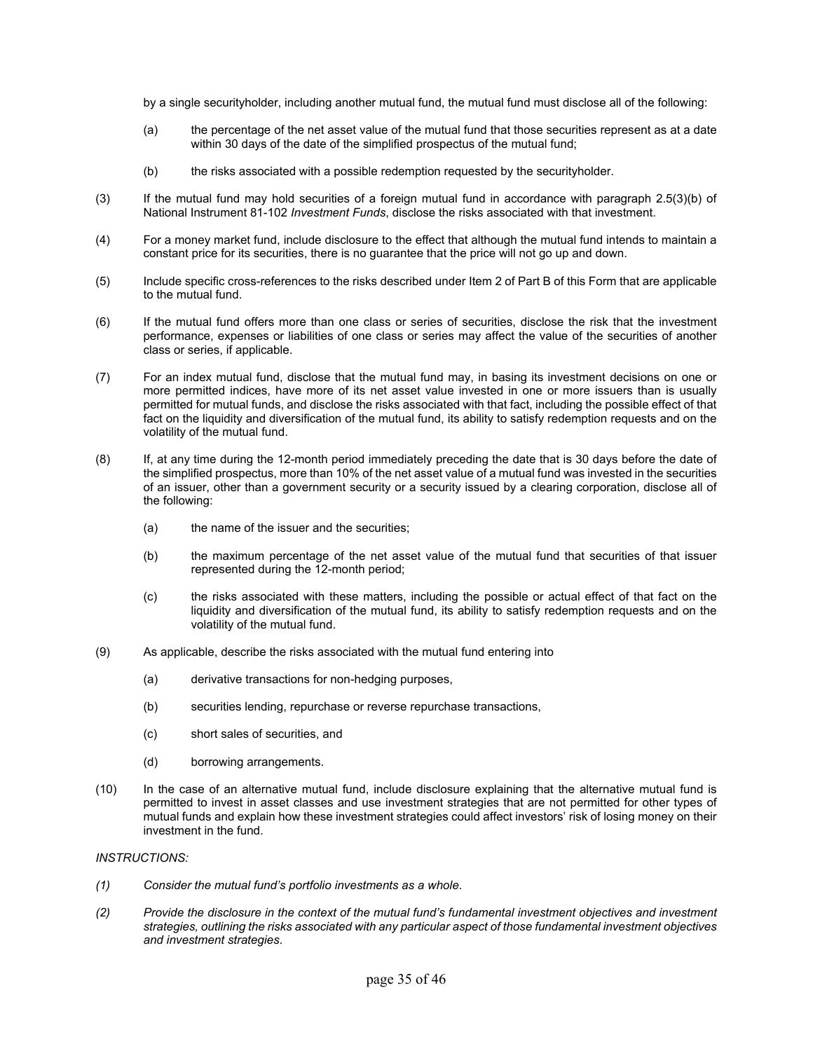by a single securityholder, including another mutual fund, the mutual fund must disclose all of the following:

(a) the percentage of the net asset value of the mutual fund that those securities represent as at a date within 30 days of the date of the simplified prospectus of the mutual fund;

(b) the risks associated with a possible redemption requested by the securityholder.

(3) If the mutual fund may hold securities of a foreign mutual fund in accordance with paragraph 2.5(3)(b) of National Instrument 81-102 *Investment Funds*, disclose the risks associated with that investment.

(4) For a money market fund, include disclosure to the effect that although the mutual fund intends to maintain a constant price for its securities, there is no guarantee that the price will not go up and down.

(5) Include specific cross-references to the risks described under Item 2 of Part B of this Form that are applicable to the mutual fund.

(6) If the mutual fund offers more than one class or series of securities, disclose the risk that the investment performance, expenses or liabilities of one class or series may affect the value of the securities of another class or series, if applicable.

(7) For an index mutual fund, disclose that the mutual fund may, in basing its investment decisions on one or more permitted indices, have more of its net asset value invested in one or more issuers than is usually permitted for mutual funds, and disclose the risks associated with that fact, including the possible effect of that fact on the liquidity and diversification of the mutual fund, its ability to satisfy redemption requests and on the volatility of the mutual fund.

(8) If, at any time during the 12-month period immediately preceding the date that is 30 days before the date of the simplified prospectus, more than 10% of the net asset value of a mutual fund was invested in the securities of an issuer, other than a government security or a security issued by a clearing corporation, disclose all of the following:

(a) the name of the issuer and the securities;

(b) the maximum percentage of the net asset value of the mutual fund that securities of that issuer represented during the 12-month period;

(c) the risks associated with these matters, including the possible or actual effect of that fact on the liquidity and diversification of the mutual fund, its ability to satisfy redemption requests and on the volatility of the mutual fund.

(9) As applicable, describe the risks associated with the mutual fund entering into

(a) derivative transactions for non-hedging purposes,

(b) securities lending, repurchase or reverse repurchase transactions,

(c) short sales of securities, and

(d) borrowing arrangements.

(10) In the case of an alternative mutual fund, include disclosure explaining that the alternative mutual fund is permitted to invest in asset classes and use investment strategies that are not permitted for other types of mutual funds and explain how these investment strategies could affect investors' risk of losing money on their investment in the fund.

*INSTRUCTIONS:*

*(1) Consider the mutual fund's portfolio investments as a whole.*

*(2) Provide the disclosure in the context of the mutual fund's fundamental investment objectives and investment strategies, outlining the risks associated with any particular aspect of those fundamental investment objectives and investment strategies.*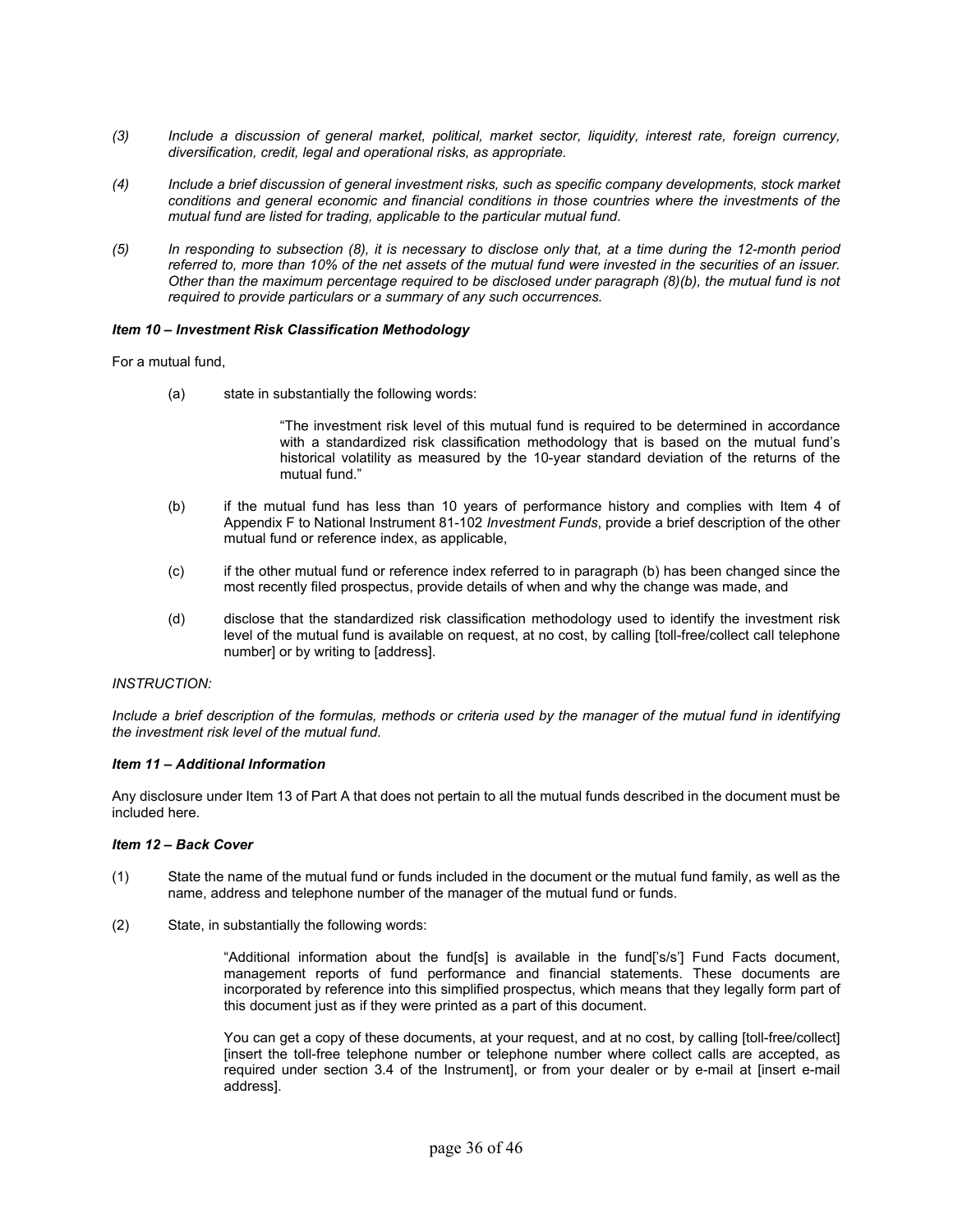*(3) Include a discussion of general market, political, market sector, liquidity, interest rate, foreign currency, diversification, credit, legal and operational risks, as appropriate.*

*(4) Include a brief discussion of general investment risks, such as specific company developments, stock market conditions and general economic and financial conditions in those countries where the investments of the mutual fund are listed for trading, applicable to the particular mutual fund.*

*(5) In responding to subsection (8), it is necessary to disclose only that, at a time during the 12-month period referred to, more than 10% of the net assets of the mutual fund were invested in the securities of an issuer. Other than the maximum percentage required to be disclosed under paragraph (8)(b), the mutual fund is not required to provide particulars or a summary of any such occurrences.*

***Item 10 – Investment Risk Classification Methodology***

For a mutual fund,

(a) state in substantially the following words:

> "The investment risk level of this mutual fund is required to be determined in accordance with a standardized risk classification methodology that is based on the mutual fund's historical volatility as measured by the 10-year standard deviation of the returns of the mutual fund."

(b) if the mutual fund has less than 10 years of performance history and complies with Item 4 of Appendix F to National Instrument 81-102 *Investment Funds*, provide a brief description of the other mutual fund or reference index, as applicable,

(c) if the other mutual fund or reference index referred to in paragraph (b) has been changed since the most recently filed prospectus, provide details of when and why the change was made, and

(d) disclose that the standardized risk classification methodology used to identify the investment risk level of the mutual fund is available on request, at no cost, by calling [toll-free/collect call telephone number] or by writing to [address].

*INSTRUCTION:*

*Include a brief description of the formulas, methods or criteria used by the manager of the mutual fund in identifying the investment risk level of the mutual fund.*

***Item 11 – Additional Information***

Any disclosure under Item 13 of Part A that does not pertain to all the mutual funds described in the document must be included here.

***Item 12 – Back Cover***

(1) State the name of the mutual fund or funds included in the document or the mutual fund family, as well as the name, address and telephone number of the manager of the mutual fund or funds.

(2) State, in substantially the following words:

> "Additional information about the fund[s] is available in the fund['s/s'] Fund Facts document, management reports of fund performance and financial statements. These documents are incorporated by reference into this simplified prospectus, which means that they legally form part of this document just as if they were printed as a part of this document.
>
> You can get a copy of these documents, at your request, and at no cost, by calling [toll-free/collect] [insert the toll-free telephone number or telephone number where collect calls are accepted, as required under section 3.4 of the Instrument], or from your dealer or by e-mail at [insert e-mail address].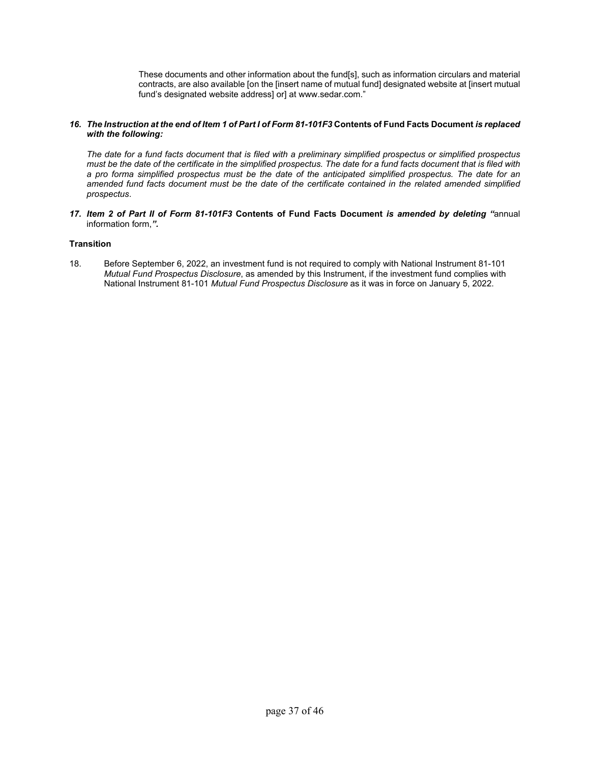These documents and other information about the fund[s], such as information circulars and material contracts, are also available [on the [insert name of mutual fund] designated website at [insert mutual fund's designated website address] or] at www.sedar.com."

***16. The Instruction at the end of Item 1 of Part I of Form 81-101F3* Contents of Fund Facts Document *is replaced with the following:***

*The date for a fund facts document that is filed with a preliminary simplified prospectus or simplified prospectus must be the date of the certificate in the simplified prospectus. The date for a fund facts document that is filed with a pro forma simplified prospectus must be the date of the anticipated simplified prospectus. The date for an amended fund facts document must be the date of the certificate contained in the related amended simplified prospectus*.

***17. Item 2 of Part II of Form 81-101F3* Contents of Fund Facts Document *is amended by deleting "*annual information form,*".***

**Transition**

18. Before September 6, 2022, an investment fund is not required to comply with National Instrument 81-101 *Mutual Fund Prospectus Disclosure*, as amended by this Instrument, if the investment fund complies with National Instrument 81-101 *Mutual Fund Prospectus Disclosure* as it was in force on January 5, 2022.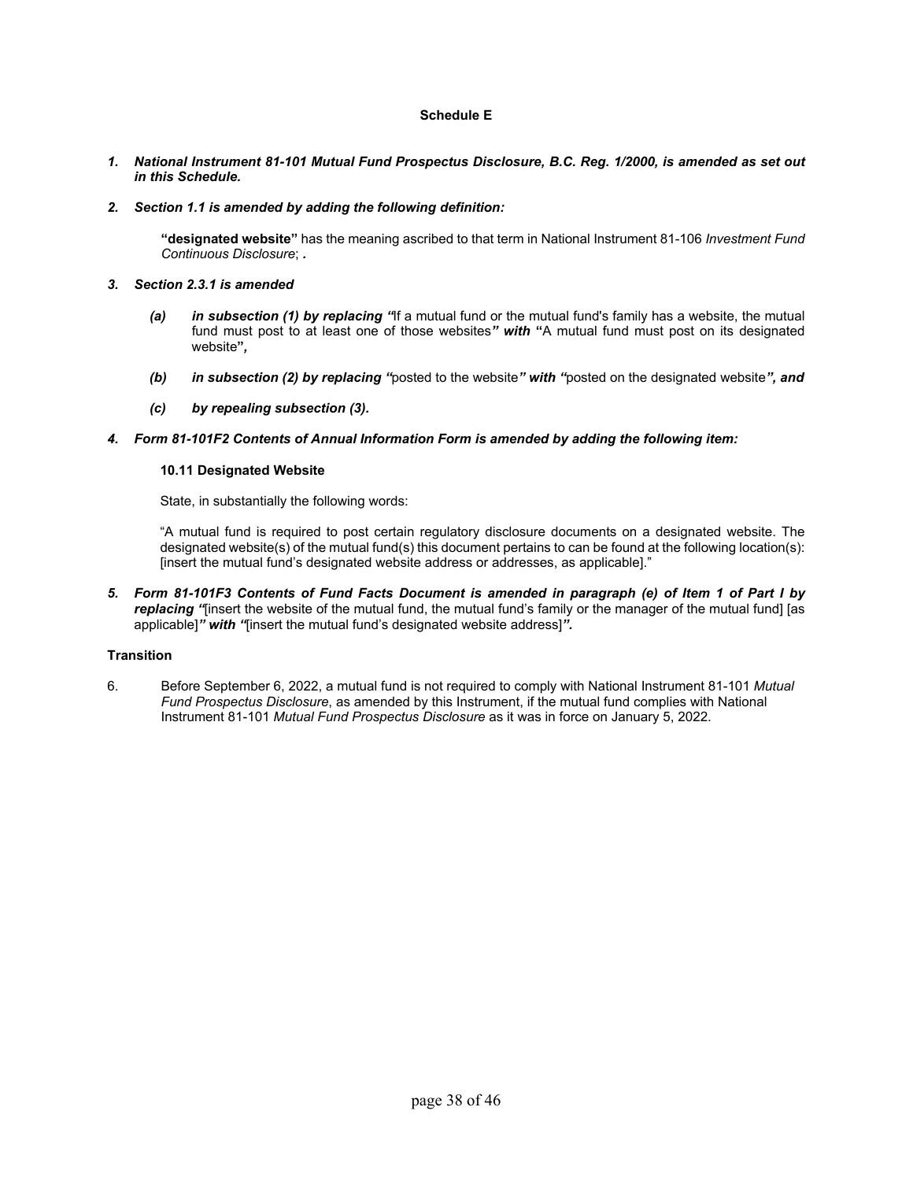**Schedule E**

1. ***National Instrument 81-101 Mutual Fund Prospectus Disclosure, B.C. Reg. 1/2000, is amended as set out in this Schedule.***

2. ***Section 1.1 is amended by adding the following definition:***

   **"designated website"** has the meaning ascribed to that term in National Instrument 81-106 *Investment Fund Continuous Disclosure*; **.**

3. ***Section 2.3.1 is amended***

   *(a)* ***in subsection (1) by replacing "***If a mutual fund or the mutual fund's family has a website, the mutual fund must post to at least one of those websites***" with "***A mutual fund must post on its designated website***",***

   *(b)* ***in subsection (2) by replacing "***posted to the website***" with "***posted on the designated website***", and***

   *(c)* ***by repealing subsection (3).***

4. ***Form 81-101F2 Contents of Annual Information Form is amended by adding the following item:***

   **10.11 Designated Website**

   State, in substantially the following words:

   "A mutual fund is required to post certain regulatory disclosure documents on a designated website. The designated website(s) of the mutual fund(s) this document pertains to can be found at the following location(s): [insert the mutual fund's designated website address or addresses, as applicable]."

5. ***Form 81-101F3 Contents of Fund Facts Document is amended in paragraph (e) of Item 1 of Part I by replacing "***[insert the website of the mutual fund, the mutual fund's family or the manager of the mutual fund] [as applicable]***" with "***[insert the mutual fund's designated website address]***".***

**Transition**

6. Before September 6, 2022, a mutual fund is not required to comply with National Instrument 81-101 *Mutual Fund Prospectus Disclosure*, as amended by this Instrument, if the mutual fund complies with National Instrument 81-101 *Mutual Fund Prospectus Disclosure* as it was in force on January 5, 2022.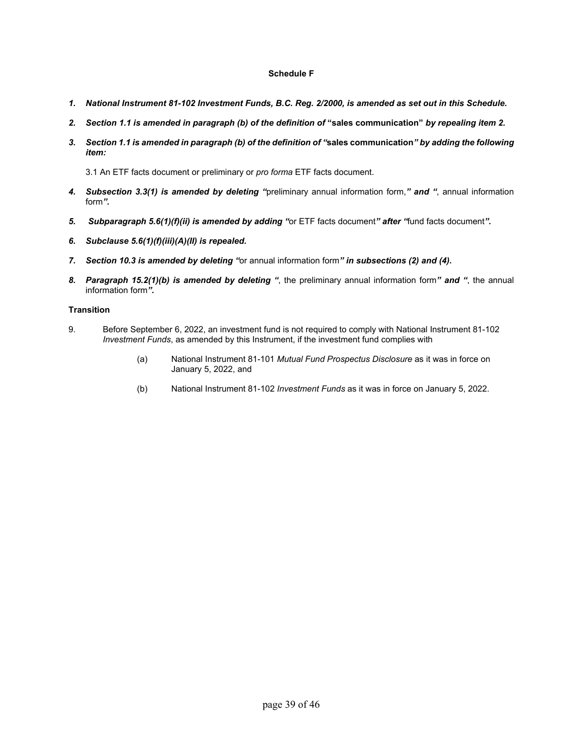**Schedule F**

1. ***National Instrument 81-102 Investment Funds, B.C. Reg. 2/2000, is amended as set out in this Schedule.***

2. ***Section 1.1 is amended in paragraph (b) of the definition of* "sales communication" *by repealing item 2.***

3. ***Section 1.1 is amended in paragraph (b) of the definition of "*sales communication*" by adding the following item:***

   3.1 An ETF facts document or preliminary or *pro forma* ETF facts document.

4. ***Subsection 3.3(1) is amended by deleting "*preliminary annual information form,*" and "*, annual information form*".***

5. ***Subparagraph 5.6(1)(f)(ii) is amended by adding "*or ETF facts document*" after "*fund facts document*".***

6. ***Subclause 5.6(1)(f)(iii)(A)(II) is repealed.***

7. ***Section 10.3 is amended by deleting "*or annual information form*" in subsections (2) and (4).***

8. ***Paragraph 15.2(1)(b) is amended by deleting "*, the preliminary annual information form*" and "*, the annual information form*".***

**Transition**

9. Before September 6, 2022, an investment fund is not required to comply with National Instrument 81-102 *Investment Funds*, as amended by this Instrument, if the investment fund complies with

   (a) National Instrument 81-101 *Mutual Fund Prospectus Disclosure* as it was in force on January 5, 2022, and

   (b) National Instrument 81-102 *Investment Funds* as it was in force on January 5, 2022.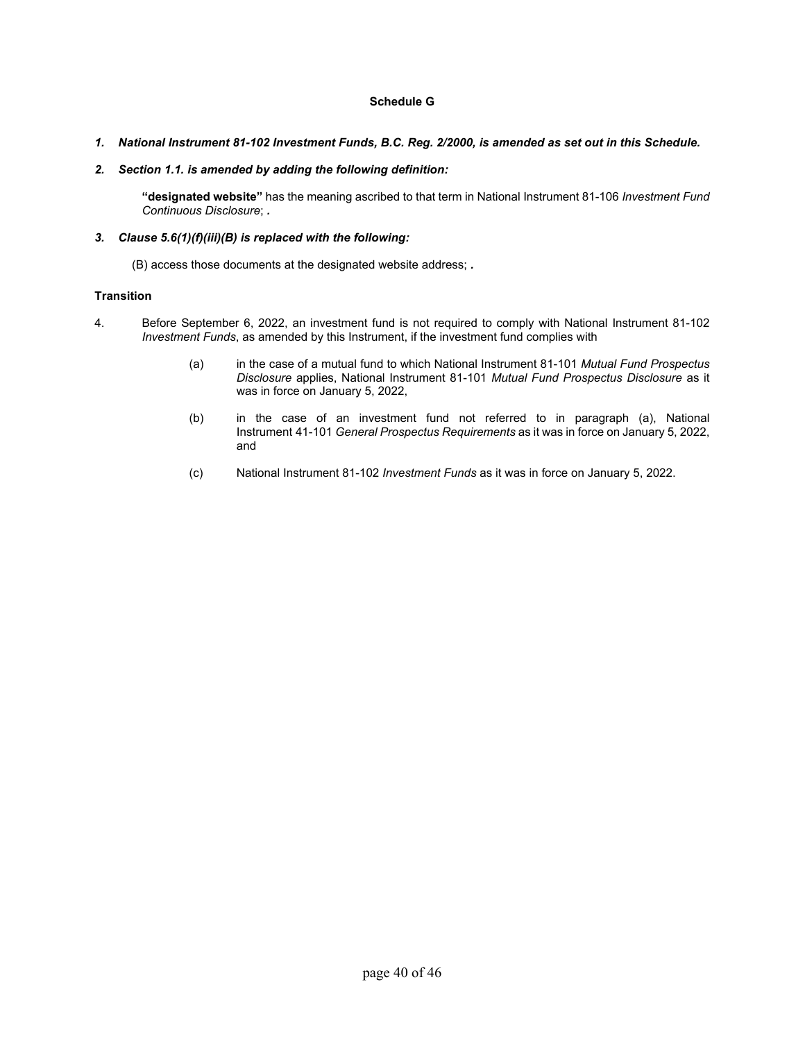## Schedule G

***1. National Instrument 81-102 Investment Funds, B.C. Reg. 2/2000, is amended as set out in this Schedule.***

***2. Section 1.1. is amended by adding the following definition:***

> **"designated website"** has the meaning ascribed to that term in National Instrument 81-106 *Investment Fund Continuous Disclosure*; ***.***

***3. Clause 5.6(1)(f)(iii)(B) is replaced with the following:***

> (B) access those documents at the designated website address; ***.***

**Transition**

4. Before September 6, 2022, an investment fund is not required to comply with National Instrument 81-102 *Investment Funds*, as amended by this Instrument, if the investment fund complies with

   (a) in the case of a mutual fund to which National Instrument 81-101 *Mutual Fund Prospectus Disclosure* applies, National Instrument 81-101 *Mutual Fund Prospectus Disclosure* as it was in force on January 5, 2022,

   (b) in the case of an investment fund not referred to in paragraph (a), National Instrument 41-101 *General Prospectus Requirements* as it was in force on January 5, 2022, and

   (c) National Instrument 81-102 *Investment Funds* as it was in force on January 5, 2022.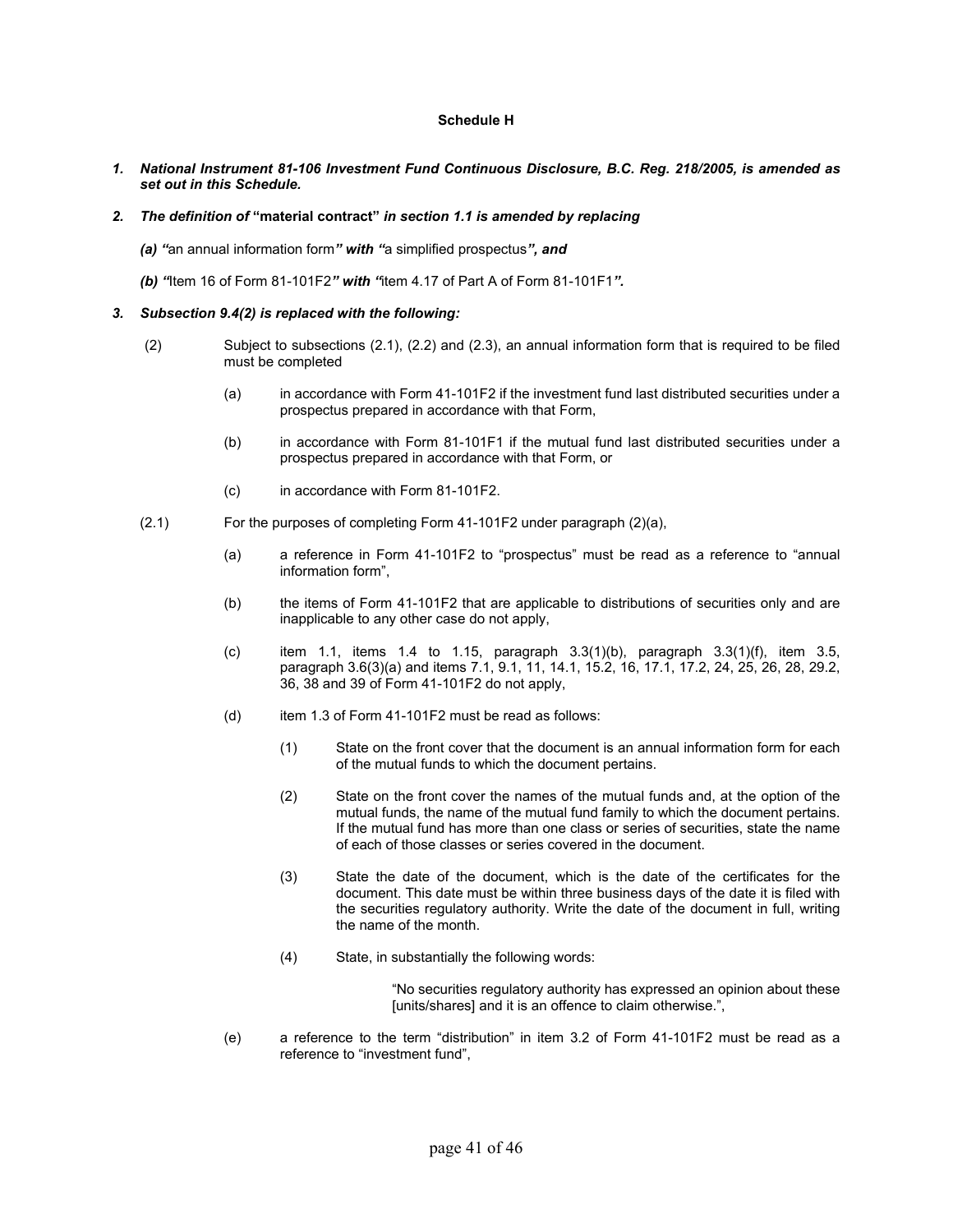**Schedule H**

***1. National Instrument 81-106 Investment Fund Continuous Disclosure, B.C. Reg. 218/2005, is amended as set out in this Schedule.***

***2. The definition of* "material contract" *in section 1.1 is amended by replacing***

***(a) "***an annual information form***" with "***a simplified prospectus***", and***

***(b) "***Item 16 of Form 81-101F2***" with "***item 4.17 of Part A of Form 81-101F1***".***

***3. Subsection 9.4(2) is replaced with the following:***

(2) Subject to subsections (2.1), (2.2) and (2.3), an annual information form that is required to be filed must be completed

(a) in accordance with Form 41-101F2 if the investment fund last distributed securities under a prospectus prepared in accordance with that Form,

(b) in accordance with Form 81-101F1 if the mutual fund last distributed securities under a prospectus prepared in accordance with that Form, or

(c) in accordance with Form 81-101F2.

(2.1) For the purposes of completing Form 41-101F2 under paragraph (2)(a),

(a) a reference in Form 41-101F2 to "prospectus" must be read as a reference to "annual information form",

(b) the items of Form 41-101F2 that are applicable to distributions of securities only and are inapplicable to any other case do not apply,

(c) item 1.1, items 1.4 to 1.15, paragraph 3.3(1)(b), paragraph 3.3(1)(f), item 3.5, paragraph 3.6(3)(a) and items 7.1, 9.1, 11, 14.1, 15.2, 16, 17.1, 17.2, 24, 25, 26, 28, 29.2, 36, 38 and 39 of Form 41-101F2 do not apply,

(d) item 1.3 of Form 41-101F2 must be read as follows:

(1) State on the front cover that the document is an annual information form for each of the mutual funds to which the document pertains.

(2) State on the front cover the names of the mutual funds and, at the option of the mutual funds, the name of the mutual fund family to which the document pertains. If the mutual fund has more than one class or series of securities, state the name of each of those classes or series covered in the document.

(3) State the date of the document, which is the date of the certificates for the document. This date must be within three business days of the date it is filed with the securities regulatory authority. Write the date of the document in full, writing the name of the month.

(4) State, in substantially the following words:

"No securities regulatory authority has expressed an opinion about these [units/shares] and it is an offence to claim otherwise.",

(e) a reference to the term "distribution" in item 3.2 of Form 41-101F2 must be read as a reference to "investment fund",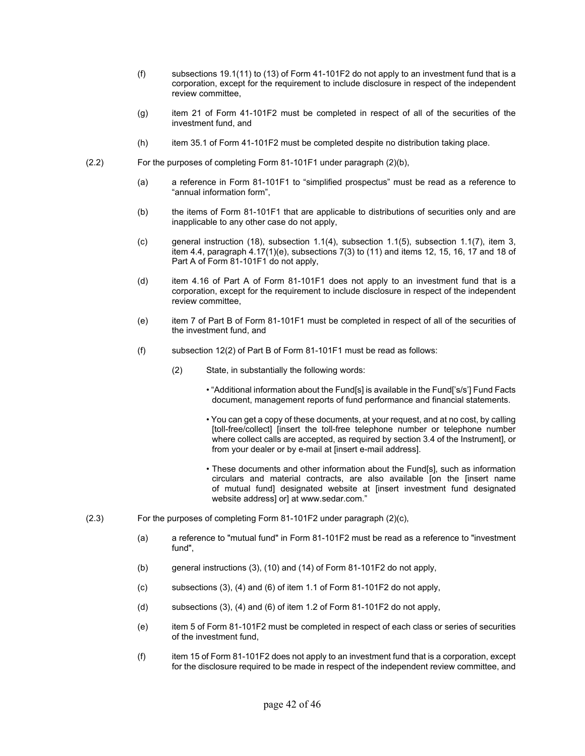(f) subsections 19.1(11) to (13) of Form 41-101F2 do not apply to an investment fund that is a corporation, except for the requirement to include disclosure in respect of the independent review committee,

(g) item 21 of Form 41-101F2 must be completed in respect of all of the securities of the investment fund, and

(h) item 35.1 of Form 41-101F2 must be completed despite no distribution taking place.

(2.2) For the purposes of completing Form 81-101F1 under paragraph (2)(b),

(a) a reference in Form 81-101F1 to "simplified prospectus" must be read as a reference to "annual information form",

(b) the items of Form 81-101F1 that are applicable to distributions of securities only and are inapplicable to any other case do not apply,

(c) general instruction (18), subsection 1.1(4), subsection 1.1(5), subsection 1.1(7), item 3, item 4.4, paragraph 4.17(1)(e), subsections 7(3) to (11) and items 12, 15, 16, 17 and 18 of Part A of Form 81-101F1 do not apply,

(d) item 4.16 of Part A of Form 81-101F1 does not apply to an investment fund that is a corporation, except for the requirement to include disclosure in respect of the independent review committee,

(e) item 7 of Part B of Form 81-101F1 must be completed in respect of all of the securities of the investment fund, and

(f) subsection 12(2) of Part B of Form 81-101F1 must be read as follows:

(2) State, in substantially the following words:

- "Additional information about the Fund[s] is available in the Fund['s/s'] Fund Facts document, management reports of fund performance and financial statements.
- You can get a copy of these documents, at your request, and at no cost, by calling [toll-free/collect] [insert the toll-free telephone number or telephone number where collect calls are accepted, as required by section 3.4 of the Instrument], or from your dealer or by e-mail at [insert e-mail address].
- These documents and other information about the Fund[s], such as information circulars and material contracts, are also available [on the [insert name of mutual fund] designated website at [insert investment fund designated website address] or] at www.sedar.com."

(2.3) For the purposes of completing Form 81-101F2 under paragraph (2)(c),

(a) a reference to "mutual fund" in Form 81-101F2 must be read as a reference to "investment fund",

(b) general instructions (3), (10) and (14) of Form 81-101F2 do not apply,

(c) subsections (3), (4) and (6) of item 1.1 of Form 81-101F2 do not apply,

(d) subsections (3), (4) and (6) of item 1.2 of Form 81-101F2 do not apply,

(e) item 5 of Form 81-101F2 must be completed in respect of each class or series of securities of the investment fund,

(f) item 15 of Form 81-101F2 does not apply to an investment fund that is a corporation, except for the disclosure required to be made in respect of the independent review committee, and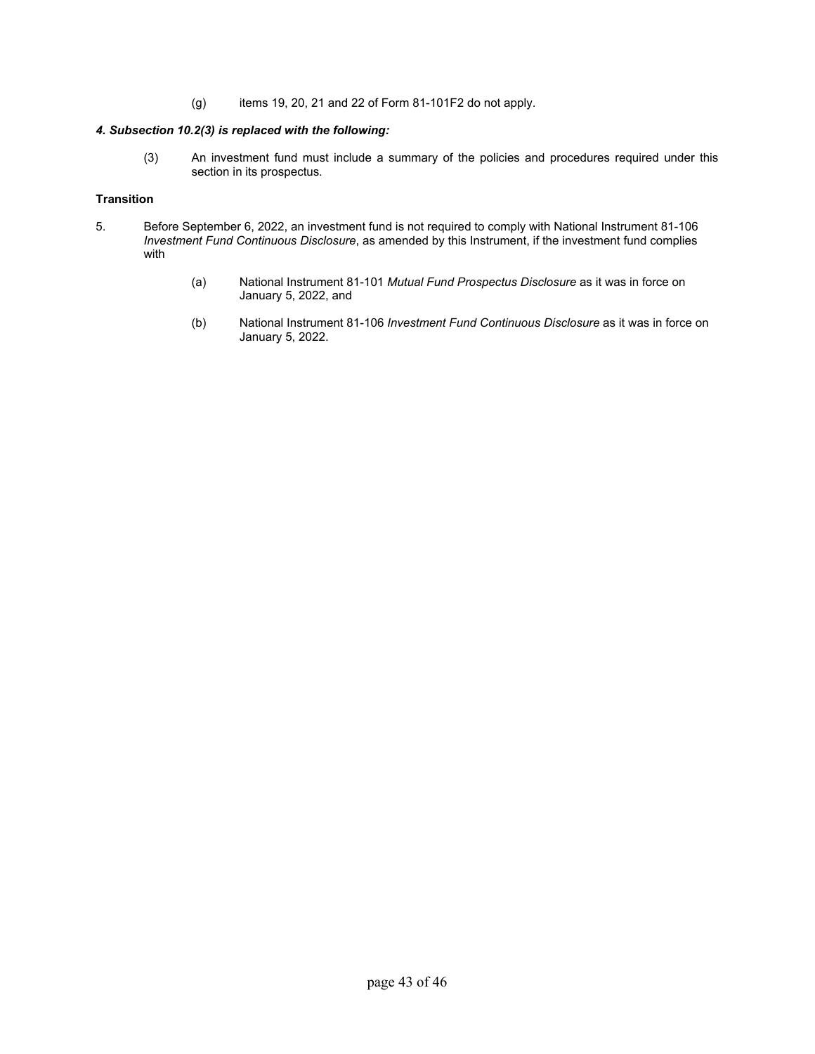(g) items 19, 20, 21 and 22 of Form 81-101F2 do not apply.

***4. Subsection 10.2(3) is replaced with the following:***

(3) An investment fund must include a summary of the policies and procedures required under this section in its prospectus.

**Transition**

5. Before September 6, 2022, an investment fund is not required to comply with National Instrument 81-106 *Investment Fund Continuous Disclosure*, as amended by this Instrument, if the investment fund complies with

   (a) National Instrument 81-101 *Mutual Fund Prospectus Disclosure* as it was in force on January 5, 2022, and

   (b) National Instrument 81-106 *Investment Fund Continuous Disclosure* as it was in force on January 5, 2022.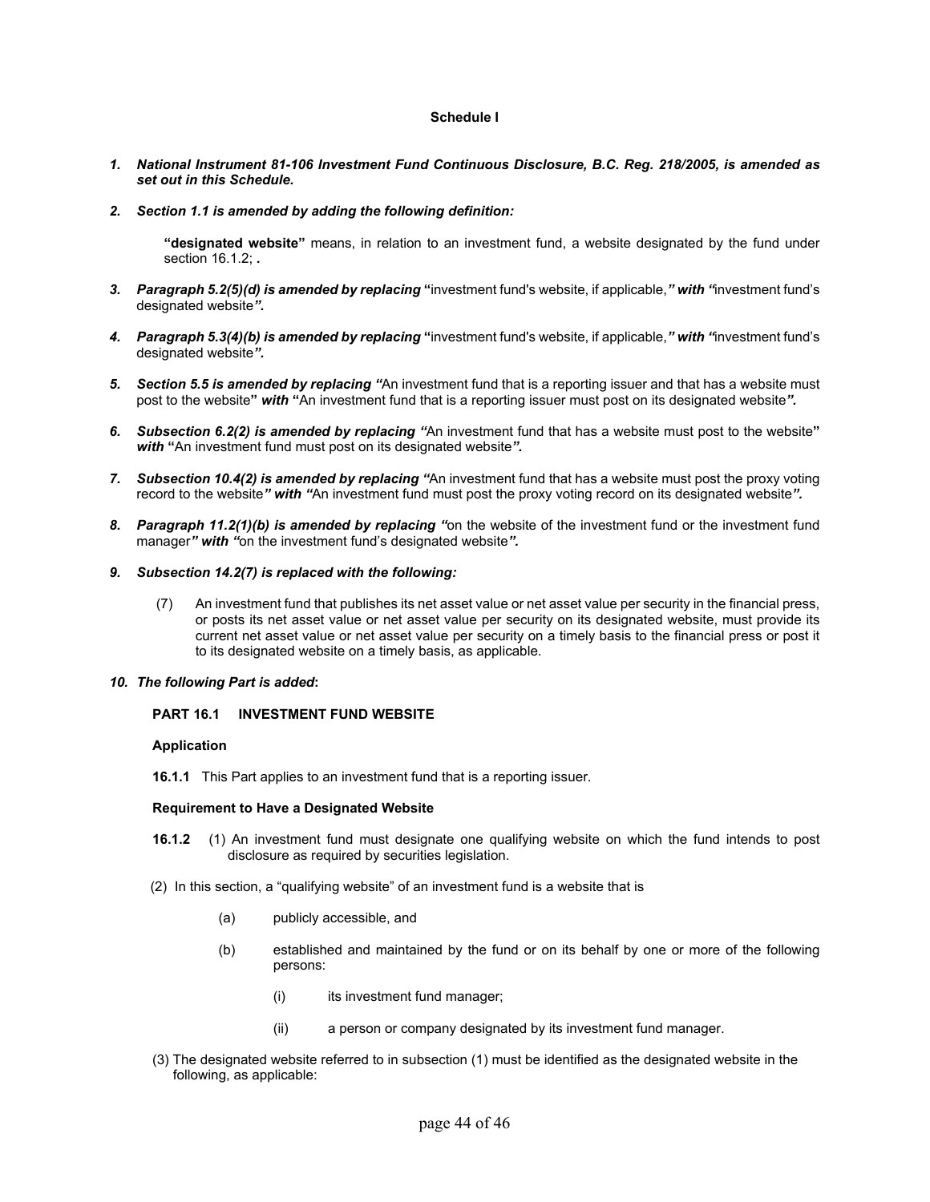**Schedule I**

***1. National Instrument 81-106 Investment Fund Continuous Disclosure, B.C. Reg. 218/2005, is amended as set out in this Schedule.***

***2. Section 1.1 is amended by adding the following definition:***

> **"designated website"** means, in relation to an investment fund, a website designated by the fund under section 16.1.2; *.*

***3. Paragraph 5.2(5)(d) is amended by replacing*** **"**investment fund's website, if applicable,***" with "***investment fund's designated website***".***

***4. Paragraph 5.3(4)(b) is amended by replacing*** **"**investment fund's website, if applicable,***" with "***investment fund's designated website***".***

***5. Section 5.5 is amended by replacing "***An investment fund that is a reporting issuer and that has a website must post to the website**"** ***with*** **"**An investment fund that is a reporting issuer must post on its designated website***".***

***6. Subsection 6.2(2) is amended by replacing "***An investment fund that has a website must post to the website**"** ***with*** **"**An investment fund must post on its designated website***".***

***7. Subsection 10.4(2) is amended by replacing "***An investment fund that has a website must post the proxy voting record to the website***" with "***An investment fund must post the proxy voting record on its designated website***".***

***8. Paragraph 11.2(1)(b) is amended by replacing "***on the website of the investment fund or the investment fund manager***" with "***on the investment fund's designated website***".***

***9. Subsection 14.2(7) is replaced with the following:***

> (7) An investment fund that publishes its net asset value or net asset value per security in the financial press, or posts its net asset value or net asset value per security on its designated website, must provide its current net asset value or net asset value per security on a timely basis to the financial press or post it to its designated website on a timely basis, as applicable.

***10. The following Part is added*****:**

**PART 16.1 INVESTMENT FUND WEBSITE**

**Application**

**16.1.1** This Part applies to an investment fund that is a reporting issuer.

**Requirement to Have a Designated Website**

**16.1.2** (1) An investment fund must designate one qualifying website on which the fund intends to post disclosure as required by securities legislation.

(2) In this section, a "qualifying website" of an investment fund is a website that is

(a) publicly accessible, and

(b) established and maintained by the fund or on its behalf by one or more of the following persons:

(i) its investment fund manager;

(ii) a person or company designated by its investment fund manager.

(3) The designated website referred to in subsection (1) must be identified as the designated website in the following, as applicable: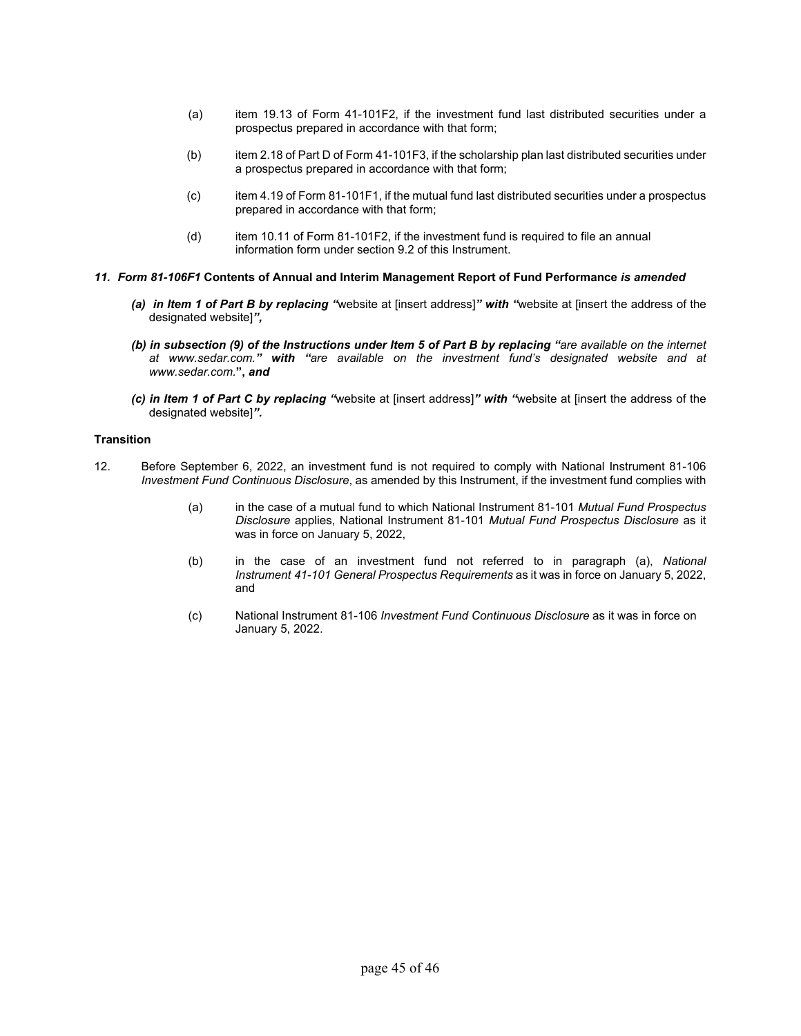(a) item 19.13 of Form 41-101F2, if the investment fund last distributed securities under a prospectus prepared in accordance with that form;

(b) item 2.18 of Part D of Form 41-101F3, if the scholarship plan last distributed securities under a prospectus prepared in accordance with that form;

(c) item 4.19 of Form 81-101F1, if the mutual fund last distributed securities under a prospectus prepared in accordance with that form;

(d) item 10.11 of Form 81-101F2, if the investment fund is required to file an annual information form under section 9.2 of this Instrument.

***11. Form 81-106F1* Contents of Annual and Interim Management Report of Fund Performance *is amended***

***(a) in Item 1 of Part B by replacing "***website at [insert address]***" with "***website at [insert the address of the designated website]***",***

***(b) in subsection (9) of the Instructions under Item 5 of Part B by replacing "****are available on the internet at www.sedar.com.****" with "****are available on the investment fund's designated website and at www.sedar.com.***"**, *and***

***(c) in Item 1 of Part C by replacing "***website at [insert address]***" with "***website at [insert the address of the designated website]***".***

**Transition**

12. Before September 6, 2022, an investment fund is not required to comply with National Instrument 81-106 *Investment Fund Continuous Disclosure*, as amended by this Instrument, if the investment fund complies with

(a) in the case of a mutual fund to which National Instrument 81-101 *Mutual Fund Prospectus Disclosure* applies, National Instrument 81-101 *Mutual Fund Prospectus Disclosure* as it was in force on January 5, 2022,

(b) in the case of an investment fund not referred to in paragraph (a), *National Instrument 41-101 General Prospectus Requirements* as it was in force on January 5, 2022, and

(c) National Instrument 81-106 *Investment Fund Continuous Disclosure* as it was in force on January 5, 2022.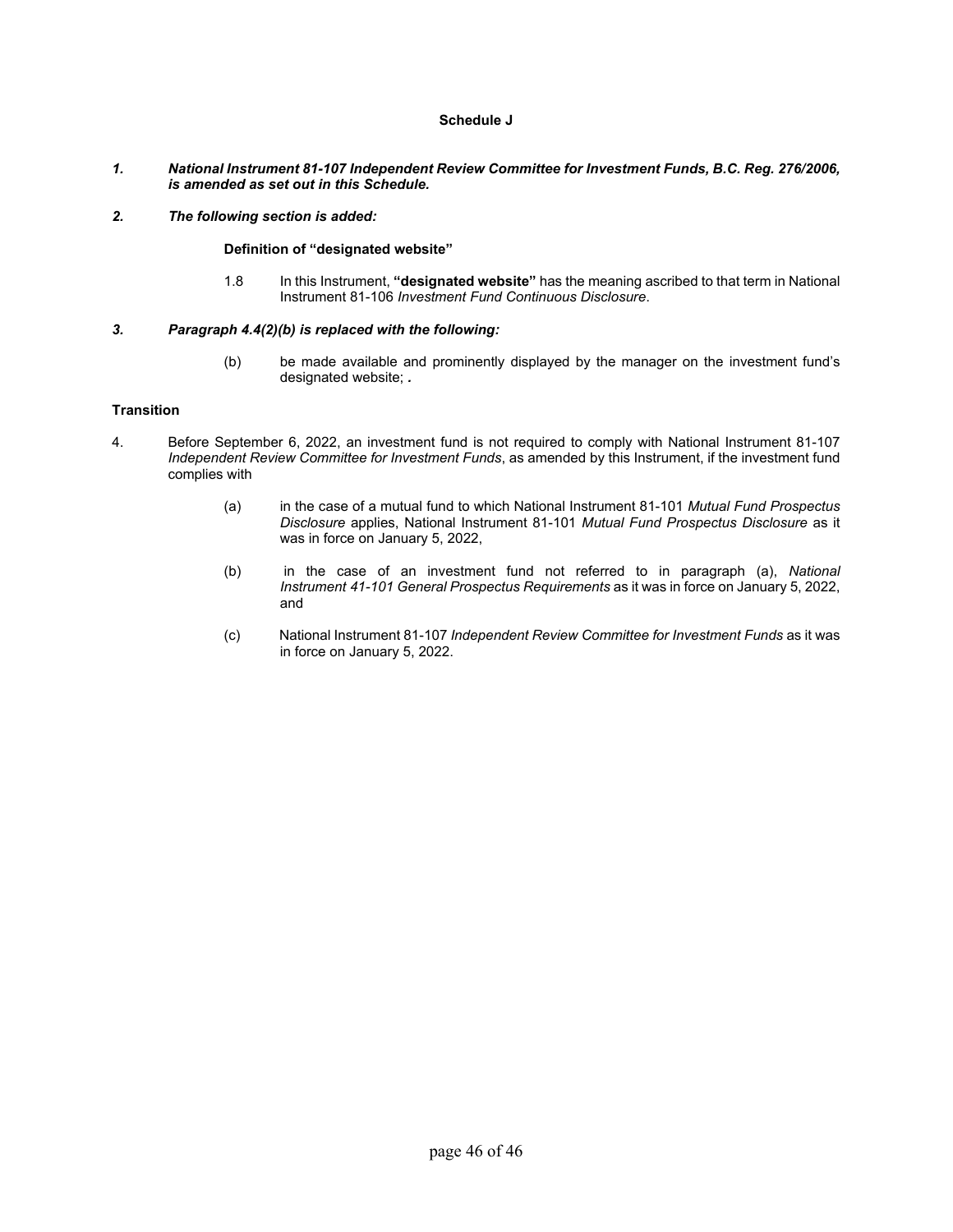**Schedule J**

***1. National Instrument 81-107 Independent Review Committee for Investment Funds, B.C. Reg. 276/2006, is amended as set out in this Schedule.***

***2. The following section is added:***

**Definition of "designated website"**

1.8 In this Instrument, **"designated website"** has the meaning ascribed to that term in National Instrument 81-106 *Investment Fund Continuous Disclosure*.

***3. Paragraph 4.4(2)(b) is replaced with the following:***

(b) be made available and prominently displayed by the manager on the investment fund's designated website; ***.***

**Transition**

4. Before September 6, 2022, an investment fund is not required to comply with National Instrument 81-107 *Independent Review Committee for Investment Funds*, as amended by this Instrument, if the investment fund complies with

(a) in the case of a mutual fund to which National Instrument 81-101 *Mutual Fund Prospectus Disclosure* applies, National Instrument 81-101 *Mutual Fund Prospectus Disclosure* as it was in force on January 5, 2022,

(b) in the case of an investment fund not referred to in paragraph (a), *National Instrument 41-101 General Prospectus Requirements* as it was in force on January 5, 2022, and

(c) National Instrument 81-107 *Independent Review Committee for Investment Funds* as it was in force on January 5, 2022.